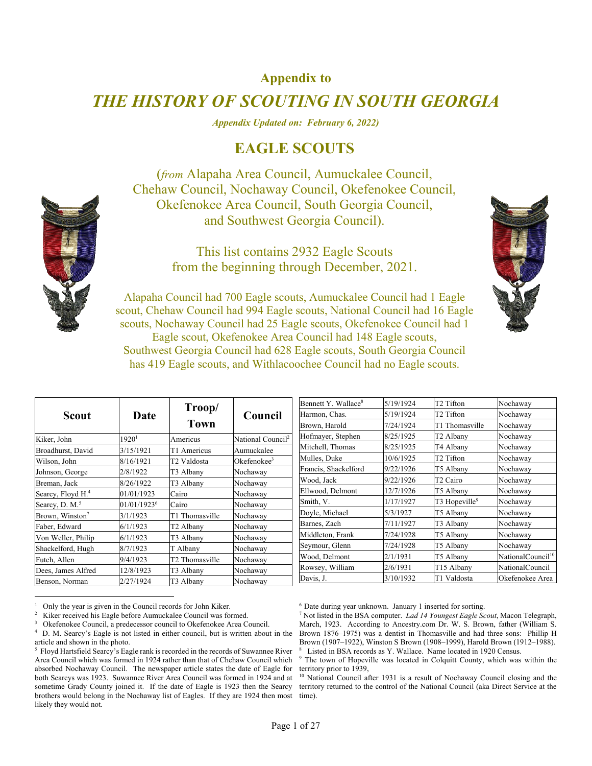## Appendix to

# *THE HISTORY OF SCOUTING IN SOUTH GEORGIA*

***Appendix Updated on: February 6, 2022)***

## EAGLE SCOUTS

(*from* Alapaha Area Council, Aumuckalee Council, Chehaw Council, Nochaway Council, Okefenokee Council, Okefenokee Area Council, South Georgia Council, and Southwest Georgia Council).

This list contains 2932 Eagle Scouts from the beginning through December, 2021.

Alapaha Council had 700 Eagle scouts, Aumuckalee Council had 1 Eagle scout, Chehaw Council had 994 Eagle scouts, National Council had 16 Eagle scouts, Nochaway Council had 25 Eagle scouts, Okefenokee Council had 1 Eagle scout, Okefenokee Area Council had 148 Eagle scouts, Southwest Georgia Council had 628 Eagle scouts, South Georgia Council has 419 Eagle scouts, and Withlacoochee Council had no Eagle scouts.

| Scout | Date | Troop/ Town | Council |
|---|---|---|---|
| Kiker, John | 1920[1] | Americus | National Council[2] |
| Broadhurst, David | 3/15/1921 | T1 Americus | Aumuckalee |
| Wilson, John | 8/16/1921 | T2 Valdosta | Okefenokee[3] |
| Johnson, George | 2/8/1922 | T3 Albany | Nochaway |
| Breman, Jack | 8/26/1922 | T3 Albany | Nochaway |
| Searcy, Floyd H.[4] | 01/01/1923 | Cairo | Nochaway |
| Searcy, D. M.[5] | 01/01/1923[6] | Cairo | Nochaway |
| Brown, Winston[7] | 3/1/1923 | T1 Thomasville | Nochaway |
| Faber, Edward | 6/1/1923 | T2 Albany | Nochaway |
| Von Weller, Philip | 6/1/1923 | T3 Albany | Nochaway |
| Shackelford, Hugh | 8/7/1923 | T Albany | Nochaway |
| Futch, Allen | 9/4/1923 | T2 Thomasville | Nochaway |
| Dees, James Alfred | 12/8/1923 | T3 Albany | Nochaway |
| Benson, Norman | 2/27/1924 | T3 Albany | Nochaway |
| Bennett Y. Wallace[8] | 5/19/1924 | T2 Tifton | Nochaway |
| Harmon, Chas. | 5/19/1924 | T2 Tifton | Nochaway |
| Brown, Harold | 7/24/1924 | T1 Thomasville | Nochaway |
| Hofmayer, Stephen | 8/25/1925 | T2 Albany | Nochaway |
| Mitchell, Thomas | 8/25/1925 | T4 Albany | Nochaway |
| Mulles, Duke | 10/6/1925 | T2 Tifton | Nochaway |
| Francis, Shackelford | 9/22/1926 | T5 Albany | Nochaway |
| Wood, Jack | 9/22/1926 | T2 Cairo | Nochaway |
| Ellwood, Delmont | 12/7/1926 | T5 Albany | Nochaway |
| Smith, V. | 1/17/1927 | T3 Hopeville[9] | Nochaway |
| Doyle, Michael | 5/3/1927 | T5 Albany | Nochaway |
| Barnes, Zach | 7/11/1927 | T3 Albany | Nochaway |
| Middleton, Frank | 7/24/1928 | T5 Albany | Nochaway |
| Seymour, Glenn | 7/24/1928 | T5 Albany | Nochaway |
| Wood, Delmont | 2/1/1931 | T5 Albany | NationalCouncil[10] |
| Rowsey, William | 2/6/1931 | T15 Albany | NationalCouncil |
| Davis, J. | 3/10/1932 | T1 Valdosta | Okefenokee Area |

[1] Only the year is given in the Council records for John Kiker.

[2] Kiker received his Eagle before Aumuckalee Council was formed.

[3] Okefenokee Council, a predecessor council to Okefenokee Area Council.

[4] D. M. Searcy's Eagle is not listed in either council, but is written about in the article and shown in the photo.

[5] Floyd Hartsfield Searcy's Eagle rank is recorded in the records of Suwannee River Area Council which was formed in 1924 rather than that of Chehaw Council which absorbed Nochaway Council. The newspaper article states the date of Eagle for both Searcys was 1923. Suwannee River Area Council was formed in 1924 and at sometime Grady County joined it. If the date of Eagle is 1923 then the Searcy brothers would belong in the Nochaway list of Eagles. If they are 1924 then most likely they would not.

[6] Date during year unknown. January 1 inserted for sorting.

[7] Not listed in the BSA computer. *Lad 14 Youngest Eagle Scout*, Macon Telegraph, March, 1923. According to Ancestry.com Dr. W. S. Brown, father (William S. Brown 1876–1975) was a dentist in Thomasville and had three sons: Phillip H Brown (1907–1922), Winston S Brown (1908–1999), Harold Brown (1912–1988).

[8] Listed in BSA records as Y. Wallace. Name located in 1920 Census.

[9] The town of Hopeville was located in Colquitt County, which was within the territory prior to 1939,

[10] National Council after 1931 is a result of Nochaway Council closing and the territory returned to the control of the National Council (aka Direct Service at the time).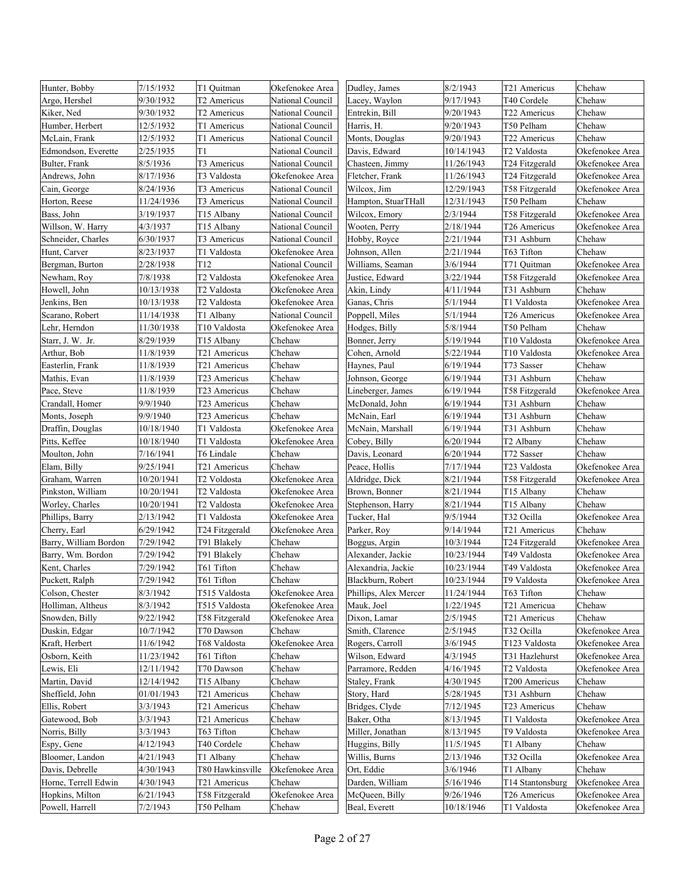| | | | |
|---|---|---|---|
| Hunter, Bobby | 7/15/1932 | T1 Quitman | Okefenokee Area |
| Argo, Hershel | 9/30/1932 | T2 Americus | National Council |
| Kiker, Ned | 9/30/1932 | T2 Americus | National Council |
| Humber, Herbert | 12/5/1932 | T1 Americus | National Council |
| McLain, Frank | 12/5/1932 | T1 Americus | National Council |
| Edmondson, Everette | 2/25/1935 | T1 | National Council |
| Bulter, Frank | 8/5/1936 | T3 Americus | National Council |
| Andrews, John | 8/17/1936 | T3 Valdosta | Okefenokee Area |
| Cain, George | 8/24/1936 | T3 Americus | National Council |
| Horton, Reese | 11/24/1936 | T3 Americus | National Council |
| Bass, John | 3/19/1937 | T15 Albany | National Council |
| Willson, W. Harry | 4/3/1937 | T15 Albany | National Council |
| Schneider, Charles | 6/30/1937 | T3 Americus | National Council |
| Hunt, Carver | 8/23/1937 | T1 Valdosta | Okefenokee Area |
| Bergman, Burton | 2/28/1938 | T12 | National Council |
| Newham, Roy | 7/8/1938 | T2 Valdosta | Okefenokee Area |
| Howell, John | 10/13/1938 | T2 Valdosta | Okefenokee Area |
| Jenkins, Ben | 10/13/1938 | T2 Valdosta | Okefenokee Area |
| Scarano, Robert | 11/14/1938 | T1 Albany | National Council |
| Lehr, Herndon | 11/30/1938 | T10 Valdosta | Okefenokee Area |
| Starr, J. W. Jr. | 8/29/1939 | T15 Albany | Chehaw |
| Arthur, Bob | 11/8/1939 | T21 Americus | Chehaw |
| Easterlin, Frank | 11/8/1939 | T21 Americus | Chehaw |
| Mathis, Evan | 11/8/1939 | T23 Americus | Chehaw |
| Pace, Steve | 11/8/1939 | T23 Americus | Chehaw |
| Crandall, Homer | 9/9/1940 | T23 Americus | Chehaw |
| Monts, Joseph | 9/9/1940 | T23 Americus | Chehaw |
| Draffin, Douglas | 10/18/1940 | T1 Valdosta | Okefenokee Area |
| Pitts, Keffee | 10/18/1940 | T1 Valdosta | Okefenokee Area |
| Moulton, John | 7/16/1941 | T6 Lindale | Chehaw |
| Elam, Billy | 9/25/1941 | T21 Americus | Chehaw |
| Graham, Warren | 10/20/1941 | T2 Voldosta | Okefenokee Area |
| Pinkston, William | 10/20/1941 | T2 Valdosta | Okefenokee Area |
| Worley, Charles | 10/20/1941 | T2 Valdosta | Okefenokee Area |
| Phillips, Barry | 2/13/1942 | T1 Valdosta | Okefenokee Area |
| Cherry, Earl | 6/29/1942 | T24 Fitzgerald | Okefenokee Area |
| Barry, William Bordon | 7/29/1942 | T91 Blakely | Chehaw |
| Barry, Wm. Bordon | 7/29/1942 | T91 Blakely | Chehaw |
| Kent, Charles | 7/29/1942 | T61 Tifton | Chehaw |
| Puckett, Ralph | 7/29/1942 | T61 Tifton | Chehaw |
| Colson, Chester | 8/3/1942 | T515 Valdosta | Okefenokee Area |
| Holliman, Altheus | 8/3/1942 | T515 Valdosta | Okefenokee Area |
| Snowden, Billy | 9/22/1942 | T58 Fitzgerald | Okefenokee Area |
| Duskin, Edgar | 10/7/1942 | T70 Dawson | Chehaw |
| Kraft, Herbert | 11/6/1942 | T68 Valdosta | Okefenokee Area |
| Osborn, Keith | 11/23/1942 | T61 Tifton | Chehaw |
| Lewis, Eli | 12/11/1942 | T70 Dawson | Chehaw |
| Martin, David | 12/14/1942 | T15 Albany | Chehaw |
| Sheffield, John | 01/01/1943 | T21 Americus | Chehaw |
| Ellis, Robert | 3/3/1943 | T21 Americus | Chehaw |
| Gatewood, Bob | 3/3/1943 | T21 Americus | Chehaw |
| Norris, Billy | 3/3/1943 | T63 Tifton | Chehaw |
| Espy, Gene | 4/12/1943 | T40 Cordele | Chehaw |
| Bloomer, Landon | 4/21/1943 | T1 Albany | Chehaw |
| Davis, Debrelle | 4/30/1943 | T80 Hawkinsville | Okefenokee Area |
| Horne, Terrell Edwin | 4/30/1943 | T21 Americus | Chehaw |
| Hopkins, Milton | 6/21/1943 | T58 Fitzgerald | Okefenokee Area |
| Powell, Harrell | 7/2/1943 | T50 Pelham | Chehaw |
| Dudley, James | 8/2/1943 | T21 Americus | Chehaw |
| Lacey, Waylon | 9/17/1943 | T40 Cordele | Chehaw |
| Entrekin, Bill | 9/20/1943 | T22 Americus | Chehaw |
| Harris, H. | 9/20/1943 | T50 Pelham | Chehaw |
| Monts, Douglas | 9/20/1943 | T22 Americus | Chehaw |
| Davis, Edward | 10/14/1943 | T2 Valdosta | Okefenokee Area |
| Chasteen, Jimmy | 11/26/1943 | T24 Fitzgerald | Okefenokee Area |
| Fletcher, Frank | 11/26/1943 | T24 Fitzgerald | Okefenokee Area |
| Wilcox, Jim | 12/29/1943 | T58 Fitzgerald | Okefenokee Area |
| Hampton, StuarTHall | 12/31/1943 | T50 Pelham | Chehaw |
| Wilcox, Emory | 2/3/1944 | T58 Fitzgerald | Okefenokee Area |
| Wooten, Perry | 2/18/1944 | T26 Americus | Okefenokee Area |
| Hobby, Royce | 2/21/1944 | T31 Ashburn | Chehaw |
| Johnson, Allen | 2/21/1944 | T63 Tifton | Chehaw |
| Williams, Seaman | 3/6/1944 | T71 Quitman | Okefenokee Area |
| Justice, Edward | 3/22/1944 | T58 Fitzgerald | Okefenokee Area |
| Akin, Lindy | 4/11/1944 | T31 Ashburn | Chehaw |
| Ganas, Chris | 5/1/1944 | T1 Valdosta | Okefenokee Area |
| Poppell, Miles | 5/1/1944 | T26 Americus | Okefenokee Area |
| Hodges, Billy | 5/8/1944 | T50 Pelham | Chehaw |
| Bonner, Jerry | 5/19/1944 | T10 Valdosta | Okefenokee Area |
| Cohen, Arnold | 5/22/1944 | T10 Valdosta | Okefenokee Area |
| Haynes, Paul | 6/19/1944 | T73 Sasser | Chehaw |
| Johnson, George | 6/19/1944 | T31 Ashburn | Chehaw |
| Lineberger, James | 6/19/1944 | T58 Fitzgerald | Okefenokee Area |
| McDonald, John | 6/19/1944 | T31 Ashburn | Chehaw |
| McNain, Earl | 6/19/1944 | T31 Ashburn | Chehaw |
| McNain, Marshall | 6/19/1944 | T31 Ashburn | Chehaw |
| Cobey, Billy | 6/20/1944 | T2 Albany | Chehaw |
| Davis, Leonard | 6/20/1944 | T72 Sasser | Chehaw |
| Peace, Hollis | 7/17/1944 | T23 Valdosta | Okefenokee Area |
| Aldridge, Dick | 8/21/1944 | T58 Fitzgerald | Okefenokee Area |
| Brown, Bonner | 8/21/1944 | T15 Albany | Chehaw |
| Stephenson, Harry | 8/21/1944 | T15 Albany | Chehaw |
| Tucker, Hal | 9/5/1944 | T32 Ocilla | Okefenokee Area |
| Parker, Roy | 9/14/1944 | T21 Americus | Chehaw |
| Boggus, Argin | 10/3/1944 | T24 Fitzgerald | Okefenokee Area |
| Alexander, Jackie | 10/23/1944 | T49 Valdosta | Okefenokee Area |
| Alexandria, Jackie | 10/23/1944 | T49 Valdosta | Okefenokee Area |
| Blackburn, Robert | 10/23/1944 | T9 Valdosta | Okefenokee Area |
| Phillips, Alex Mercer | 11/24/1944 | T63 Tifton | Chehaw |
| Mauk, Joel | 1/22/1945 | T21 Americua | Chehaw |
| Dixon, Lamar | 2/5/1945 | T21 Americus | Chehaw |
| Smith, Clarence | 2/5/1945 | T32 Ocilla | Okefenokee Area |
| Rogers, Carroll | 3/6/1945 | T123 Valdosta | Okefenokee Area |
| Wilson, Edward | 4/3/1945 | T31 Hazlehurst | Okefenokee Area |
| Parramore, Redden | 4/16/1945 | T2 Valdosta | Okefenokee Area |
| Staley, Frank | 4/30/1945 | T200 Americus | Chehaw |
| Story, Hard | 5/28/1945 | T31 Ashburn | Chehaw |
| Bridges, Clyde | 7/12/1945 | T23 Americus | Chehaw |
| Baker, Otha | 8/13/1945 | T1 Valdosta | Okefenokee Area |
| Miller, Jonathan | 8/13/1945 | T9 Valdosta | Okefenokee Area |
| Huggins, Billy | 11/5/1945 | T1 Albany | Chehaw |
| Willis, Burns | 2/13/1946 | T32 Ocilla | Okefenokee Area |
| Ort, Eddie | 3/6/1946 | T1 Albany | Chehaw |
| Darden, William | 5/16/1946 | T14 Stantonsburg | Okefenokee Area |
| McQueen, Billy | 9/26/1946 | T26 Americus | Okefenokee Area |
| Beal, Everett | 10/18/1946 | T1 Valdosta | Okefenokee Area |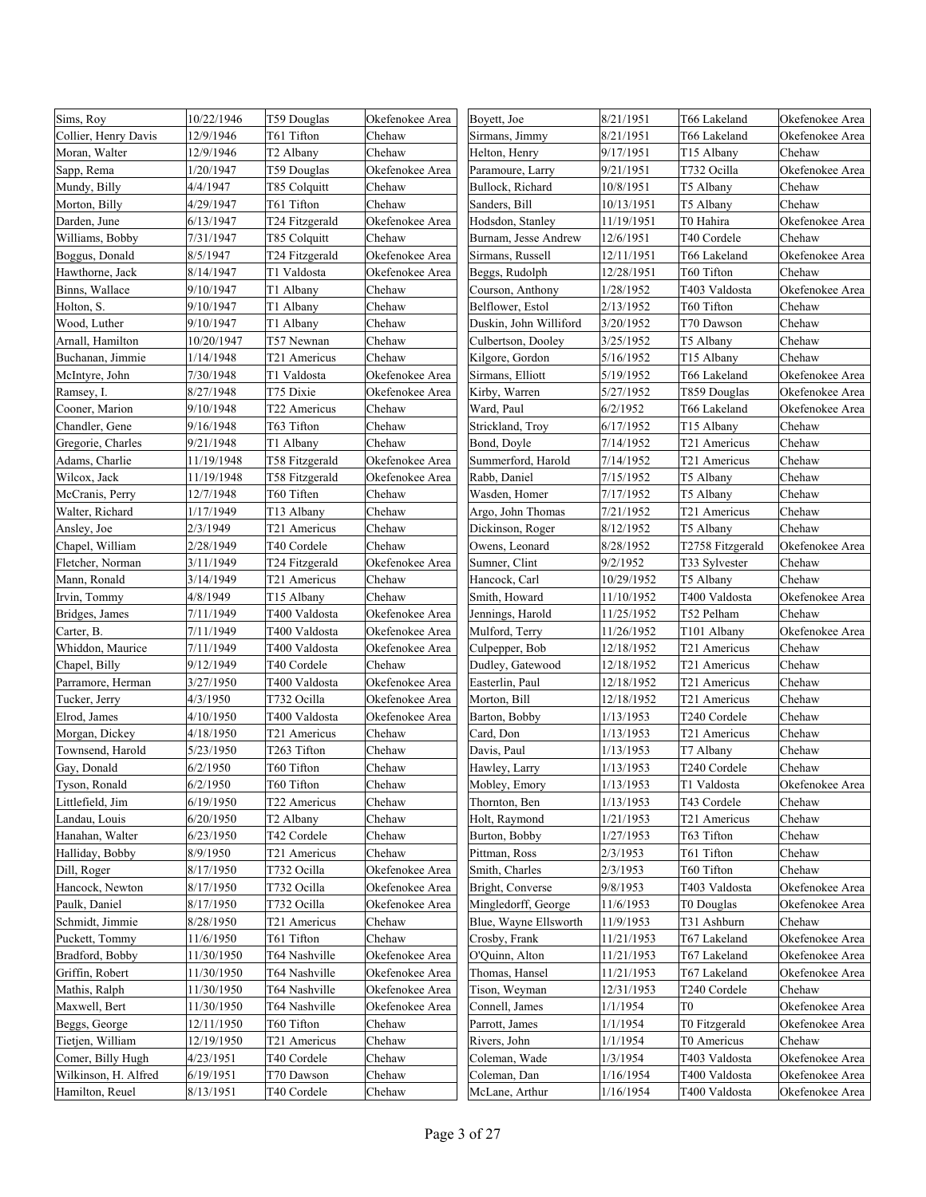| | | | |
|---|---|---|---|
| Sims, Roy | 10/22/1946 | T59 Douglas | Okefenokee Area |
| Collier, Henry Davis | 12/9/1946 | T61 Tifton | Chehaw |
| Moran, Walter | 12/9/1946 | T2 Albany | Chehaw |
| Sapp, Rema | 1/20/1947 | T59 Douglas | Okefenokee Area |
| Mundy, Billy | 4/4/1947 | T85 Colquitt | Chehaw |
| Morton, Billy | 4/29/1947 | T61 Tifton | Chehaw |
| Darden, June | 6/13/1947 | T24 Fitzgerald | Okefenokee Area |
| Williams, Bobby | 7/31/1947 | T85 Colquitt | Chehaw |
| Boggus, Donald | 8/5/1947 | T24 Fitzgerald | Okefenokee Area |
| Hawthorne, Jack | 8/14/1947 | T1 Valdosta | Okefenokee Area |
| Binns, Wallace | 9/10/1947 | T1 Albany | Chehaw |
| Holton, S. | 9/10/1947 | T1 Albany | Chehaw |
| Wood, Luther | 9/10/1947 | T1 Albany | Chehaw |
| Arnall, Hamilton | 10/20/1947 | T57 Newnan | Chehaw |
| Buchanan, Jimmie | 1/14/1948 | T21 Americus | Chehaw |
| McIntyre, John | 7/30/1948 | T1 Valdosta | Okefenokee Area |
| Ramsey, I. | 8/27/1948 | T75 Dixie | Okefenokee Area |
| Cooner, Marion | 9/10/1948 | T22 Americus | Chehaw |
| Chandler, Gene | 9/16/1948 | T63 Tifton | Chehaw |
| Gregorie, Charles | 9/21/1948 | T1 Albany | Chehaw |
| Adams, Charlie | 11/19/1948 | T58 Fitzgerald | Okefenokee Area |
| Wilcox, Jack | 11/19/1948 | T58 Fitzgerald | Okefenokee Area |
| McCranis, Perry | 12/7/1948 | T60 Tiften | Chehaw |
| Walter, Richard | 1/17/1949 | T13 Albany | Chehaw |
| Ansley, Joe | 2/3/1949 | T21 Americus | Chehaw |
| Chapel, William | 2/28/1949 | T40 Cordele | Chehaw |
| Fletcher, Norman | 3/11/1949 | T24 Fitzgerald | Okefenokee Area |
| Mann, Ronald | 3/14/1949 | T21 Americus | Chehaw |
| Irvin, Tommy | 4/8/1949 | T15 Albany | Chehaw |
| Bridges, James | 7/11/1949 | T400 Valdosta | Okefenokee Area |
| Carter, B. | 7/11/1949 | T400 Valdosta | Okefenokee Area |
| Whiddon, Maurice | 7/11/1949 | T400 Valdosta | Okefenokee Area |
| Chapel, Billy | 9/12/1949 | T40 Cordele | Chehaw |
| Parramore, Herman | 3/27/1950 | T400 Valdosta | Okefenokee Area |
| Tucker, Jerry | 4/3/1950 | T732 Ocilla | Okefenokee Area |
| Elrod, James | 4/10/1950 | T400 Valdosta | Okefenokee Area |
| Morgan, Dickey | 4/18/1950 | T21 Americus | Chehaw |
| Townsend, Harold | 5/23/1950 | T263 Tifton | Chehaw |
| Gay, Donald | 6/2/1950 | T60 Tifton | Chehaw |
| Tyson, Ronald | 6/2/1950 | T60 Tifton | Chehaw |
| Littlefield, Jim | 6/19/1950 | T22 Americus | Chehaw |
| Landau, Louis | 6/20/1950 | T2 Albany | Chehaw |
| Hanahan, Walter | 6/23/1950 | T42 Cordele | Chehaw |
| Halliday, Bobby | 8/9/1950 | T21 Americus | Chehaw |
| Dill, Roger | 8/17/1950 | T732 Ocilla | Okefenokee Area |
| Hancock, Newton | 8/17/1950 | T732 Ocilla | Okefenokee Area |
| Paulk, Daniel | 8/17/1950 | T732 Ocilla | Okefenokee Area |
| Schmidt, Jimmie | 8/28/1950 | T21 Americus | Chehaw |
| Puckett, Tommy | 11/6/1950 | T61 Tifton | Chehaw |
| Bradford, Bobby | 11/30/1950 | T64 Nashville | Okefenokee Area |
| Griffin, Robert | 11/30/1950 | T64 Nashville | Okefenokee Area |
| Mathis, Ralph | 11/30/1950 | T64 Nashville | Okefenokee Area |
| Maxwell, Bert | 11/30/1950 | T64 Nashville | Okefenokee Area |
| Beggs, George | 12/11/1950 | T60 Tifton | Chehaw |
| Tietjen, William | 12/19/1950 | T21 Americus | Chehaw |
| Comer, Billy Hugh | 4/23/1951 | T40 Cordele | Chehaw |
| Wilkinson, H. Alfred | 6/19/1951 | T70 Dawson | Chehaw |
| Hamilton, Reuel | 8/13/1951 | T40 Cordele | Chehaw |
| Boyett, Joe | 8/21/1951 | T66 Lakeland | Okefenokee Area |
| Sirmans, Jimmy | 8/21/1951 | T66 Lakeland | Okefenokee Area |
| Helton, Henry | 9/17/1951 | T15 Albany | Chehaw |
| Paramoure, Larry | 9/21/1951 | T732 Ocilla | Okefenokee Area |
| Bullock, Richard | 10/8/1951 | T5 Albany | Chehaw |
| Sanders, Bill | 10/13/1951 | T5 Albany | Chehaw |
| Hodsdon, Stanley | 11/19/1951 | T0 Hahira | Okefenokee Area |
| Burnam, Jesse Andrew | 12/6/1951 | T40 Cordele | Chehaw |
| Sirmans, Russell | 12/11/1951 | T66 Lakeland | Okefenokee Area |
| Beggs, Rudolph | 12/28/1951 | T60 Tifton | Chehaw |
| Courson, Anthony | 1/28/1952 | T403 Valdosta | Okefenokee Area |
| Belflower, Estol | 2/13/1952 | T60 Tifton | Chehaw |
| Duskin, John Williford | 3/20/1952 | T70 Dawson | Chehaw |
| Culbertson, Dooley | 3/25/1952 | T5 Albany | Chehaw |
| Kilgore, Gordon | 5/16/1952 | T15 Albany | Chehaw |
| Sirmans, Elliott | 5/19/1952 | T66 Lakeland | Okefenokee Area |
| Kirby, Warren | 5/27/1952 | T859 Douglas | Okefenokee Area |
| Ward, Paul | 6/2/1952 | T66 Lakeland | Okefenokee Area |
| Strickland, Troy | 6/17/1952 | T15 Albany | Chehaw |
| Bond, Doyle | 7/14/1952 | T21 Americus | Chehaw |
| Summerford, Harold | 7/14/1952 | T21 Americus | Chehaw |
| Rabb, Daniel | 7/15/1952 | T5 Albany | Chehaw |
| Wasden, Homer | 7/17/1952 | T5 Albany | Chehaw |
| Argo, John Thomas | 7/21/1952 | T21 Americus | Chehaw |
| Dickinson, Roger | 8/12/1952 | T5 Albany | Chehaw |
| Owens, Leonard | 8/28/1952 | T2758 Fitzgerald | Okefenokee Area |
| Sumner, Clint | 9/2/1952 | T33 Sylvester | Chehaw |
| Hancock, Carl | 10/29/1952 | T5 Albany | Chehaw |
| Smith, Howard | 11/10/1952 | T400 Valdosta | Okefenokee Area |
| Jennings, Harold | 11/25/1952 | T52 Pelham | Chehaw |
| Mulford, Terry | 11/26/1952 | T101 Albany | Okefenokee Area |
| Culpepper, Bob | 12/18/1952 | T21 Americus | Chehaw |
| Dudley, Gatewood | 12/18/1952 | T21 Americus | Chehaw |
| Easterlin, Paul | 12/18/1952 | T21 Americus | Chehaw |
| Morton, Bill | 12/18/1952 | T21 Americus | Chehaw |
| Barton, Bobby | 1/13/1953 | T240 Cordele | Chehaw |
| Card, Don | 1/13/1953 | T21 Americus | Chehaw |
| Davis, Paul | 1/13/1953 | T7 Albany | Chehaw |
| Hawley, Larry | 1/13/1953 | T240 Cordele | Chehaw |
| Mobley, Emory | 1/13/1953 | T1 Valdosta | Okefenokee Area |
| Thornton, Ben | 1/13/1953 | T43 Cordele | Chehaw |
| Holt, Raymond | 1/21/1953 | T21 Americus | Chehaw |
| Burton, Bobby | 1/27/1953 | T63 Tifton | Chehaw |
| Pittman, Ross | 2/3/1953 | T61 Tifton | Chehaw |
| Smith, Charles | 2/3/1953 | T60 Tifton | Chehaw |
| Bright, Converse | 9/8/1953 | T403 Valdosta | Okefenokee Area |
| Mingledorff, George | 11/6/1953 | T0 Douglas | Okefenokee Area |
| Blue, Wayne Ellsworth | 11/9/1953 | T31 Ashburn | Chehaw |
| Crosby, Frank | 11/21/1953 | T67 Lakeland | Okefenokee Area |
| O'Quinn, Alton | 11/21/1953 | T67 Lakeland | Okefenokee Area |
| Thomas, Hansel | 11/21/1953 | T67 Lakeland | Okefenokee Area |
| Tison, Weyman | 12/31/1953 | T240 Cordele | Chehaw |
| Connell, James | 1/1/1954 | T0 | Okefenokee Area |
| Parrott, James | 1/1/1954 | T0 Fitzgerald | Okefenokee Area |
| Rivers, John | 1/1/1954 | T0 Americus | Chehaw |
| Coleman, Wade | 1/3/1954 | T403 Valdosta | Okefenokee Area |
| Coleman, Dan | 1/16/1954 | T400 Valdosta | Okefenokee Area |
| McLane, Arthur | 1/16/1954 | T400 Valdosta | Okefenokee Area |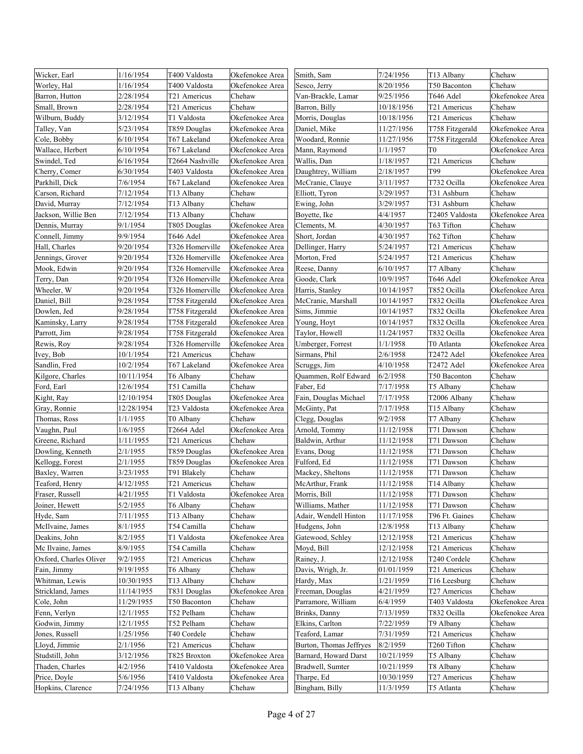| | | | |
|---|---|---|---|
| Wicker, Earl | 1/16/1954 | T400 Valdosta | Okefenokee Area |
| Worley, Hal | 1/16/1954 | T400 Valdosta | Okefenokee Area |
| Barron, Hutton | 2/28/1954 | T21 Americus | Chehaw |
| Small, Brown | 2/28/1954 | T21 Americus | Chehaw |
| Wilburn, Buddy | 3/12/1954 | T1 Valdosta | Okefenokee Area |
| Talley, Van | 5/23/1954 | T859 Douglas | Okefenokee Area |
| Cole, Bobby | 6/10/1954 | T67 Lakeland | Okefenokee Area |
| Wallace, Herbert | 6/10/1954 | T67 Lakeland | Okefenokee Area |
| Swindel, Ted | 6/16/1954 | T2664 Nashville | Okefenokee Area |
| Cherry, Comer | 6/30/1954 | T403 Valdosta | Okefenokee Area |
| Parkhill, Dick | 7/6/1954 | T67 Lakeland | Okefenokee Area |
| Carson, Richard | 7/12/1954 | T13 Albany | Chehaw |
| David, Murray | 7/12/1954 | T13 Albany | Chehaw |
| Jackson, Willie Ben | 7/12/1954 | T13 Albany | Chehaw |
| Dennis, Murray | 9/1/1954 | T805 Douglas | Okefenokee Area |
| Connell, Jimmy | 9/9/1954 | T646 Adel | Okefenokee Area |
| Hall, Charles | 9/20/1954 | T326 Homerville | Okefenokee Area |
| Jennings, Grover | 9/20/1954 | T326 Homerville | Okefenokee Area |
| Mook, Edwin | 9/20/1954 | T326 Homerville | Okefenokee Area |
| Terry, Dan | 9/20/1954 | T326 Homerville | Okefenokee Area |
| Wheeler, W | 9/20/1954 | T326 Homerville | Okefenokee Area |
| Daniel, Bill | 9/28/1954 | T758 Fitzgerald | Okefenokee Area |
| Dowlen, Jed | 9/28/1954 | T758 Fitzgerald | Okefenokee Area |
| Kaminsky, Larry | 9/28/1954 | T758 Fitzgerald | Okefenokee Area |
| Parrott, Jim | 9/28/1954 | T758 Fitzgerald | Okefenokee Area |
| Rewis, Roy | 9/28/1954 | T326 Homerville | Okefenokee Area |
| Ivey, Bob | 10/1/1954 | T21 Americus | Chehaw |
| Sandlin, Fred | 10/2/1954 | T67 Lakeland | Okefenokee Area |
| Kilgore, Charles | 10/11/1954 | T6 Albany | Chehaw |
| Ford, Earl | 12/6/1954 | T51 Camilla | Chehaw |
| Kight, Ray | 12/10/1954 | T805 Douglas | Okefenokee Area |
| Gray, Ronnie | 12/28/1954 | T23 Valdosta | Okefenokee Area |
| Thomas, Ross | 1/1/1955 | T0 Albany | Chehaw |
| Vaughn, Paul | 1/6/1955 | T2664 Adel | Okefenokee Area |
| Greene, Richard | 1/11/1955 | T21 Americus | Chehaw |
| Dowling, Kenneth | 2/1/1955 | T859 Douglas | Okefenokee Area |
| Kellogg, Forest | 2/1/1955 | T859 Douglas | Okefenokee Area |
| Baxley, Warren | 3/23/1955 | T91 Blakely | Chehaw |
| Teaford, Henry | 4/12/1955 | T21 Americus | Chehaw |
| Fraser, Russell | 4/21/1955 | T1 Valdosta | Okefenokee Area |
| Joiner, Hewett | 5/2/1955 | T6 Albany | Chehaw |
| Hyde, Sam | 7/11/1955 | T13 Albany | Chehaw |
| McIlvaine, James | 8/1/1955 | T54 Camilla | Chehaw |
| Deakins, John | 8/2/1955 | T1 Valdosta | Okefenokee Area |
| Mc Ilvaine, James | 8/9/1955 | T54 Camilla | Chehaw |
| Oxford, Charles Oliver | 9/2/1955 | T21 Americus | Chehaw |
| Fain, Jimmy | 9/19/1955 | T6 Albany | Chehaw |
| Whitman, Lewis | 10/30/1955 | T13 Albany | Chehaw |
| Strickland, James | 11/14/1955 | T831 Douglas | Okefenokee Area |
| Cole, John | 11/29/1955 | T50 Baconton | Chehaw |
| Fenn, Verlyn | 12/1/1955 | T52 Pelham | Chehaw |
| Godwin, Jimmy | 12/1/1955 | T52 Pelham | Chehaw |
| Jones, Russell | 1/25/1956 | T40 Cordele | Chehaw |
| Lloyd, Jimmie | 2/1/1956 | T21 Americus | Chehaw |
| Studstill, John | 3/12/1956 | T825 Broxton | Okefenokee Area |
| Thaden, Charles | 4/2/1956 | T410 Valdosta | Okefenokee Area |
| Price, Doyle | 5/6/1956 | T410 Valdosta | Okefenokee Area |
| Hopkins, Clarence | 7/24/1956 | T13 Albany | Chehaw |
| Smith, Sam | 7/24/1956 | T13 Albany | Chehaw |
| Sesco, Jerry | 8/20/1956 | T50 Baconton | Chehaw |
| Van-Brackle, Lamar | 9/25/1956 | T646 Adel | Okefenokee Area |
| Barron, Billy | 10/18/1956 | T21 Americus | Chehaw |
| Morris, Douglas | 10/18/1956 | T21 Americus | Chehaw |
| Daniel, Mike | 11/27/1956 | T758 Fitzgerald | Okefenokee Area |
| Woodard, Ronnie | 11/27/1956 | T758 Fitzgerald | Okefenokee Area |
| Mann, Raymond | 1/1/1957 | T0 | Okefenokee Area |
| Wallis, Dan | 1/18/1957 | T21 Americus | Chehaw |
| Daughtrey, William | 2/18/1957 | T99 | Okefenokee Area |
| McCranie, Clauye | 3/11/1957 | T732 Ocilla | Okefenokee Area |
| Elliott, Tyron | 3/29/1957 | T31 Ashburn | Chehaw |
| Ewing, John | 3/29/1957 | T31 Ashburn | Chehaw |
| Boyette, Ike | 4/4/1957 | T2405 Valdosta | Okefenokee Area |
| Clements, M. | 4/30/1957 | T63 Tifton | Chehaw |
| Short, Jordan | 4/30/1957 | T62 Tifton | Chehaw |
| Dellinger, Harry | 5/24/1957 | T21 Americus | Chehaw |
| Morton, Fred | 5/24/1957 | T21 Americus | Chehaw |
| Reese, Danny | 6/10/1957 | T7 Albany | Chehaw |
| Goode, Clark | 10/9/1957 | T646 Adel | Okefenokee Area |
| Harris, Stanley | 10/14/1957 | T852 Ocilla | Okefenokee Area |
| McCranie, Marshall | 10/14/1957 | T832 Ocilla | Okefenokee Area |
| Sims, Jimmie | 10/14/1957 | T832 Ocilla | Okefenokee Area |
| Young, Hoyt | 10/14/1957 | T832 Ocilla | Okefenokee Area |
| Taylor, Howell | 11/24/1957 | T832 Ocilla | Okefenokee Area |
| Umberger, Forrest | 1/1/1958 | T0 Atlanta | Okefenokee Area |
| Sirmans, Phil | 2/6/1958 | T2472 Adel | Okefenokee Area |
| Scruggs, Jim | 4/10/1958 | T2472 Adel | Okefenokee Area |
| Quammen, Rolf Edward | 6/2/1958 | T50 Baconton | Chehaw |
| Faber, Ed | 7/17/1958 | T5 Albany | Chehaw |
| Fain, Douglas Michael | 7/17/1958 | T2006 Albany | Chehaw |
| McGinty, Pat | 7/17/1958 | T15 Albany | Chehaw |
| Clegg, Douglas | 9/2/1958 | T7 Albany | Chehaw |
| Arnold, Tommy | 11/12/1958 | T71 Dawson | Chehaw |
| Baldwin, Arthur | 11/12/1958 | T71 Dawson | Chehaw |
| Evans, Doug | 11/12/1958 | T71 Dawson | Chehaw |
| Fulford, Ed | 11/12/1958 | T71 Dawson | Chehaw |
| Mackey, Sheltons | 11/12/1958 | T71 Dawson | Chehaw |
| McArthur, Frank | 11/12/1958 | T14 Albany | Chehaw |
| Morris, Bill | 11/12/1958 | T71 Dawson | Chehaw |
| Williams, Mather | 11/12/1958 | T71 Dawson | Chehaw |
| Adair, Wendell Hinton | 11/17/1958 | T96 Ft. Gaines | Chehaw |
| Hudgens, John | 12/8/1958 | T13 Albany | Chehaw |
| Gatewood, Schley | 12/12/1958 | T21 Americus | Chehaw |
| Moyd, Bill | 12/12/1958 | T21 Americus | Chehaw |
| Rainey, J. | 12/12/1958 | T240 Cordele | Chehaw |
| Davis, Wrigh, Jr. | 01/01/1959 | T21 Americus | Chehaw |
| Hardy, Max | 1/21/1959 | T16 Leesburg | Chehaw |
| Freeman, Douglas | 4/21/1959 | T27 Americus | Chehaw |
| Parramore, William | 6/4/1959 | T403 Valdosta | Okefenokee Area |
| Brinks, Danny | 7/13/1959 | T832 Ocilla | Okefenokee Area |
| Elkins, Carlton | 7/22/1959 | T9 Albany | Chehaw |
| Teaford, Lamar | 7/31/1959 | T21 Americus | Chehaw |
| Burton, Thomas Jeffryes | 8/2/1959 | T260 Tifton | Chehaw |
| Barnard, Howard Darst | 10/21/1959 | T5 Albany | Chehaw |
| Bradwell, Sumter | 10/21/1959 | T8 Albany | Chehaw |
| Tharpe, Ed | 10/30/1959 | T27 Americus | Chehaw |
| Bingham, Billy | 11/3/1959 | T5 Atlanta | Chehaw |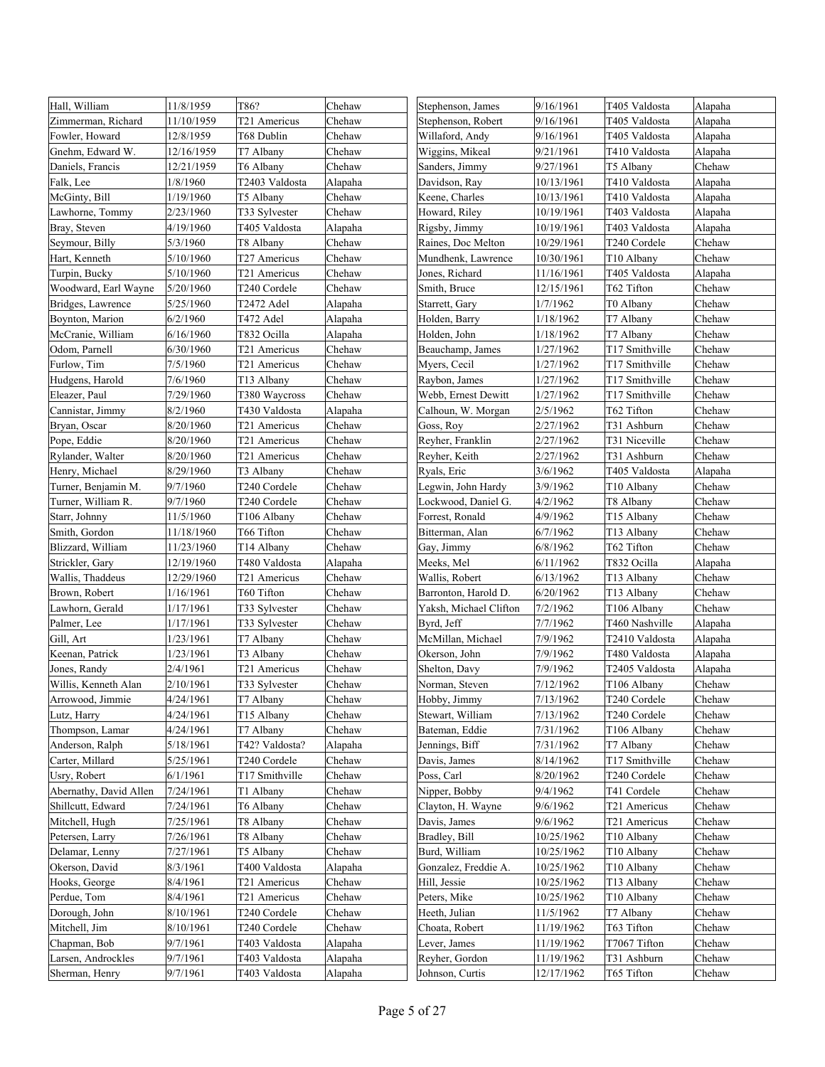| | | | |
|---|---|---|---|
| Hall, William | 11/8/1959 | T86? | Chehaw |
| Zimmerman, Richard | 11/10/1959 | T21 Americus | Chehaw |
| Fowler, Howard | 12/8/1959 | T68 Dublin | Chehaw |
| Gnehm, Edward W. | 12/16/1959 | T7 Albany | Chehaw |
| Daniels, Francis | 12/21/1959 | T6 Albany | Chehaw |
| Falk, Lee | 1/8/1960 | T2403 Valdosta | Alapaha |
| McGinty, Bill | 1/19/1960 | T5 Albany | Chehaw |
| Lawhorne, Tommy | 2/23/1960 | T33 Sylvester | Chehaw |
| Bray, Steven | 4/19/1960 | T405 Valdosta | Alapaha |
| Seymour, Billy | 5/3/1960 | T8 Albany | Chehaw |
| Hart, Kenneth | 5/10/1960 | T27 Americus | Chehaw |
| Turpin, Bucky | 5/10/1960 | T21 Americus | Chehaw |
| Woodward, Earl Wayne | 5/20/1960 | T240 Cordele | Chehaw |
| Bridges, Lawrence | 5/25/1960 | T2472 Adel | Alapaha |
| Boynton, Marion | 6/2/1960 | T472 Adel | Alapaha |
| McCranie, William | 6/16/1960 | T832 Ocilla | Alapaha |
| Odom, Parnell | 6/30/1960 | T21 Americus | Chehaw |
| Furlow, Tim | 7/5/1960 | T21 Americus | Chehaw |
| Hudgens, Harold | 7/6/1960 | T13 Albany | Chehaw |
| Eleazer, Paul | 7/29/1960 | T380 Waycross | Chehaw |
| Cannistar, Jimmy | 8/2/1960 | T430 Valdosta | Alapaha |
| Bryan, Oscar | 8/20/1960 | T21 Americus | Chehaw |
| Pope, Eddie | 8/20/1960 | T21 Americus | Chehaw |
| Rylander, Walter | 8/20/1960 | T21 Americus | Chehaw |
| Henry, Michael | 8/29/1960 | T3 Albany | Chehaw |
| Turner, Benjamin M. | 9/7/1960 | T240 Cordele | Chehaw |
| Turner, William R. | 9/7/1960 | T240 Cordele | Chehaw |
| Starr, Johnny | 11/5/1960 | T106 Albany | Chehaw |
| Smith, Gordon | 11/18/1960 | T66 Tifton | Chehaw |
| Blizzard, William | 11/23/1960 | T14 Albany | Chehaw |
| Strickler, Gary | 12/19/1960 | T480 Valdosta | Alapaha |
| Wallis, Thaddeus | 12/29/1960 | T21 Americus | Chehaw |
| Brown, Robert | 1/16/1961 | T60 Tifton | Chehaw |
| Lawhorn, Gerald | 1/17/1961 | T33 Sylvester | Chehaw |
| Palmer, Lee | 1/17/1961 | T33 Sylvester | Chehaw |
| Gill, Art | 1/23/1961 | T7 Albany | Chehaw |
| Keenan, Patrick | 1/23/1961 | T3 Albany | Chehaw |
| Jones, Randy | 2/4/1961 | T21 Americus | Chehaw |
| Willis, Kenneth Alan | 2/10/1961 | T33 Sylvester | Chehaw |
| Arrowood, Jimmie | 4/24/1961 | T7 Albany | Chehaw |
| Lutz, Harry | 4/24/1961 | T15 Albany | Chehaw |
| Thompson, Lamar | 4/24/1961 | T7 Albany | Chehaw |
| Anderson, Ralph | 5/18/1961 | T42? Valdosta? | Alapaha |
| Carter, Millard | 5/25/1961 | T240 Cordele | Chehaw |
| Usry, Robert | 6/1/1961 | T17 Smithville | Chehaw |
| Abernathy, David Allen | 7/24/1961 | T1 Albany | Chehaw |
| Shillcutt, Edward | 7/24/1961 | T6 Albany | Chehaw |
| Mitchell, Hugh | 7/25/1961 | T8 Albany | Chehaw |
| Petersen, Larry | 7/26/1961 | T8 Albany | Chehaw |
| Delamar, Lenny | 7/27/1961 | T5 Albany | Chehaw |
| Okerson, David | 8/3/1961 | T400 Valdosta | Alapaha |
| Hooks, George | 8/4/1961 | T21 Americus | Chehaw |
| Perdue, Tom | 8/4/1961 | T21 Americus | Chehaw |
| Dorough, John | 8/10/1961 | T240 Cordele | Chehaw |
| Mitchell, Jim | 8/10/1961 | T240 Cordele | Chehaw |
| Chapman, Bob | 9/7/1961 | T403 Valdosta | Alapaha |
| Larsen, Androckles | 9/7/1961 | T403 Valdosta | Alapaha |
| Sherman, Henry | 9/7/1961 | T403 Valdosta | Alapaha |
| Stephenson, James | 9/16/1961 | T405 Valdosta | Alapaha |
| Stephenson, Robert | 9/16/1961 | T405 Valdosta | Alapaha |
| Willaford, Andy | 9/16/1961 | T405 Valdosta | Alapaha |
| Wiggins, Mikeal | 9/21/1961 | T410 Valdosta | Alapaha |
| Sanders, Jimmy | 9/27/1961 | T5 Albany | Chehaw |
| Davidson, Ray | 10/13/1961 | T410 Valdosta | Alapaha |
| Keene, Charles | 10/13/1961 | T410 Valdosta | Alapaha |
| Howard, Riley | 10/19/1961 | T403 Valdosta | Alapaha |
| Rigsby, Jimmy | 10/19/1961 | T403 Valdosta | Alapaha |
| Raines, Doc Melton | 10/29/1961 | T240 Cordele | Chehaw |
| Mundhenk, Lawrence | 10/30/1961 | T10 Albany | Chehaw |
| Jones, Richard | 11/16/1961 | T405 Valdosta | Alapaha |
| Smith, Bruce | 12/15/1961 | T62 Tifton | Chehaw |
| Starrett, Gary | 1/7/1962 | T0 Albany | Chehaw |
| Holden, Barry | 1/18/1962 | T7 Albany | Chehaw |
| Holden, John | 1/18/1962 | T7 Albany | Chehaw |
| Beauchamp, James | 1/27/1962 | T17 Smithville | Chehaw |
| Myers, Cecil | 1/27/1962 | T17 Smithville | Chehaw |
| Raybon, James | 1/27/1962 | T17 Smithville | Chehaw |
| Webb, Ernest Dewitt | 1/27/1962 | T17 Smithville | Chehaw |
| Calhoun, W. Morgan | 2/5/1962 | T62 Tifton | Chehaw |
| Goss, Roy | 2/27/1962 | T31 Ashburn | Chehaw |
| Reyher, Franklin | 2/27/1962 | T31 Niceville | Chehaw |
| Reyher, Keith | 2/27/1962 | T31 Ashburn | Chehaw |
| Ryals, Eric | 3/6/1962 | T405 Valdosta | Alapaha |
| Legwin, John Hardy | 3/9/1962 | T10 Albany | Chehaw |
| Lockwood, Daniel G. | 4/2/1962 | T8 Albany | Chehaw |
| Forrest, Ronald | 4/9/1962 | T15 Albany | Chehaw |
| Bitterman, Alan | 6/7/1962 | T13 Albany | Chehaw |
| Gay, Jimmy | 6/8/1962 | T62 Tifton | Chehaw |
| Meeks, Mel | 6/11/1962 | T832 Ocilla | Alapaha |
| Wallis, Robert | 6/13/1962 | T13 Albany | Chehaw |
| Barronton, Harold D. | 6/20/1962 | T13 Albany | Chehaw |
| Yaksh, Michael Clifton | 7/2/1962 | T106 Albany | Chehaw |
| Byrd, Jeff | 7/7/1962 | T460 Nashville | Alapaha |
| McMillan, Michael | 7/9/1962 | T2410 Valdosta | Alapaha |
| Okerson, John | 7/9/1962 | T480 Valdosta | Alapaha |
| Shelton, Davy | 7/9/1962 | T2405 Valdosta | Alapaha |
| Norman, Steven | 7/12/1962 | T106 Albany | Chehaw |
| Hobby, Jimmy | 7/13/1962 | T240 Cordele | Chehaw |
| Stewart, William | 7/13/1962 | T240 Cordele | Chehaw |
| Bateman, Eddie | 7/31/1962 | T106 Albany | Chehaw |
| Jennings, Biff | 7/31/1962 | T7 Albany | Chehaw |
| Davis, James | 8/14/1962 | T17 Smithville | Chehaw |
| Poss, Carl | 8/20/1962 | T240 Cordele | Chehaw |
| Nipper, Bobby | 9/4/1962 | T41 Cordele | Chehaw |
| Clayton, H. Wayne | 9/6/1962 | T21 Americus | Chehaw |
| Davis, James | 9/6/1962 | T21 Americus | Chehaw |
| Bradley, Bill | 10/25/1962 | T10 Albany | Chehaw |
| Burd, William | 10/25/1962 | T10 Albany | Chehaw |
| Gonzalez, Freddie A. | 10/25/1962 | T10 Albany | Chehaw |
| Hill, Jessie | 10/25/1962 | T13 Albany | Chehaw |
| Peters, Mike | 10/25/1962 | T10 Albany | Chehaw |
| Heeth, Julian | 11/5/1962 | T7 Albany | Chehaw |
| Choata, Robert | 11/19/1962 | T63 Tifton | Chehaw |
| Lever, James | 11/19/1962 | T7067 Tifton | Chehaw |
| Reyher, Gordon | 11/19/1962 | T31 Ashburn | Chehaw |
| Johnson, Curtis | 12/17/1962 | T65 Tifton | Chehaw |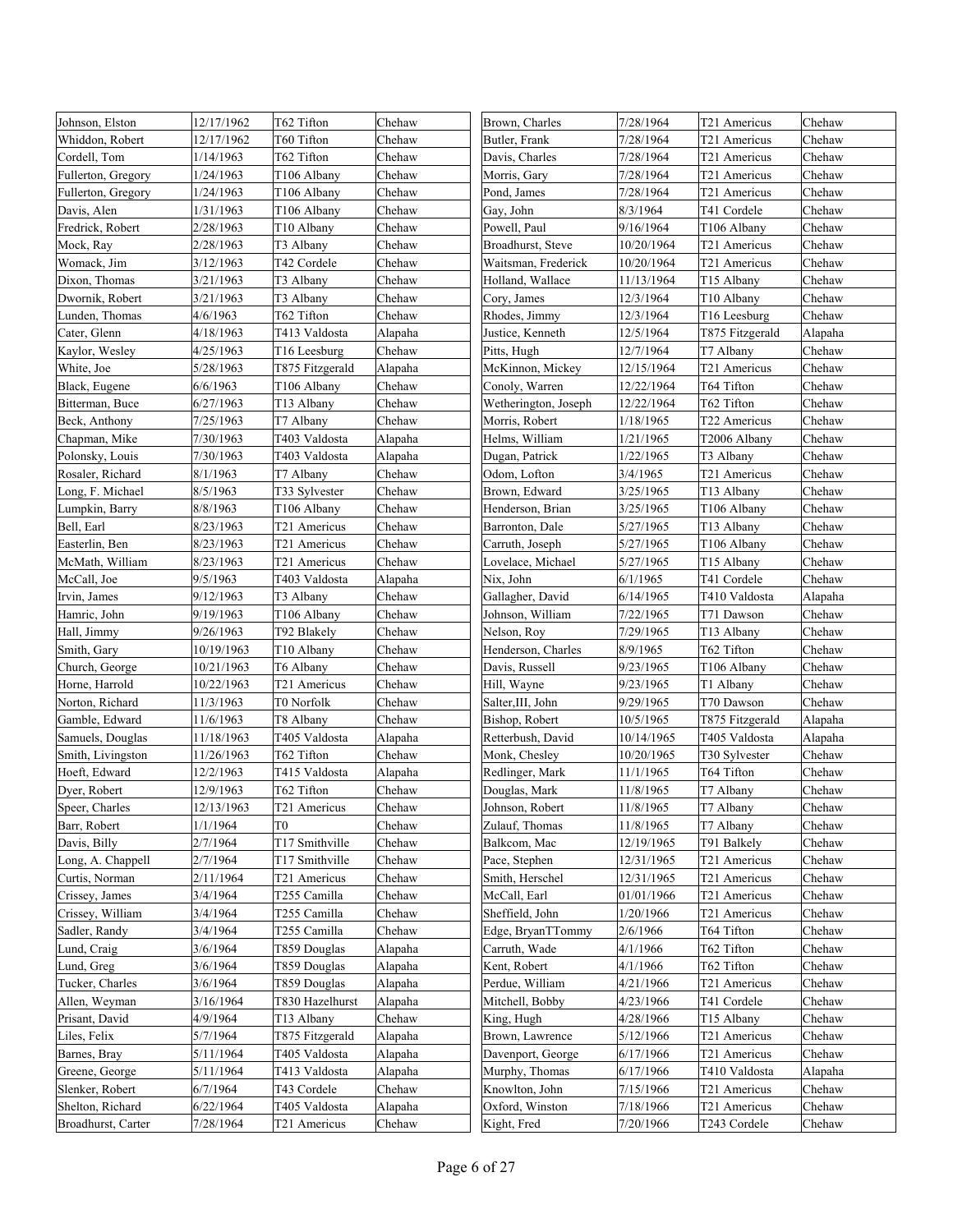| Johnson, Elston | 12/17/1962 | T62 Tifton | Chehaw |
|---|---|---|---|
| Whiddon, Robert | 12/17/1962 | T60 Tifton | Chehaw |
| Cordell, Tom | 1/14/1963 | T62 Tifton | Chehaw |
| Fullerton, Gregory | 1/24/1963 | T106 Albany | Chehaw |
| Fullerton, Gregory | 1/24/1963 | T106 Albany | Chehaw |
| Davis, Alen | 1/31/1963 | T106 Albany | Chehaw |
| Fredrick, Robert | 2/28/1963 | T10 Albany | Chehaw |
| Mock, Ray | 2/28/1963 | T3 Albany | Chehaw |
| Womack, Jim | 3/12/1963 | T42 Cordele | Chehaw |
| Dixon, Thomas | 3/21/1963 | T3 Albany | Chehaw |
| Dwornik, Robert | 3/21/1963 | T3 Albany | Chehaw |
| Lunden, Thomas | 4/6/1963 | T62 Tifton | Chehaw |
| Cater, Glenn | 4/18/1963 | T413 Valdosta | Alapaha |
| Kaylor, Wesley | 4/25/1963 | T16 Leesburg | Chehaw |
| White, Joe | 5/28/1963 | T875 Fitzgerald | Alapaha |
| Black, Eugene | 6/6/1963 | T106 Albany | Chehaw |
| Bitterman, Buce | 6/27/1963 | T13 Albany | Chehaw |
| Beck, Anthony | 7/25/1963 | T7 Albany | Chehaw |
| Chapman, Mike | 7/30/1963 | T403 Valdosta | Alapaha |
| Polonsky, Louis | 7/30/1963 | T403 Valdosta | Alapaha |
| Rosaler, Richard | 8/1/1963 | T7 Albany | Chehaw |
| Long, F. Michael | 8/5/1963 | T33 Sylvester | Chehaw |
| Lumpkin, Barry | 8/8/1963 | T106 Albany | Chehaw |
| Bell, Earl | 8/23/1963 | T21 Americus | Chehaw |
| Easterlin, Ben | 8/23/1963 | T21 Americus | Chehaw |
| McMath, William | 8/23/1963 | T21 Americus | Chehaw |
| McCall, Joe | 9/5/1963 | T403 Valdosta | Alapaha |
| Irvin, James | 9/12/1963 | T3 Albany | Chehaw |
| Hamric, John | 9/19/1963 | T106 Albany | Chehaw |
| Hall, Jimmy | 9/26/1963 | T92 Blakely | Chehaw |
| Smith, Gary | 10/19/1963 | T10 Albany | Chehaw |
| Church, George | 10/21/1963 | T6 Albany | Chehaw |
| Horne, Harrold | 10/22/1963 | T21 Americus | Chehaw |
| Norton, Richard | 11/3/1963 | T0 Norfolk | Chehaw |
| Gamble, Edward | 11/6/1963 | T8 Albany | Chehaw |
| Samuels, Douglas | 11/18/1963 | T405 Valdosta | Alapaha |
| Smith, Livingston | 11/26/1963 | T62 Tifton | Chehaw |
| Hoeft, Edward | 12/2/1963 | T415 Valdosta | Alapaha |
| Dyer, Robert | 12/9/1963 | T62 Tifton | Chehaw |
| Speer, Charles | 12/13/1963 | T21 Americus | Chehaw |
| Barr, Robert | 1/1/1964 | T0 | Chehaw |
| Davis, Billy | 2/7/1964 | T17 Smithville | Chehaw |
| Long, A. Chappell | 2/7/1964 | T17 Smithville | Chehaw |
| Curtis, Norman | 2/11/1964 | T21 Americus | Chehaw |
| Crissey, James | 3/4/1964 | T255 Camilla | Chehaw |
| Crissey, William | 3/4/1964 | T255 Camilla | Chehaw |
| Sadler, Randy | 3/4/1964 | T255 Camilla | Chehaw |
| Lund, Craig | 3/6/1964 | T859 Douglas | Alapaha |
| Lund, Greg | 3/6/1964 | T859 Douglas | Alapaha |
| Tucker, Charles | 3/6/1964 | T859 Douglas | Alapaha |
| Allen, Weyman | 3/16/1964 | T830 Hazelhurst | Alapaha |
| Prisant, David | 4/9/1964 | T13 Albany | Chehaw |
| Liles, Felix | 5/7/1964 | T875 Fitzgerald | Alapaha |
| Barnes, Bray | 5/11/1964 | T405 Valdosta | Alapaha |
| Greene, George | 5/11/1964 | T413 Valdosta | Alapaha |
| Slenker, Robert | 6/7/1964 | T43 Cordele | Chehaw |
| Shelton, Richard | 6/22/1964 | T405 Valdosta | Alapaha |
| Broadhurst, Carter | 7/28/1964 | T21 Americus | Chehaw |
| Brown, Charles | 7/28/1964 | T21 Americus | Chehaw |
| Butler, Frank | 7/28/1964 | T21 Americus | Chehaw |
| Davis, Charles | 7/28/1964 | T21 Americus | Chehaw |
| Morris, Gary | 7/28/1964 | T21 Americus | Chehaw |
| Pond, James | 7/28/1964 | T21 Americus | Chehaw |
| Gay, John | 8/3/1964 | T41 Cordele | Chehaw |
| Powell, Paul | 9/16/1964 | T106 Albany | Chehaw |
| Broadhurst, Steve | 10/20/1964 | T21 Americus | Chehaw |
| Waitsman, Frederick | 10/20/1964 | T21 Americus | Chehaw |
| Holland, Wallace | 11/13/1964 | T15 Albany | Chehaw |
| Cory, James | 12/3/1964 | T10 Albany | Chehaw |
| Rhodes, Jimmy | 12/3/1964 | T16 Leesburg | Chehaw |
| Justice, Kenneth | 12/5/1964 | T875 Fitzgerald | Alapaha |
| Pitts, Hugh | 12/7/1964 | T7 Albany | Chehaw |
| McKinnon, Mickey | 12/15/1964 | T21 Americus | Chehaw |
| Conoly, Warren | 12/22/1964 | T64 Tifton | Chehaw |
| Wetherington, Joseph | 12/22/1964 | T62 Tifton | Chehaw |
| Morris, Robert | 1/18/1965 | T22 Americus | Chehaw |
| Helms, William | 1/21/1965 | T2006 Albany | Chehaw |
| Dugan, Patrick | 1/22/1965 | T3 Albany | Chehaw |
| Odom, Lofton | 3/4/1965 | T21 Americus | Chehaw |
| Brown, Edward | 3/25/1965 | T13 Albany | Chehaw |
| Henderson, Brian | 3/25/1965 | T106 Albany | Chehaw |
| Barronton, Dale | 5/27/1965 | T13 Albany | Chehaw |
| Carruth, Joseph | 5/27/1965 | T106 Albany | Chehaw |
| Lovelace, Michael | 5/27/1965 | T15 Albany | Chehaw |
| Nix, John | 6/1/1965 | T41 Cordele | Chehaw |
| Gallagher, David | 6/14/1965 | T410 Valdosta | Alapaha |
| Johnson, William | 7/22/1965 | T71 Dawson | Chehaw |
| Nelson, Roy | 7/29/1965 | T13 Albany | Chehaw |
| Henderson, Charles | 8/9/1965 | T62 Tifton | Chehaw |
| Davis, Russell | 9/23/1965 | T106 Albany | Chehaw |
| Hill, Wayne | 9/23/1965 | T1 Albany | Chehaw |
| Salter,III, John | 9/29/1965 | T70 Dawson | Chehaw |
| Bishop, Robert | 10/5/1965 | T875 Fitzgerald | Alapaha |
| Retterbush, David | 10/14/1965 | T405 Valdosta | Alapaha |
| Monk, Chesley | 10/20/1965 | T30 Sylvester | Chehaw |
| Redlinger, Mark | 11/1/1965 | T64 Tifton | Chehaw |
| Douglas, Mark | 11/8/1965 | T7 Albany | Chehaw |
| Johnson, Robert | 11/8/1965 | T7 Albany | Chehaw |
| Zulauf, Thomas | 11/8/1965 | T7 Albany | Chehaw |
| Balkcom, Mac | 12/19/1965 | T91 Balkely | Chehaw |
| Pace, Stephen | 12/31/1965 | T21 Americus | Chehaw |
| Smith, Herschel | 12/31/1965 | T21 Americus | Chehaw |
| McCall, Earl | 01/01/1966 | T21 Americus | Chehaw |
| Sheffield, John | 1/20/1966 | T21 Americus | Chehaw |
| Edge, BryanTTommy | 2/6/1966 | T64 Tifton | Chehaw |
| Carruth, Wade | 4/1/1966 | T62 Tifton | Chehaw |
| Kent, Robert | 4/1/1966 | T62 Tifton | Chehaw |
| Perdue, William | 4/21/1966 | T21 Americus | Chehaw |
| Mitchell, Bobby | 4/23/1966 | T41 Cordele | Chehaw |
| King, Hugh | 4/28/1966 | T15 Albany | Chehaw |
| Brown, Lawrence | 5/12/1966 | T21 Americus | Chehaw |
| Davenport, George | 6/17/1966 | T21 Americus | Chehaw |
| Murphy, Thomas | 6/17/1966 | T410 Valdosta | Alapaha |
| Knowlton, John | 7/15/1966 | T21 Americus | Chehaw |
| Oxford, Winston | 7/18/1966 | T21 Americus | Chehaw |
| Kight, Fred | 7/20/1966 | T243 Cordele | Chehaw |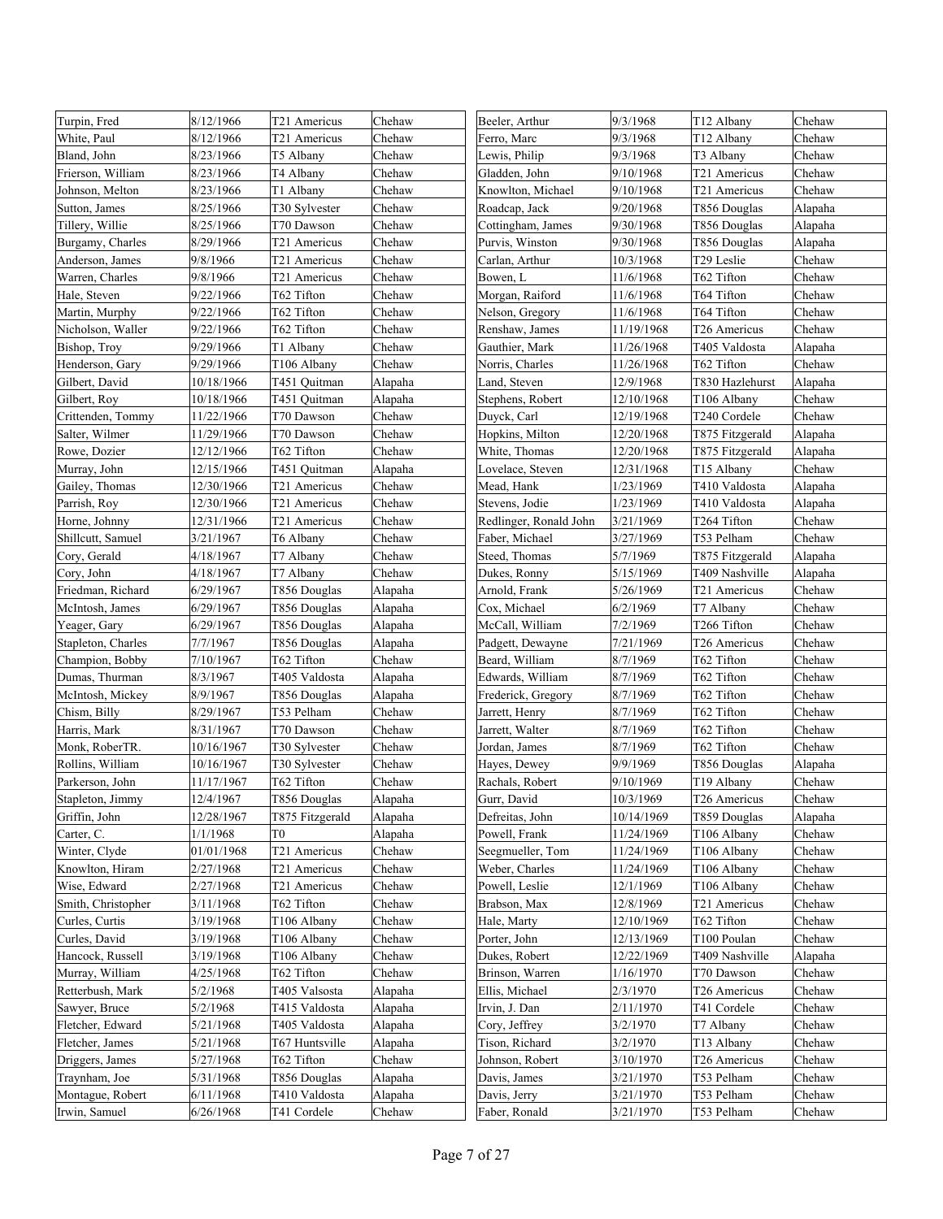| | | | |
|---|---|---|---|
| Turpin, Fred | 8/12/1966 | T21 Americus | Chehaw |
| White, Paul | 8/12/1966 | T21 Americus | Chehaw |
| Bland, John | 8/23/1966 | T5 Albany | Chehaw |
| Frierson, William | 8/23/1966 | T4 Albany | Chehaw |
| Johnson, Melton | 8/23/1966 | T1 Albany | Chehaw |
| Sutton, James | 8/25/1966 | T30 Sylvester | Chehaw |
| Tillery, Willie | 8/25/1966 | T70 Dawson | Chehaw |
| Burgamy, Charles | 8/29/1966 | T21 Americus | Chehaw |
| Anderson, James | 9/8/1966 | T21 Americus | Chehaw |
| Warren, Charles | 9/8/1966 | T21 Americus | Chehaw |
| Hale, Steven | 9/22/1966 | T62 Tifton | Chehaw |
| Martin, Murphy | 9/22/1966 | T62 Tifton | Chehaw |
| Nicholson, Waller | 9/22/1966 | T62 Tifton | Chehaw |
| Bishop, Troy | 9/29/1966 | T1 Albany | Chehaw |
| Henderson, Gary | 9/29/1966 | T106 Albany | Chehaw |
| Gilbert, David | 10/18/1966 | T451 Quitman | Alapaha |
| Gilbert, Roy | 10/18/1966 | T451 Quitman | Alapaha |
| Crittenden, Tommy | 11/22/1966 | T70 Dawson | Chehaw |
| Salter, Wilmer | 11/29/1966 | T70 Dawson | Chehaw |
| Rowe, Dozier | 12/12/1966 | T62 Tifton | Chehaw |
| Murray, John | 12/15/1966 | T451 Quitman | Alapaha |
| Gailey, Thomas | 12/30/1966 | T21 Americus | Chehaw |
| Parrish, Roy | 12/30/1966 | T21 Americus | Chehaw |
| Horne, Johnny | 12/31/1966 | T21 Americus | Chehaw |
| Shillcutt, Samuel | 3/21/1967 | T6 Albany | Chehaw |
| Cory, Gerald | 4/18/1967 | T7 Albany | Chehaw |
| Cory, John | 4/18/1967 | T7 Albany | Chehaw |
| Friedman, Richard | 6/29/1967 | T856 Douglas | Alapaha |
| McIntosh, James | 6/29/1967 | T856 Douglas | Alapaha |
| Yeager, Gary | 6/29/1967 | T856 Douglas | Alapaha |
| Stapleton, Charles | 7/7/1967 | T856 Douglas | Alapaha |
| Champion, Bobby | 7/10/1967 | T62 Tifton | Chehaw |
| Dumas, Thurman | 8/3/1967 | T405 Valdosta | Alapaha |
| McIntosh, Mickey | 8/9/1967 | T856 Douglas | Alapaha |
| Chism, Billy | 8/29/1967 | T53 Pelham | Chehaw |
| Harris, Mark | 8/31/1967 | T70 Dawson | Chehaw |
| Monk, RoberTR. | 10/16/1967 | T30 Sylvester | Chehaw |
| Rollins, William | 10/16/1967 | T30 Sylvester | Chehaw |
| Parkerson, John | 11/17/1967 | T62 Tifton | Chehaw |
| Stapleton, Jimmy | 12/4/1967 | T856 Douglas | Alapaha |
| Griffin, John | 12/28/1967 | T875 Fitzgerald | Alapaha |
| Carter, C. | 1/1/1968 | T0 | Alapaha |
| Winter, Clyde | 01/01/1968 | T21 Americus | Chehaw |
| Knowlton, Hiram | 2/27/1968 | T21 Americus | Chehaw |
| Wise, Edward | 2/27/1968 | T21 Americus | Chehaw |
| Smith, Christopher | 3/11/1968 | T62 Tifton | Chehaw |
| Curles, Curtis | 3/19/1968 | T106 Albany | Chehaw |
| Curles, David | 3/19/1968 | T106 Albany | Chehaw |
| Hancock, Russell | 3/19/1968 | T106 Albany | Chehaw |
| Murray, William | 4/25/1968 | T62 Tifton | Chehaw |
| Retterbush, Mark | 5/2/1968 | T405 Valsosta | Alapaha |
| Sawyer, Bruce | 5/2/1968 | T415 Valdosta | Alapaha |
| Fletcher, Edward | 5/21/1968 | T405 Valdosta | Alapaha |
| Fletcher, James | 5/21/1968 | T67 Huntsville | Alapaha |
| Driggers, James | 5/27/1968 | T62 Tifton | Chehaw |
| Traynham, Joe | 5/31/1968 | T856 Douglas | Alapaha |
| Montague, Robert | 6/11/1968 | T410 Valdosta | Alapaha |
| Irwin, Samuel | 6/26/1968 | T41 Cordele | Chehaw |
| Beeler, Arthur | 9/3/1968 | T12 Albany | Chehaw |
| Ferro, Marc | 9/3/1968 | T12 Albany | Chehaw |
| Lewis, Philip | 9/3/1968 | T3 Albany | Chehaw |
| Gladden, John | 9/10/1968 | T21 Americus | Chehaw |
| Knowlton, Michael | 9/10/1968 | T21 Americus | Chehaw |
| Roadcap, Jack | 9/20/1968 | T856 Douglas | Alapaha |
| Cottingham, James | 9/30/1968 | T856 Douglas | Alapaha |
| Purvis, Winston | 9/30/1968 | T856 Douglas | Alapaha |
| Carlan, Arthur | 10/3/1968 | T29 Leslie | Chehaw |
| Bowen, L | 11/6/1968 | T62 Tifton | Chehaw |
| Morgan, Raiford | 11/6/1968 | T64 Tifton | Chehaw |
| Nelson, Gregory | 11/6/1968 | T64 Tifton | Chehaw |
| Renshaw, James | 11/19/1968 | T26 Americus | Chehaw |
| Gauthier, Mark | 11/26/1968 | T405 Valdosta | Alapaha |
| Norris, Charles | 11/26/1968 | T62 Tifton | Chehaw |
| Land, Steven | 12/9/1968 | T830 Hazlehurst | Alapaha |
| Stephens, Robert | 12/10/1968 | T106 Albany | Chehaw |
| Duyck, Carl | 12/19/1968 | T240 Cordele | Chehaw |
| Hopkins, Milton | 12/20/1968 | T875 Fitzgerald | Alapaha |
| White, Thomas | 12/20/1968 | T875 Fitzgerald | Alapaha |
| Lovelace, Steven | 12/31/1968 | T15 Albany | Chehaw |
| Mead, Hank | 1/23/1969 | T410 Valdosta | Alapaha |
| Stevens, Jodie | 1/23/1969 | T410 Valdosta | Alapaha |
| Redlinger, Ronald John | 3/21/1969 | T264 Tifton | Chehaw |
| Faber, Michael | 3/27/1969 | T53 Pelham | Chehaw |
| Steed, Thomas | 5/7/1969 | T875 Fitzgerald | Alapaha |
| Dukes, Ronny | 5/15/1969 | T409 Nashville | Alapaha |
| Arnold, Frank | 5/26/1969 | T21 Americus | Chehaw |
| Cox, Michael | 6/2/1969 | T7 Albany | Chehaw |
| McCall, William | 7/2/1969 | T266 Tifton | Chehaw |
| Padgett, Dewayne | 7/21/1969 | T26 Americus | Chehaw |
| Beard, William | 8/7/1969 | T62 Tifton | Chehaw |
| Edwards, William | 8/7/1969 | T62 Tifton | Chehaw |
| Frederick, Gregory | 8/7/1969 | T62 Tifton | Chehaw |
| Jarrett, Henry | 8/7/1969 | T62 Tifton | Chehaw |
| Jarrett, Walter | 8/7/1969 | T62 Tifton | Chehaw |
| Jordan, James | 8/7/1969 | T62 Tifton | Chehaw |
| Hayes, Dewey | 9/9/1969 | T856 Douglas | Alapaha |
| Rachals, Robert | 9/10/1969 | T19 Albany | Chehaw |
| Gurr, David | 10/3/1969 | T26 Americus | Chehaw |
| Defreitas, John | 10/14/1969 | T859 Douglas | Alapaha |
| Powell, Frank | 11/24/1969 | T106 Albany | Chehaw |
| Seegmueller, Tom | 11/24/1969 | T106 Albany | Chehaw |
| Weber, Charles | 11/24/1969 | T106 Albany | Chehaw |
| Powell, Leslie | 12/1/1969 | T106 Albany | Chehaw |
| Brabson, Max | 12/8/1969 | T21 Americus | Chehaw |
| Hale, Marty | 12/10/1969 | T62 Tifton | Chehaw |
| Porter, John | 12/13/1969 | T100 Poulan | Chehaw |
| Dukes, Robert | 12/22/1969 | T409 Nashville | Alapaha |
| Brinson, Warren | 1/16/1970 | T70 Dawson | Chehaw |
| Ellis, Michael | 2/3/1970 | T26 Americus | Chehaw |
| Irvin, J. Dan | 2/11/1970 | T41 Cordele | Chehaw |
| Cory, Jeffrey | 3/2/1970 | T7 Albany | Chehaw |
| Tison, Richard | 3/2/1970 | T13 Albany | Chehaw |
| Johnson, Robert | 3/10/1970 | T26 Americus | Chehaw |
| Davis, James | 3/21/1970 | T53 Pelham | Chehaw |
| Davis, Jerry | 3/21/1970 | T53 Pelham | Chehaw |
| Faber, Ronald | 3/21/1970 | T53 Pelham | Chehaw |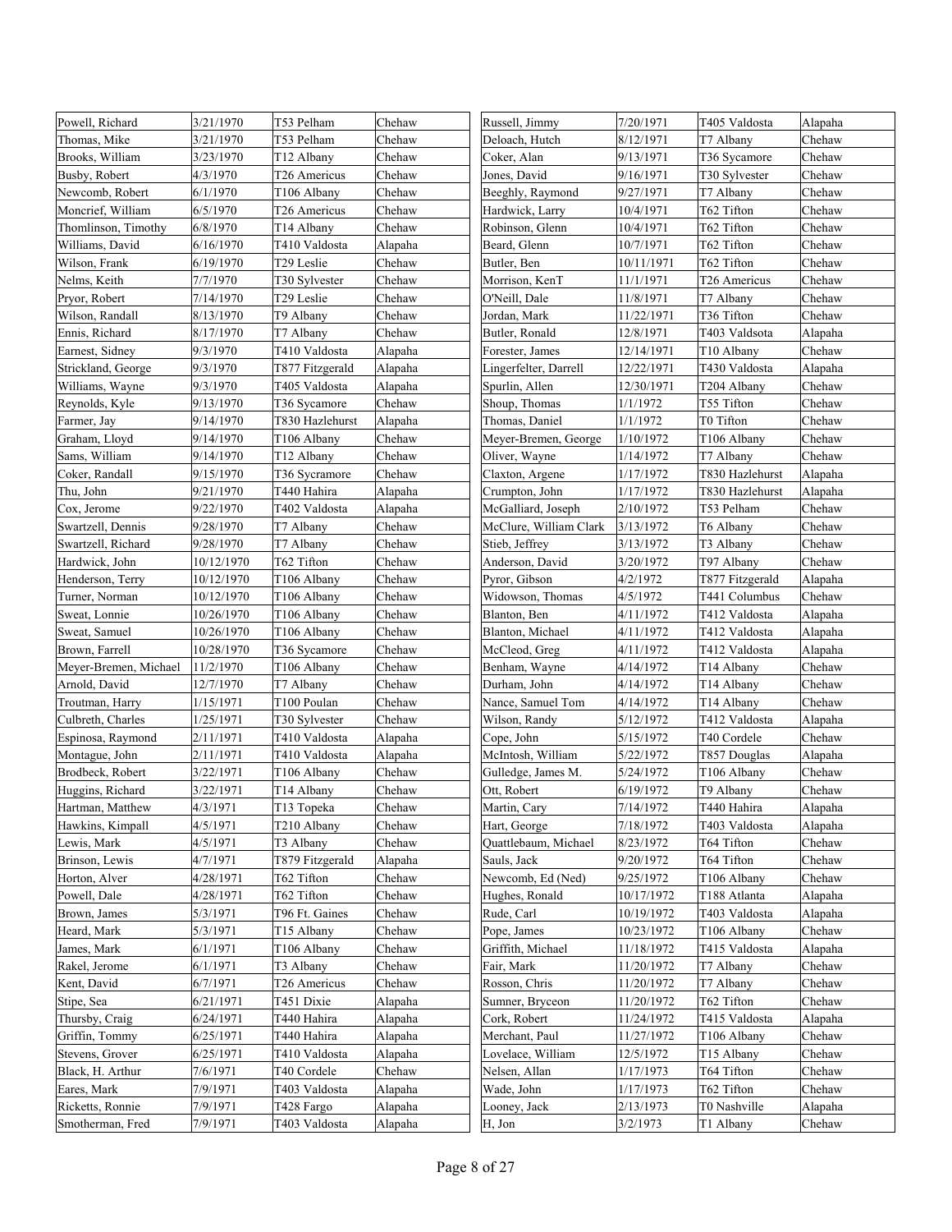| | | | |
|---|---|---|---|
| Powell, Richard | 3/21/1970 | T53 Pelham | Chehaw |
| Thomas, Mike | 3/21/1970 | T53 Pelham | Chehaw |
| Brooks, William | 3/23/1970 | T12 Albany | Chehaw |
| Busby, Robert | 4/3/1970 | T26 Americus | Chehaw |
| Newcomb, Robert | 6/1/1970 | T106 Albany | Chehaw |
| Moncrief, William | 6/5/1970 | T26 Americus | Chehaw |
| Thomlinson, Timothy | 6/8/1970 | T14 Albany | Chehaw |
| Williams, David | 6/16/1970 | T410 Valdosta | Alapaha |
| Wilson, Frank | 6/19/1970 | T29 Leslie | Chehaw |
| Nelms, Keith | 7/7/1970 | T30 Sylvester | Chehaw |
| Pryor, Robert | 7/14/1970 | T29 Leslie | Chehaw |
| Wilson, Randall | 8/13/1970 | T9 Albany | Chehaw |
| Ennis, Richard | 8/17/1970 | T7 Albany | Chehaw |
| Earnest, Sidney | 9/3/1970 | T410 Valdosta | Alapaha |
| Strickland, George | 9/3/1970 | T877 Fitzgerald | Alapaha |
| Williams, Wayne | 9/3/1970 | T405 Valdosta | Alapaha |
| Reynolds, Kyle | 9/13/1970 | T36 Sycamore | Chehaw |
| Farmer, Jay | 9/14/1970 | T830 Hazlehurst | Alapaha |
| Graham, Lloyd | 9/14/1970 | T106 Albany | Chehaw |
| Sams, William | 9/14/1970 | T12 Albany | Chehaw |
| Coker, Randall | 9/15/1970 | T36 Sycramore | Chehaw |
| Thu, John | 9/21/1970 | T440 Hahira | Alapaha |
| Cox, Jerome | 9/22/1970 | T402 Valdosta | Alapaha |
| Swartzell, Dennis | 9/28/1970 | T7 Albany | Chehaw |
| Swartzell, Richard | 9/28/1970 | T7 Albany | Chehaw |
| Hardwick, John | 10/12/1970 | T62 Tifton | Chehaw |
| Henderson, Terry | 10/12/1970 | T106 Albany | Chehaw |
| Turner, Norman | 10/12/1970 | T106 Albany | Chehaw |
| Sweat, Lonnie | 10/26/1970 | T106 Albany | Chehaw |
| Sweat, Samuel | 10/26/1970 | T106 Albany | Chehaw |
| Brown, Farrell | 10/28/1970 | T36 Sycamore | Chehaw |
| Meyer-Bremen, Michael | 11/2/1970 | T106 Albany | Chehaw |
| Arnold, David | 12/7/1970 | T7 Albany | Chehaw |
| Troutman, Harry | 1/15/1971 | T100 Poulan | Chehaw |
| Culbreth, Charles | 1/25/1971 | T30 Sylvester | Chehaw |
| Espinosa, Raymond | 2/11/1971 | T410 Valdosta | Alapaha |
| Montague, John | 2/11/1971 | T410 Valdosta | Alapaha |
| Brodbeck, Robert | 3/22/1971 | T106 Albany | Chehaw |
| Huggins, Richard | 3/22/1971 | T14 Albany | Chehaw |
| Hartman, Matthew | 4/3/1971 | T13 Topeka | Chehaw |
| Hawkins, Kimpall | 4/5/1971 | T210 Albany | Chehaw |
| Lewis, Mark | 4/5/1971 | T3 Albany | Chehaw |
| Brinson, Lewis | 4/7/1971 | T879 Fitzgerald | Alapaha |
| Horton, Alver | 4/28/1971 | T62 Tifton | Chehaw |
| Powell, Dale | 4/28/1971 | T62 Tifton | Chehaw |
| Brown, James | 5/3/1971 | T96 Ft. Gaines | Chehaw |
| Heard, Mark | 5/3/1971 | T15 Albany | Chehaw |
| James, Mark | 6/1/1971 | T106 Albany | Chehaw |
| Rakel, Jerome | 6/1/1971 | T3 Albany | Chehaw |
| Kent, David | 6/7/1971 | T26 Americus | Chehaw |
| Stipe, Sea | 6/21/1971 | T451 Dixie | Alapaha |
| Thursby, Craig | 6/24/1971 | T440 Hahira | Alapaha |
| Griffin, Tommy | 6/25/1971 | T440 Hahira | Alapaha |
| Stevens, Grover | 6/25/1971 | T410 Valdosta | Alapaha |
| Black, H. Arthur | 7/6/1971 | T40 Cordele | Chehaw |
| Eares, Mark | 7/9/1971 | T403 Valdosta | Alapaha |
| Ricketts, Ronnie | 7/9/1971 | T428 Fargo | Alapaha |
| Smotherman, Fred | 7/9/1971 | T403 Valdosta | Alapaha |
| Russell, Jimmy | 7/20/1971 | T405 Valdosta | Alapaha |
| Deloach, Hutch | 8/12/1971 | T7 Albany | Chehaw |
| Coker, Alan | 9/13/1971 | T36 Sycamore | Chehaw |
| Jones, David | 9/16/1971 | T30 Sylvester | Chehaw |
| Beeghly, Raymond | 9/27/1971 | T7 Albany | Chehaw |
| Hardwick, Larry | 10/4/1971 | T62 Tifton | Chehaw |
| Robinson, Glenn | 10/4/1971 | T62 Tifton | Chehaw |
| Beard, Glenn | 10/7/1971 | T62 Tifton | Chehaw |
| Butler, Ben | 10/11/1971 | T62 Tifton | Chehaw |
| Morrison, KenT | 11/1/1971 | T26 Americus | Chehaw |
| O'Neill, Dale | 11/8/1971 | T7 Albany | Chehaw |
| Jordan, Mark | 11/22/1971 | T36 Tifton | Chehaw |
| Butler, Ronald | 12/8/1971 | T403 Valdsota | Alapaha |
| Forester, James | 12/14/1971 | T10 Albany | Chehaw |
| Lingerfelter, Darrell | 12/22/1971 | T430 Valdosta | Alapaha |
| Spurlin, Allen | 12/30/1971 | T204 Albany | Chehaw |
| Shoup, Thomas | 1/1/1972 | T55 Tifton | Chehaw |
| Thomas, Daniel | 1/1/1972 | T0 Tifton | Chehaw |
| Meyer-Bremen, George | 1/10/1972 | T106 Albany | Chehaw |
| Oliver, Wayne | 1/14/1972 | T7 Albany | Chehaw |
| Claxton, Argene | 1/17/1972 | T830 Hazlehurst | Alapaha |
| Crumpton, John | 1/17/1972 | T830 Hazlehurst | Alapaha |
| McGalliard, Joseph | 2/10/1972 | T53 Pelham | Chehaw |
| McClure, William Clark | 3/13/1972 | T6 Albany | Chehaw |
| Stieb, Jeffrey | 3/13/1972 | T3 Albany | Chehaw |
| Anderson, David | 3/20/1972 | T97 Albany | Chehaw |
| Pyror, Gibson | 4/2/1972 | T877 Fitzgerald | Alapaha |
| Widowson, Thomas | 4/5/1972 | T441 Columbus | Chehaw |
| Blanton, Ben | 4/11/1972 | T412 Valdosta | Alapaha |
| Blanton, Michael | 4/11/1972 | T412 Valdosta | Alapaha |
| McCleod, Greg | 4/11/1972 | T412 Valdosta | Alapaha |
| Benham, Wayne | 4/14/1972 | T14 Albany | Chehaw |
| Durham, John | 4/14/1972 | T14 Albany | Chehaw |
| Nance, Samuel Tom | 4/14/1972 | T14 Albany | Chehaw |
| Wilson, Randy | 5/12/1972 | T412 Valdosta | Alapaha |
| Cope, John | 5/15/1972 | T40 Cordele | Chehaw |
| McIntosh, William | 5/22/1972 | T857 Douglas | Alapaha |
| Gulledge, James M. | 5/24/1972 | T106 Albany | Chehaw |
| Ott, Robert | 6/19/1972 | T9 Albany | Chehaw |
| Martin, Cary | 7/14/1972 | T440 Hahira | Alapaha |
| Hart, George | 7/18/1972 | T403 Valdosta | Alapaha |
| Quattlebaum, Michael | 8/23/1972 | T64 Tifton | Chehaw |
| Sauls, Jack | 9/20/1972 | T64 Tifton | Chehaw |
| Newcomb, Ed (Ned) | 9/25/1972 | T106 Albany | Chehaw |
| Hughes, Ronald | 10/17/1972 | T188 Atlanta | Alapaha |
| Rude, Carl | 10/19/1972 | T403 Valdosta | Alapaha |
| Pope, James | 10/23/1972 | T106 Albany | Chehaw |
| Griffith, Michael | 11/18/1972 | T415 Valdosta | Alapaha |
| Fair, Mark | 11/20/1972 | T7 Albany | Chehaw |
| Rosson, Chris | 11/20/1972 | T7 Albany | Chehaw |
| Sumner, Bryceon | 11/20/1972 | T62 Tifton | Chehaw |
| Cork, Robert | 11/24/1972 | T415 Valdosta | Alapaha |
| Merchant, Paul | 11/27/1972 | T106 Albany | Chehaw |
| Lovelace, William | 12/5/1972 | T15 Albany | Chehaw |
| Nelsen, Allan | 1/17/1973 | T64 Tifton | Chehaw |
| Wade, John | 1/17/1973 | T62 Tifton | Chehaw |
| Looney, Jack | 2/13/1973 | T0 Nashville | Alapaha |
| H, Jon | 3/2/1973 | T1 Albany | Chehaw |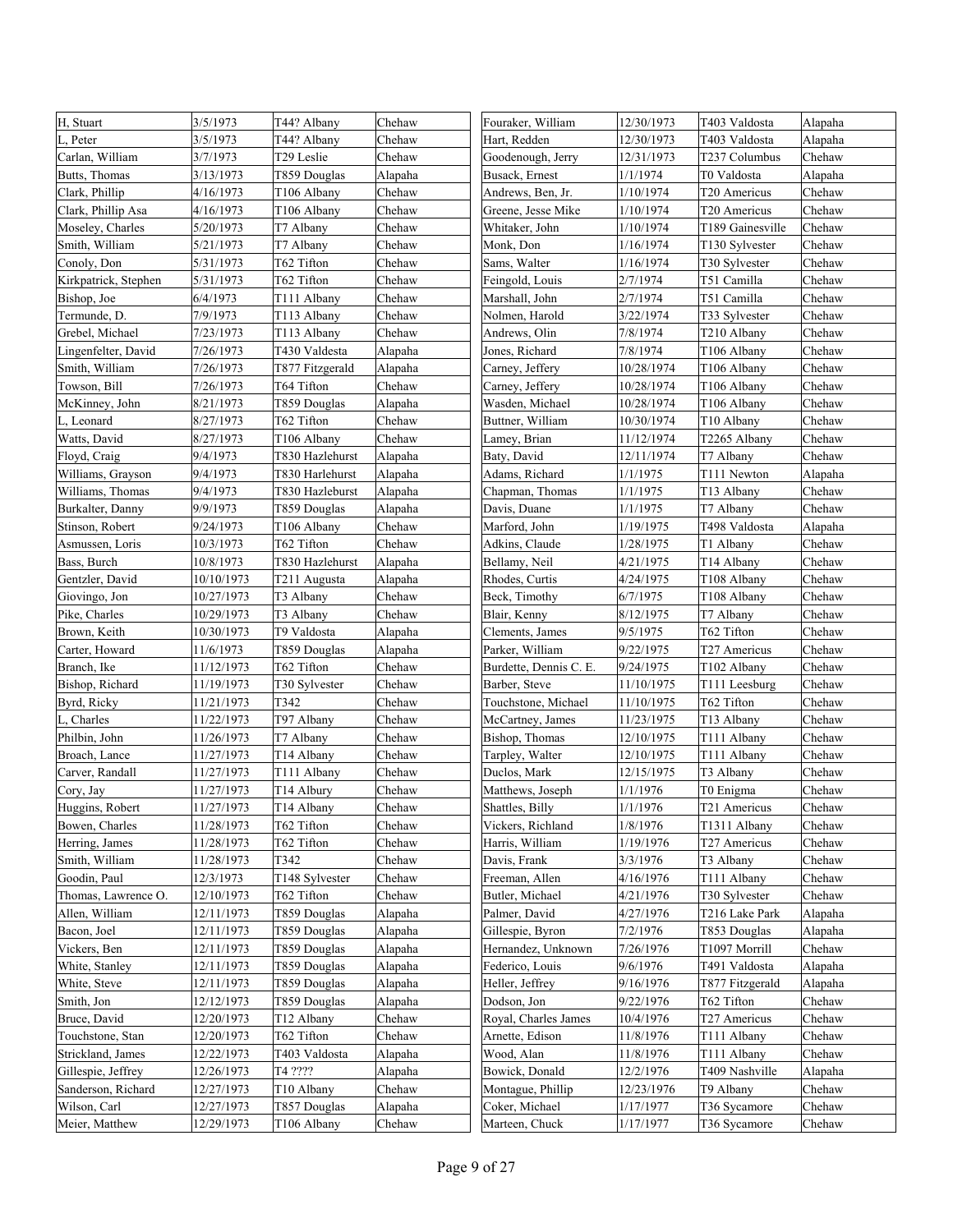| | | | |
|---|---|---|---|
| H, Stuart | 3/5/1973 | T44? Albany | Chehaw |
| L, Peter | 3/5/1973 | T44? Albany | Chehaw |
| Carlan, William | 3/7/1973 | T29 Leslie | Chehaw |
| Butts, Thomas | 3/13/1973 | T859 Douglas | Alapaha |
| Clark, Phillip | 4/16/1973 | T106 Albany | Chehaw |
| Clark, Phillip Asa | 4/16/1973 | T106 Albany | Chehaw |
| Moseley, Charles | 5/20/1973 | T7 Albany | Chehaw |
| Smith, William | 5/21/1973 | T7 Albany | Chehaw |
| Conoly, Don | 5/31/1973 | T62 Tifton | Chehaw |
| Kirkpatrick, Stephen | 5/31/1973 | T62 Tifton | Chehaw |
| Bishop, Joe | 6/4/1973 | T111 Albany | Chehaw |
| Termunde, D. | 7/9/1973 | T113 Albany | Chehaw |
| Grebel, Michael | 7/23/1973 | T113 Albany | Chehaw |
| Lingenfelter, David | 7/26/1973 | T430 Valdosta | Alapaha |
| Smith, William | 7/26/1973 | T877 Fitzgerald | Alapaha |
| Towson, Bill | 7/26/1973 | T64 Tifton | Chehaw |
| McKinney, John | 8/21/1973 | T859 Douglas | Alapaha |
| L, Leonard | 8/27/1973 | T62 Tifton | Chehaw |
| Watts, David | 8/27/1973 | T106 Albany | Chehaw |
| Floyd, Craig | 9/4/1973 | T830 Hazlehurst | Alapaha |
| Williams, Grayson | 9/4/1973 | T830 Harlehurst | Alapaha |
| Williams, Thomas | 9/4/1973 | T830 Hazleburst | Alapaha |
| Burkalter, Danny | 9/9/1973 | T859 Douglas | Alapaha |
| Stinson, Robert | 9/24/1973 | T106 Albany | Chehaw |
| Asmussen, Loris | 10/3/1973 | T62 Tifton | Chehaw |
| Bass, Burch | 10/8/1973 | T830 Hazlehurst | Alapaha |
| Gentzler, David | 10/10/1973 | T211 Augusta | Alapaha |
| Giovingo, Jon | 10/27/1973 | T3 Albany | Chehaw |
| Pike, Charles | 10/29/1973 | T3 Albany | Chehaw |
| Brown, Keith | 10/30/1973 | T9 Valdosta | Alapaha |
| Carter, Howard | 11/6/1973 | T859 Douglas | Alapaha |
| Branch, Ike | 11/12/1973 | T62 Tifton | Chehaw |
| Bishop, Richard | 11/19/1973 | T30 Sylvester | Chehaw |
| Byrd, Ricky | 11/21/1973 | T342 | Chehaw |
| L, Charles | 11/22/1973 | T97 Albany | Chehaw |
| Philbin, John | 11/26/1973 | T7 Albany | Chehaw |
| Broach, Lance | 11/27/1973 | T14 Albany | Chehaw |
| Carver, Randall | 11/27/1973 | T111 Albany | Chehaw |
| Cory, Jay | 11/27/1973 | T14 Albury | Chehaw |
| Huggins, Robert | 11/27/1973 | T14 Albany | Chehaw |
| Bowen, Charles | 11/28/1973 | T62 Tifton | Chehaw |
| Herring, James | 11/28/1973 | T62 Tifton | Chehaw |
| Smith, William | 11/28/1973 | T342 | Chehaw |
| Goodin, Paul | 12/3/1973 | T148 Sylvester | Chehaw |
| Thomas, Lawrence O. | 12/10/1973 | T62 Tifton | Chehaw |
| Allen, William | 12/11/1973 | T859 Douglas | Alapaha |
| Bacon, Joel | 12/11/1973 | T859 Douglas | Alapaha |
| Vickers, Ben | 12/11/1973 | T859 Douglas | Alapaha |
| White, Stanley | 12/11/1973 | T859 Douglas | Alapaha |
| White, Steve | 12/11/1973 | T859 Douglas | Alapaha |
| Smith, Jon | 12/12/1973 | T859 Douglas | Alapaha |
| Bruce, David | 12/20/1973 | T12 Albany | Chehaw |
| Touchstone, Stan | 12/20/1973 | T62 Tifton | Chehaw |
| Strickland, James | 12/22/1973 | T403 Valdosta | Alapaha |
| Gillespie, Jeffrey | 12/26/1973 | T4 ???? | Alapaha |
| Sanderson, Richard | 12/27/1973 | T10 Albany | Chehaw |
| Wilson, Carl | 12/27/1973 | T857 Douglas | Alapaha |
| Meier, Matthew | 12/29/1973 | T106 Albany | Chehaw |
| Fouraker, William | 12/30/1973 | T403 Valdosta | Alapaha |
| Hart, Redden | 12/30/1973 | T403 Valdosta | Alapaha |
| Goodenough, Jerry | 12/31/1973 | T237 Columbus | Chehaw |
| Busack, Ernest | 1/1/1974 | T0 Valdosta | Alapaha |
| Andrews, Ben, Jr. | 1/10/1974 | T20 Americus | Chehaw |
| Greene, Jesse Mike | 1/10/1974 | T20 Americus | Chehaw |
| Whitaker, John | 1/10/1974 | T189 Gainesville | Chehaw |
| Monk, Don | 1/16/1974 | T130 Sylvester | Chehaw |
| Sams, Walter | 1/16/1974 | T30 Sylvester | Chehaw |
| Feingold, Louis | 2/7/1974 | T51 Camilla | Chehaw |
| Marshall, John | 2/7/1974 | T51 Camilla | Chehaw |
| Nolmen, Harold | 3/22/1974 | T33 Sylvester | Chehaw |
| Andrews, Olin | 7/8/1974 | T210 Albany | Chehaw |
| Jones, Richard | 7/8/1974 | T106 Albany | Chehaw |
| Carney, Jeffery | 10/28/1974 | T106 Albany | Chehaw |
| Carney, Jeffery | 10/28/1974 | T106 Albany | Chehaw |
| Wasden, Michael | 10/28/1974 | T106 Albany | Chehaw |
| Buttner, William | 10/30/1974 | T10 Albany | Chehaw |
| Lamey, Brian | 11/12/1974 | T2265 Albany | Chehaw |
| Baty, David | 12/11/1974 | T7 Albany | Chehaw |
| Adams, Richard | 1/1/1975 | T111 Newton | Alapaha |
| Chapman, Thomas | 1/1/1975 | T13 Albany | Chehaw |
| Davis, Duane | 1/1/1975 | T7 Albany | Chehaw |
| Marford, John | 1/19/1975 | T498 Valdosta | Alapaha |
| Adkins, Claude | 1/28/1975 | T1 Albany | Chehaw |
| Bellamy, Neil | 4/21/1975 | T14 Albany | Chehaw |
| Rhodes, Curtis | 4/24/1975 | T108 Albany | Chehaw |
| Beck, Timothy | 6/7/1975 | T108 Albany | Chehaw |
| Blair, Kenny | 8/12/1975 | T7 Albany | Chehaw |
| Clements, James | 9/5/1975 | T62 Tifton | Chehaw |
| Parker, William | 9/22/1975 | T27 Americus | Chehaw |
| Burdette, Dennis C. E. | 9/24/1975 | T102 Albany | Chehaw |
| Barber, Steve | 11/10/1975 | T111 Leesburg | Chehaw |
| Touchstone, Michael | 11/10/1975 | T62 Tifton | Chehaw |
| McCartney, James | 11/23/1975 | T13 Albany | Chehaw |
| Bishop, Thomas | 12/10/1975 | T111 Albany | Chehaw |
| Tarpley, Walter | 12/10/1975 | T111 Albany | Chehaw |
| Duclos, Mark | 12/15/1975 | T3 Albany | Chehaw |
| Matthews, Joseph | 1/1/1976 | T0 Enigma | Chehaw |
| Shattles, Billy | 1/1/1976 | T21 Americus | Chehaw |
| Vickers, Richland | 1/8/1976 | T1311 Albany | Chehaw |
| Harris, William | 1/19/1976 | T27 Americus | Chehaw |
| Davis, Frank | 3/3/1976 | T3 Albany | Chehaw |
| Freeman, Allen | 4/16/1976 | T111 Albany | Chehaw |
| Butler, Michael | 4/21/1976 | T30 Sylvester | Chehaw |
| Palmer, David | 4/27/1976 | T216 Lake Park | Alapaha |
| Gillespie, Byron | 7/2/1976 | T853 Douglas | Alapaha |
| Hernandez, Unknown | 7/26/1976 | T1097 Morrill | Chehaw |
| Federico, Louis | 9/6/1976 | T491 Valdosta | Alapaha |
| Heller, Jeffrey | 9/16/1976 | T877 Fitzgerald | Alapaha |
| Dodson, Jon | 9/22/1976 | T62 Tifton | Chehaw |
| Royal, Charles James | 10/4/1976 | T27 Americus | Chehaw |
| Arnette, Edison | 11/8/1976 | T111 Albany | Chehaw |
| Wood, Alan | 11/8/1976 | T111 Albany | Chehaw |
| Bowick, Donald | 12/2/1976 | T409 Nashville | Alapaha |
| Montague, Phillip | 12/23/1976 | T9 Albany | Chehaw |
| Coker, Michael | 1/17/1977 | T36 Sycamore | Chehaw |
| Marteen, Chuck | 1/17/1977 | T36 Sycamore | Chehaw |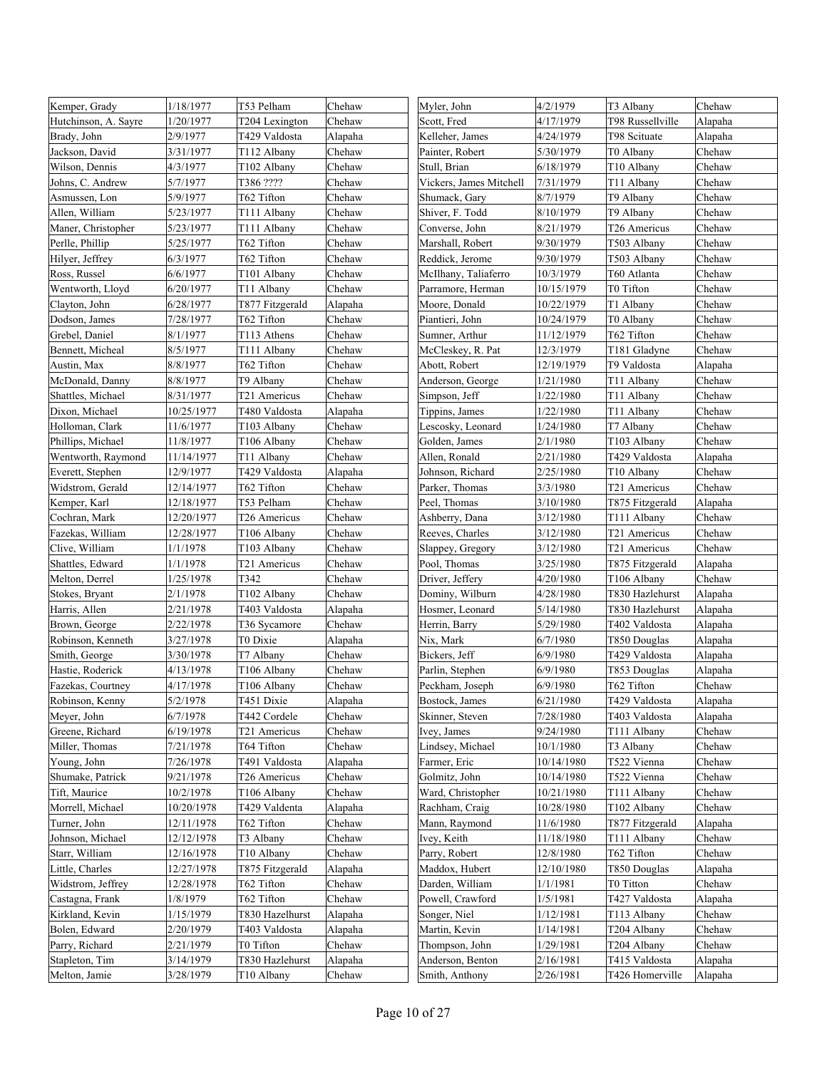| | | | |
|---|---|---|---|
| Kemper, Grady | 1/18/1977 | T53 Pelham | Chehaw |
| Hutchinson, A. Sayre | 1/20/1977 | T204 Lexington | Chehaw |
| Brady, John | 2/9/1977 | T429 Valdosta | Alapaha |
| Jackson, David | 3/31/1977 | T112 Albany | Chehaw |
| Wilson, Dennis | 4/3/1977 | T102 Albany | Chehaw |
| Johns, C. Andrew | 5/7/1977 | T386 ???? | Chehaw |
| Asmussen, Lon | 5/9/1977 | T62 Tifton | Chehaw |
| Allen, William | 5/23/1977 | T111 Albany | Chehaw |
| Maner, Christopher | 5/23/1977 | T111 Albany | Chehaw |
| Perlle, Phillip | 5/25/1977 | T62 Tifton | Chehaw |
| Hilyer, Jeffrey | 6/3/1977 | T62 Tifton | Chehaw |
| Ross, Russel | 6/6/1977 | T101 Albany | Chehaw |
| Wentworth, Lloyd | 6/20/1977 | T11 Albany | Chehaw |
| Clayton, John | 6/28/1977 | T877 Fitzgerald | Alapaha |
| Dodson, James | 7/28/1977 | T62 Tifton | Chehaw |
| Grebel, Daniel | 8/1/1977 | T113 Athens | Chehaw |
| Bennett, Micheal | 8/5/1977 | T111 Albany | Chehaw |
| Austin, Max | 8/8/1977 | T62 Tifton | Chehaw |
| McDonald, Danny | 8/8/1977 | T9 Albany | Chehaw |
| Shattles, Michael | 8/31/1977 | T21 Americus | Chehaw |
| Dixon, Michael | 10/25/1977 | T480 Valdosta | Alapaha |
| Holloman, Clark | 11/6/1977 | T103 Albany | Chehaw |
| Phillips, Michael | 11/8/1977 | T106 Albany | Chehaw |
| Wentworth, Raymond | 11/14/1977 | T11 Albany | Chehaw |
| Everett, Stephen | 12/9/1977 | T429 Valdosta | Alapaha |
| Widstrom, Gerald | 12/14/1977 | T62 Tifton | Chehaw |
| Kemper, Karl | 12/18/1977 | T53 Pelham | Chehaw |
| Cochran, Mark | 12/20/1977 | T26 Americus | Chehaw |
| Fazekas, William | 12/28/1977 | T106 Albany | Chehaw |
| Clive, William | 1/1/1978 | T103 Albany | Chehaw |
| Shattles, Edward | 1/1/1978 | T21 Americus | Chehaw |
| Melton, Derrel | 1/25/1978 | T342 | Chehaw |
| Stokes, Bryant | 2/1/1978 | T102 Albany | Chehaw |
| Harris, Allen | 2/21/1978 | T403 Valdosta | Alapaha |
| Brown, George | 2/22/1978 | T36 Sycamore | Chehaw |
| Robinson, Kenneth | 3/27/1978 | T0 Dixie | Alapaha |
| Smith, George | 3/30/1978 | T7 Albany | Chehaw |
| Hastie, Roderick | 4/13/1978 | T106 Albany | Chehaw |
| Fazekas, Courtney | 4/17/1978 | T106 Albany | Chehaw |
| Robinson, Kenny | 5/2/1978 | T451 Dixie | Alapaha |
| Meyer, John | 6/7/1978 | T442 Cordele | Chehaw |
| Greene, Richard | 6/19/1978 | T21 Americus | Chehaw |
| Miller, Thomas | 7/21/1978 | T64 Tifton | Chehaw |
| Young, John | 7/26/1978 | T491 Valdosta | Alapaha |
| Shumake, Patrick | 9/21/1978 | T26 Americus | Chehaw |
| Tift, Maurice | 10/2/1978 | T106 Albany | Chehaw |
| Morrell, Michael | 10/20/1978 | T429 Valdenta | Alapaha |
| Turner, John | 12/11/1978 | T62 Tifton | Chehaw |
| Johnson, Michael | 12/12/1978 | T3 Albany | Chehaw |
| Starr, William | 12/16/1978 | T10 Albany | Chehaw |
| Little, Charles | 12/27/1978 | T875 Fitzgerald | Alapaha |
| Widstrom, Jeffrey | 12/28/1978 | T62 Tifton | Chehaw |
| Castagna, Frank | 1/8/1979 | T62 Tifton | Chehaw |
| Kirkland, Kevin | 1/15/1979 | T830 Hazlehurst | Alapaha |
| Bolen, Edward | 2/20/1979 | T403 Valdosta | Alapaha |
| Parry, Richard | 2/21/1979 | T0 Tifton | Chehaw |
| Stapleton, Tim | 3/14/1979 | T830 Hazlehurst | Alapaha |
| Melton, Jamie | 3/28/1979 | T10 Albany | Chehaw |
| Myler, John | 4/2/1979 | T3 Albany | Chehaw |
| Scott, Fred | 4/17/1979 | T98 Russellville | Alapaha |
| Kelleher, James | 4/24/1979 | T98 Scituate | Alapaha |
| Painter, Robert | 5/30/1979 | T0 Albany | Chehaw |
| Stull, Brian | 6/18/1979 | T10 Albany | Chehaw |
| Vickers, James Mitchell | 7/31/1979 | T11 Albany | Chehaw |
| Shumack, Gary | 8/7/1979 | T9 Albany | Chehaw |
| Shiver, F. Todd | 8/10/1979 | T9 Albany | Chehaw |
| Converse, John | 8/21/1979 | T26 Americus | Chehaw |
| Marshall, Robert | 9/30/1979 | T503 Albany | Chehaw |
| Reddick, Jerome | 9/30/1979 | T503 Albany | Chehaw |
| McIlhany, Taliaferro | 10/3/1979 | T60 Atlanta | Chehaw |
| Parramore, Herman | 10/15/1979 | T0 Tifton | Chehaw |
| Moore, Donald | 10/22/1979 | T1 Albany | Chehaw |
| Piantieri, John | 10/24/1979 | T0 Albany | Chehaw |
| Sumner, Arthur | 11/12/1979 | T62 Tifton | Chehaw |
| McCleskey, R. Pat | 12/3/1979 | T181 Gladyne | Chehaw |
| Abott, Robert | 12/19/1979 | T9 Valdosta | Alapaha |
| Anderson, George | 1/21/1980 | T11 Albany | Chehaw |
| Simpson, Jeff | 1/22/1980 | T11 Albany | Chehaw |
| Tippins, James | 1/22/1980 | T11 Albany | Chehaw |
| Lescosky, Leonard | 1/24/1980 | T7 Albany | Chehaw |
| Golden, James | 2/1/1980 | T103 Albany | Chehaw |
| Allen, Ronald | 2/21/1980 | T429 Valdosta | Alapaha |
| Johnson, Richard | 2/25/1980 | T10 Albany | Chehaw |
| Parker, Thomas | 3/3/1980 | T21 Americus | Chehaw |
| Peel, Thomas | 3/10/1980 | T875 Fitzgerald | Alapaha |
| Ashberry, Dana | 3/12/1980 | T111 Albany | Chehaw |
| Reeves, Charles | 3/12/1980 | T21 Americus | Chehaw |
| Slappey, Gregory | 3/12/1980 | T21 Americus | Chehaw |
| Pool, Thomas | 3/25/1980 | T875 Fitzgerald | Alapaha |
| Driver, Jeffery | 4/20/1980 | T106 Albany | Chehaw |
| Dominy, Wilburn | 4/28/1980 | T830 Hazlehurst | Alapaha |
| Hosmer, Leonard | 5/14/1980 | T830 Hazlehurst | Alapaha |
| Herrin, Barry | 5/29/1980 | T402 Valdosta | Alapaha |
| Nix, Mark | 6/7/1980 | T850 Douglas | Alapaha |
| Bickers, Jeff | 6/9/1980 | T429 Valdosta | Alapaha |
| Parlin, Stephen | 6/9/1980 | T853 Douglas | Alapaha |
| Peckham, Joseph | 6/9/1980 | T62 Tifton | Chehaw |
| Bostock, James | 6/21/1980 | T429 Valdosta | Alapaha |
| Skinner, Steven | 7/28/1980 | T403 Valdosta | Alapaha |
| Ivey, James | 9/24/1980 | T111 Albany | Chehaw |
| Lindsey, Michael | 10/1/1980 | T3 Albany | Chehaw |
| Farmer, Eric | 10/14/1980 | T522 Vienna | Chehaw |
| Golmitz, John | 10/14/1980 | T522 Vienna | Chehaw |
| Ward, Christopher | 10/21/1980 | T111 Albany | Chehaw |
| Rachham, Craig | 10/28/1980 | T102 Albany | Chehaw |
| Mann, Raymond | 11/6/1980 | T877 Fitzgerald | Alapaha |
| Ivey, Keith | 11/18/1980 | T111 Albany | Chehaw |
| Parry, Robert | 12/8/1980 | T62 Tifton | Chehaw |
| Maddox, Hubert | 12/10/1980 | T850 Douglas | Alapaha |
| Darden, William | 1/1/1981 | T0 Titton | Chehaw |
| Powell, Crawford | 1/5/1981 | T427 Valdosta | Alapaha |
| Songer, Niel | 1/12/1981 | T113 Albany | Chehaw |
| Martin, Kevin | 1/14/1981 | T204 Albany | Chehaw |
| Thompson, John | 1/29/1981 | T204 Albany | Chehaw |
| Anderson, Benton | 2/16/1981 | T415 Valdosta | Alapaha |
| Smith, Anthony | 2/26/1981 | T426 Homerville | Alapaha |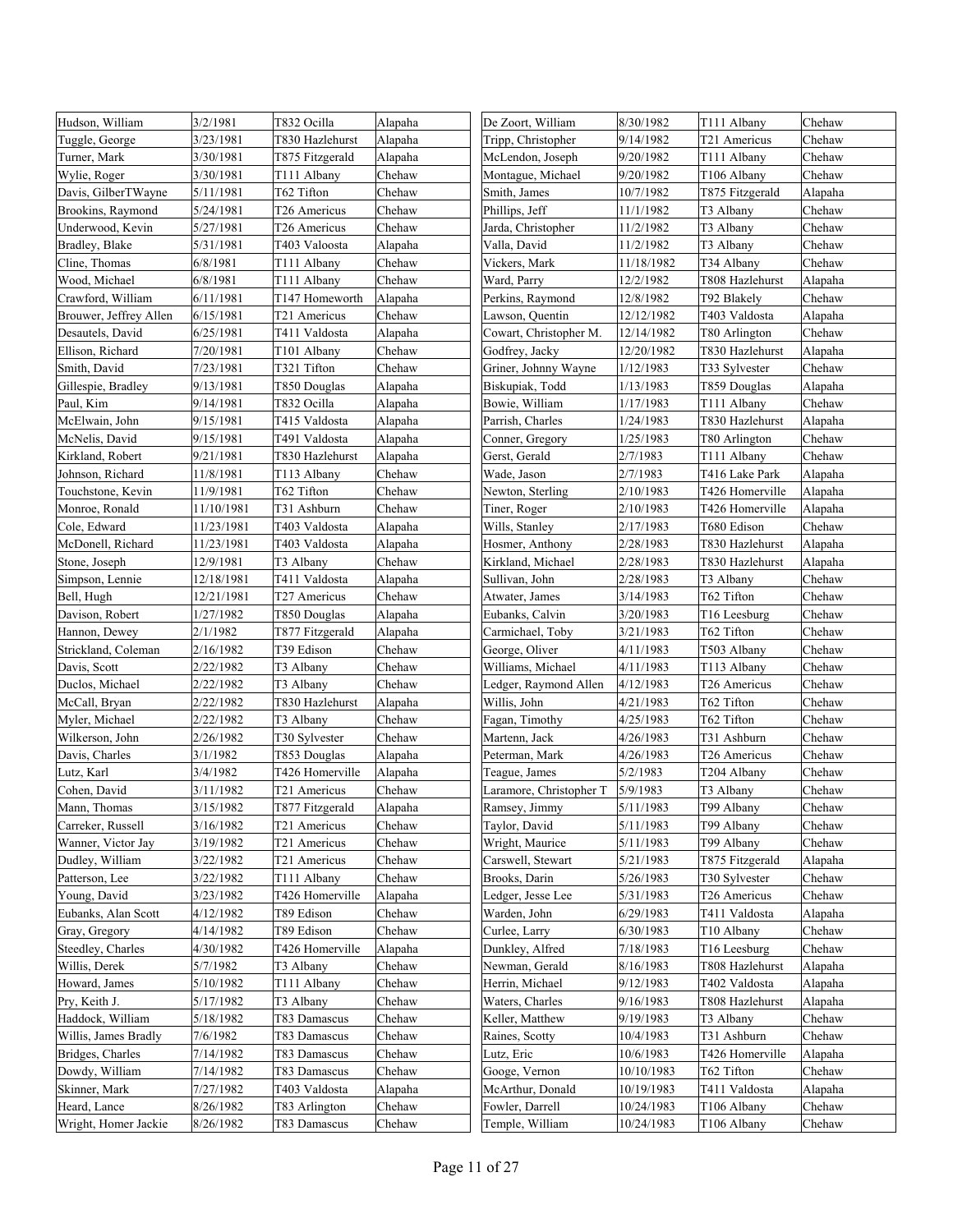| | | | |
|---|---|---|---|
| Hudson, William | 3/2/1981 | T832 Ocilla | Alapaha |
| Tuggle, George | 3/23/1981 | T830 Hazlehurst | Alapaha |
| Turner, Mark | 3/30/1981 | T875 Fitzgerald | Alapaha |
| Wylie, Roger | 3/30/1981 | T111 Albany | Chehaw |
| Davis, GilberTWayne | 5/11/1981 | T62 Tifton | Chehaw |
| Brookins, Raymond | 5/24/1981 | T26 Americus | Chehaw |
| Underwood, Kevin | 5/27/1981 | T26 Americus | Chehaw |
| Bradley, Blake | 5/31/1981 | T403 Valoosta | Alapaha |
| Cline, Thomas | 6/8/1981 | T111 Albany | Chehaw |
| Wood, Michael | 6/8/1981 | T111 Albany | Chehaw |
| Crawford, William | 6/11/1981 | T147 Homeworth | Alapaha |
| Brouwer, Jeffrey Allen | 6/15/1981 | T21 Americus | Chehaw |
| Desautels, David | 6/25/1981 | T411 Valdosta | Alapaha |
| Ellison, Richard | 7/20/1981 | T101 Albany | Chehaw |
| Smith, David | 7/23/1981 | T321 Tifton | Chehaw |
| Gillespie, Bradley | 9/13/1981 | T850 Douglas | Alapaha |
| Paul, Kim | 9/14/1981 | T832 Ocilla | Alapaha |
| McElwain, John | 9/15/1981 | T415 Valdosta | Alapaha |
| McNelis, David | 9/15/1981 | T491 Valdosta | Alapaha |
| Kirkland, Robert | 9/21/1981 | T830 Hazlehurst | Alapaha |
| Johnson, Richard | 11/8/1981 | T113 Albany | Chehaw |
| Touchstone, Kevin | 11/9/1981 | T62 Tifton | Chehaw |
| Monroe, Ronald | 11/10/1981 | T31 Ashburn | Chehaw |
| Cole, Edward | 11/23/1981 | T403 Valdosta | Alapaha |
| McDonell, Richard | 11/23/1981 | T403 Valdosta | Alapaha |
| Stone, Joseph | 12/9/1981 | T3 Albany | Chehaw |
| Simpson, Lennie | 12/18/1981 | T411 Valdosta | Alapaha |
| Bell, Hugh | 12/21/1981 | T27 Americus | Chehaw |
| Davison, Robert | 1/27/1982 | T850 Douglas | Alapaha |
| Hannon, Dewey | 2/1/1982 | T877 Fitzgerald | Alapaha |
| Strickland, Coleman | 2/16/1982 | T39 Edison | Chehaw |
| Davis, Scott | 2/22/1982 | T3 Albany | Chehaw |
| Duclos, Michael | 2/22/1982 | T3 Albany | Chehaw |
| McCall, Bryan | 2/22/1982 | T830 Hazlehurst | Alapaha |
| Myler, Michael | 2/22/1982 | T3 Albany | Chehaw |
| Wilkerson, John | 2/26/1982 | T30 Sylvester | Chehaw |
| Davis, Charles | 3/1/1982 | T853 Douglas | Alapaha |
| Lutz, Karl | 3/4/1982 | T426 Homerville | Alapaha |
| Cohen, David | 3/11/1982 | T21 Americus | Chehaw |
| Mann, Thomas | 3/15/1982 | T877 Fitzgerald | Alapaha |
| Carreker, Russell | 3/16/1982 | T21 Americus | Chehaw |
| Wanner, Victor Jay | 3/19/1982 | T21 Americus | Chehaw |
| Dudley, William | 3/22/1982 | T21 Americus | Chehaw |
| Patterson, Lee | 3/22/1982 | T111 Albany | Chehaw |
| Young, David | 3/23/1982 | T426 Homerville | Alapaha |
| Eubanks, Alan Scott | 4/12/1982 | T89 Edison | Chehaw |
| Gray, Gregory | 4/14/1982 | T89 Edison | Chehaw |
| Steedley, Charles | 4/30/1982 | T426 Homerville | Alapaha |
| Willis, Derek | 5/7/1982 | T3 Albany | Chehaw |
| Howard, James | 5/10/1982 | T111 Albany | Chehaw |
| Pry, Keith J. | 5/17/1982 | T3 Albany | Chehaw |
| Haddock, William | 5/18/1982 | T83 Damascus | Chehaw |
| Willis, James Bradly | 7/6/1982 | T83 Damascus | Chehaw |
| Bridges, Charles | 7/14/1982 | T83 Damascus | Chehaw |
| Dowdy, William | 7/14/1982 | T83 Damascus | Chehaw |
| Skinner, Mark | 7/27/1982 | T403 Valdosta | Alapaha |
| Heard, Lance | 8/26/1982 | T83 Arlington | Chehaw |
| Wright, Homer Jackie | 8/26/1982 | T83 Damascus | Chehaw |
| De Zoort, William | 8/30/1982 | T111 Albany | Chehaw |
| Tripp, Christopher | 9/14/1982 | T21 Americus | Chehaw |
| McLendon, Joseph | 9/20/1982 | T111 Albany | Chehaw |
| Montague, Michael | 9/20/1982 | T106 Albany | Chehaw |
| Smith, James | 10/7/1982 | T875 Fitzgerald | Alapaha |
| Phillips, Jeff | 11/1/1982 | T3 Albany | Chehaw |
| Jarda, Christopher | 11/2/1982 | T3 Albany | Chehaw |
| Valla, David | 11/2/1982 | T3 Albany | Chehaw |
| Vickers, Mark | 11/18/1982 | T34 Albany | Chehaw |
| Ward, Parry | 12/2/1982 | T808 Hazlehurst | Alapaha |
| Perkins, Raymond | 12/8/1982 | T92 Blakely | Chehaw |
| Lawson, Quentin | 12/12/1982 | T403 Valdosta | Alapaha |
| Cowart, Christopher M. | 12/14/1982 | T80 Arlington | Chehaw |
| Godfrey, Jacky | 12/20/1982 | T830 Hazlehurst | Alapaha |
| Griner, Johnny Wayne | 1/12/1983 | T33 Sylvester | Chehaw |
| Biskupiak, Todd | 1/13/1983 | T859 Douglas | Alapaha |
| Bowie, William | 1/17/1983 | T111 Albany | Chehaw |
| Parrish, Charles | 1/24/1983 | T830 Hazlehurst | Alapaha |
| Conner, Gregory | 1/25/1983 | T80 Arlington | Chehaw |
| Gerst, Gerald | 2/7/1983 | T111 Albany | Chehaw |
| Wade, Jason | 2/7/1983 | T416 Lake Park | Alapaha |
| Newton, Sterling | 2/10/1983 | T426 Homerville | Alapaha |
| Tiner, Roger | 2/10/1983 | T426 Homerville | Alapaha |
| Wills, Stanley | 2/17/1983 | T680 Edison | Chehaw |
| Hosmer, Anthony | 2/28/1983 | T830 Hazlehurst | Alapaha |
| Kirkland, Michael | 2/28/1983 | T830 Hazlehurst | Alapaha |
| Sullivan, John | 2/28/1983 | T3 Albany | Chehaw |
| Atwater, James | 3/14/1983 | T62 Tifton | Chehaw |
| Eubanks, Calvin | 3/20/1983 | T16 Leesburg | Chehaw |
| Carmichael, Toby | 3/21/1983 | T62 Tifton | Chehaw |
| George, Oliver | 4/11/1983 | T503 Albany | Chehaw |
| Williams, Michael | 4/11/1983 | T113 Albany | Chehaw |
| Ledger, Raymond Allen | 4/12/1983 | T26 Americus | Chehaw |
| Willis, John | 4/21/1983 | T62 Tifton | Chehaw |
| Fagan, Timothy | 4/25/1983 | T62 Tifton | Chehaw |
| Martenn, Jack | 4/26/1983 | T31 Ashburn | Chehaw |
| Peterman, Mark | 4/26/1983 | T26 Americus | Chehaw |
| Teague, James | 5/2/1983 | T204 Albany | Chehaw |
| Laramore, Christopher T | 5/9/1983 | T3 Albany | Chehaw |
| Ramsey, Jimmy | 5/11/1983 | T99 Albany | Chehaw |
| Taylor, David | 5/11/1983 | T99 Albany | Chehaw |
| Wright, Maurice | 5/11/1983 | T99 Albany | Chehaw |
| Carswell, Stewart | 5/21/1983 | T875 Fitzgerald | Alapaha |
| Brooks, Darin | 5/26/1983 | T30 Sylvester | Chehaw |
| Ledger, Jesse Lee | 5/31/1983 | T26 Americus | Chehaw |
| Warden, John | 6/29/1983 | T411 Valdosta | Alapaha |
| Curlee, Larry | 6/30/1983 | T10 Albany | Chehaw |
| Dunkley, Alfred | 7/18/1983 | T16 Leesburg | Chehaw |
| Newman, Gerald | 8/16/1983 | T808 Hazlehurst | Alapaha |
| Herrin, Michael | 9/12/1983 | T402 Valdosta | Alapaha |
| Waters, Charles | 9/16/1983 | T808 Hazlehurst | Alapaha |
| Keller, Matthew | 9/19/1983 | T3 Albany | Chehaw |
| Raines, Scotty | 10/4/1983 | T31 Ashburn | Chehaw |
| Lutz, Eric | 10/6/1983 | T426 Homerville | Alapaha |
| Googe, Vernon | 10/10/1983 | T62 Tifton | Chehaw |
| McArthur, Donald | 10/19/1983 | T411 Valdosta | Alapaha |
| Fowler, Darrell | 10/24/1983 | T106 Albany | Chehaw |
| Temple, William | 10/24/1983 | T106 Albany | Chehaw |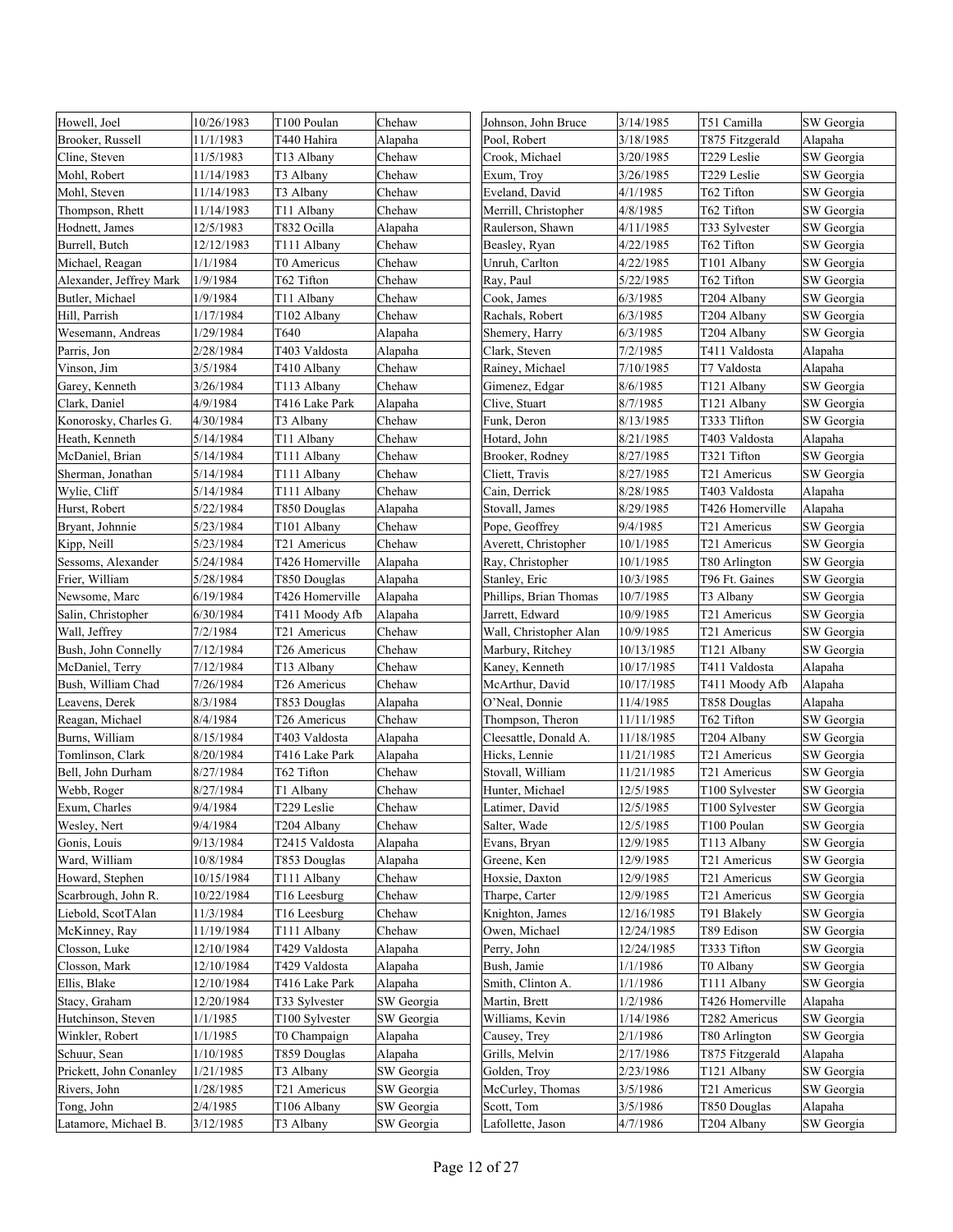| | | | |
|---|---|---|---|
| Howell, Joel | 10/26/1983 | T100 Poulan | Chehaw |
| Brooker, Russell | 11/1/1983 | T440 Hahira | Alapaha |
| Cline, Steven | 11/5/1983 | T13 Albany | Chehaw |
| Mohl, Robert | 11/14/1983 | T3 Albany | Chehaw |
| Mohl, Steven | 11/14/1983 | T3 Albany | Chehaw |
| Thompson, Rhett | 11/14/1983 | T11 Albany | Chehaw |
| Hodnett, James | 12/5/1983 | T832 Ocilla | Alapaha |
| Burrell, Butch | 12/12/1983 | T111 Albany | Chehaw |
| Michael, Reagan | 1/1/1984 | T0 Americus | Chehaw |
| Alexander, Jeffrey Mark | 1/9/1984 | T62 Tifton | Chehaw |
| Butler, Michael | 1/9/1984 | T11 Albany | Chehaw |
| Hill, Parrish | 1/17/1984 | T102 Albany | Chehaw |
| Wesemann, Andreas | 1/29/1984 | T640 | Alapaha |
| Parris, Jon | 2/28/1984 | T403 Valdosta | Alapaha |
| Vinson, Jim | 3/5/1984 | T410 Albany | Chehaw |
| Garey, Kenneth | 3/26/1984 | T113 Albany | Chehaw |
| Clark, Daniel | 4/9/1984 | T416 Lake Park | Alapaha |
| Konorosky, Charles G. | 4/30/1984 | T3 Albany | Chehaw |
| Heath, Kenneth | 5/14/1984 | T11 Albany | Chehaw |
| McDaniel, Brian | 5/14/1984 | T111 Albany | Chehaw |
| Sherman, Jonathan | 5/14/1984 | T111 Albany | Chehaw |
| Wylie, Cliff | 5/14/1984 | T111 Albany | Chehaw |
| Hurst, Robert | 5/22/1984 | T850 Douglas | Alapaha |
| Bryant, Johnnie | 5/23/1984 | T101 Albany | Chehaw |
| Kipp, Neill | 5/23/1984 | T21 Americus | Chehaw |
| Sessoms, Alexander | 5/24/1984 | T426 Homerville | Alapaha |
| Frier, William | 5/28/1984 | T850 Douglas | Alapaha |
| Newsome, Marc | 6/19/1984 | T426 Homerville | Alapaha |
| Salin, Christopher | 6/30/1984 | T411 Moody Afb | Alapaha |
| Wall, Jeffrey | 7/2/1984 | T21 Americus | Chehaw |
| Bush, John Connelly | 7/12/1984 | T26 Americus | Chehaw |
| McDaniel, Terry | 7/12/1984 | T13 Albany | Chehaw |
| Bush, William Chad | 7/26/1984 | T26 Americus | Chehaw |
| Leavens, Derek | 8/3/1984 | T853 Douglas | Alapaha |
| Reagan, Michael | 8/4/1984 | T26 Americus | Chehaw |
| Burns, William | 8/15/1984 | T403 Valdosta | Alapaha |
| Tomlinson, Clark | 8/20/1984 | T416 Lake Park | Alapaha |
| Bell, John Durham | 8/27/1984 | T62 Tifton | Chehaw |
| Webb, Roger | 8/27/1984 | T1 Albany | Chehaw |
| Exum, Charles | 9/4/1984 | T229 Leslie | Chehaw |
| Wesley, Nert | 9/4/1984 | T204 Albany | Chehaw |
| Gonis, Louis | 9/13/1984 | T2415 Valdosta | Alapaha |
| Ward, William | 10/8/1984 | T853 Douglas | Alapaha |
| Howard, Stephen | 10/15/1984 | T111 Albany | Chehaw |
| Scarbrough, John R. | 10/22/1984 | T16 Leesburg | Chehaw |
| Liebold, ScotTAlan | 11/3/1984 | T16 Leesburg | Chehaw |
| McKinney, Ray | 11/19/1984 | T111 Albany | Chehaw |
| Closson, Luke | 12/10/1984 | T429 Valdosta | Alapaha |
| Closson, Mark | 12/10/1984 | T429 Valdosta | Alapaha |
| Ellis, Blake | 12/10/1984 | T416 Lake Park | Alapaha |
| Stacy, Graham | 12/20/1984 | T33 Sylvester | SW Georgia |
| Hutchinson, Steven | 1/1/1985 | T100 Sylvester | SW Georgia |
| Winkler, Robert | 1/1/1985 | T0 Champaign | Alapaha |
| Schuur, Sean | 1/10/1985 | T859 Douglas | Alapaha |
| Prickett, John Conanley | 1/21/1985 | T3 Albany | SW Georgia |
| Rivers, John | 1/28/1985 | T21 Americus | SW Georgia |
| Tong, John | 2/4/1985 | T106 Albany | SW Georgia |
| Latamore, Michael B. | 3/12/1985 | T3 Albany | SW Georgia |
| Johnson, John Bruce | 3/14/1985 | T51 Camilla | SW Georgia |
| Pool, Robert | 3/18/1985 | T875 Fitzgerald | Alapaha |
| Crook, Michael | 3/20/1985 | T229 Leslie | SW Georgia |
| Exum, Troy | 3/26/1985 | T229 Leslie | SW Georgia |
| Eveland, David | 4/1/1985 | T62 Tifton | SW Georgia |
| Merrill, Christopher | 4/8/1985 | T62 Tifton | SW Georgia |
| Raulerson, Shawn | 4/11/1985 | T33 Sylvester | SW Georgia |
| Beasley, Ryan | 4/22/1985 | T62 Tifton | SW Georgia |
| Unruh, Carlton | 4/22/1985 | T101 Albany | SW Georgia |
| Ray, Paul | 5/22/1985 | T62 Tifton | SW Georgia |
| Cook, James | 6/3/1985 | T204 Albany | SW Georgia |
| Rachals, Robert | 6/3/1985 | T204 Albany | SW Georgia |
| Shemery, Harry | 6/3/1985 | T204 Albany | SW Georgia |
| Clark, Steven | 7/2/1985 | T411 Valdosta | Alapaha |
| Rainey, Michael | 7/10/1985 | T7 Valdosta | Alapaha |
| Gimenez, Edgar | 8/6/1985 | T121 Albany | SW Georgia |
| Clive, Stuart | 8/7/1985 | T121 Albany | SW Georgia |
| Funk, Deron | 8/13/1985 | T333 Tlifton | SW Georgia |
| Hotard, John | 8/21/1985 | T403 Valdosta | Alapaha |
| Brooker, Rodney | 8/27/1985 | T321 Tifton | SW Georgia |
| Cliett, Travis | 8/27/1985 | T21 Americus | SW Georgia |
| Cain, Derrick | 8/28/1985 | T403 Valdosta | Alapaha |
| Stovall, James | 8/29/1985 | T426 Homerville | Alapaha |
| Pope, Geoffrey | 9/4/1985 | T21 Americus | SW Georgia |
| Averett, Christopher | 10/1/1985 | T21 Americus | SW Georgia |
| Ray, Christopher | 10/1/1985 | T80 Arlington | SW Georgia |
| Stanley, Eric | 10/3/1985 | T96 Ft. Gaines | SW Georgia |
| Phillips, Brian Thomas | 10/7/1985 | T3 Albany | SW Georgia |
| Jarrett, Edward | 10/9/1985 | T21 Americus | SW Georgia |
| Wall, Christopher Alan | 10/9/1985 | T21 Americus | SW Georgia |
| Marbury, Ritchey | 10/13/1985 | T121 Albany | SW Georgia |
| Kaney, Kenneth | 10/17/1985 | T411 Valdosta | Alapaha |
| McArthur, David | 10/17/1985 | T411 Moody Afb | Alapaha |
| O'Neal, Donnie | 11/4/1985 | T858 Douglas | Alapaha |
| Thompson, Theron | 11/11/1985 | T62 Tifton | SW Georgia |
| Cleesattle, Donald A. | 11/18/1985 | T204 Albany | SW Georgia |
| Hicks, Lennie | 11/21/1985 | T21 Americus | SW Georgia |
| Stovall, William | 11/21/1985 | T21 Americus | SW Georgia |
| Hunter, Michael | 12/5/1985 | T100 Sylvester | SW Georgia |
| Latimer, David | 12/5/1985 | T100 Sylvester | SW Georgia |
| Salter, Wade | 12/5/1985 | T100 Poulan | SW Georgia |
| Evans, Bryan | 12/9/1985 | T113 Albany | SW Georgia |
| Greene, Ken | 12/9/1985 | T21 Americus | SW Georgia |
| Hoxsie, Daxton | 12/9/1985 | T21 Americus | SW Georgia |
| Tharpe, Carter | 12/9/1985 | T21 Americus | SW Georgia |
| Knighton, James | 12/16/1985 | T91 Blakely | SW Georgia |
| Owen, Michael | 12/24/1985 | T89 Edison | SW Georgia |
| Perry, John | 12/24/1985 | T333 Tifton | SW Georgia |
| Bush, Jamie | 1/1/1986 | T0 Albany | SW Georgia |
| Smith, Clinton A. | 1/1/1986 | T111 Albany | SW Georgia |
| Martin, Brett | 1/2/1986 | T426 Homerville | Alapaha |
| Williams, Kevin | 1/14/1986 | T282 Americus | SW Georgia |
| Causey, Trey | 2/1/1986 | T80 Arlington | SW Georgia |
| Grills, Melvin | 2/17/1986 | T875 Fitzgerald | Alapaha |
| Golden, Troy | 2/23/1986 | T121 Albany | SW Georgia |
| McCurley, Thomas | 3/5/1986 | T21 Americus | SW Georgia |
| Scott, Tom | 3/5/1986 | T850 Douglas | Alapaha |
| Lafollette, Jason | 4/7/1986 | T204 Albany | SW Georgia |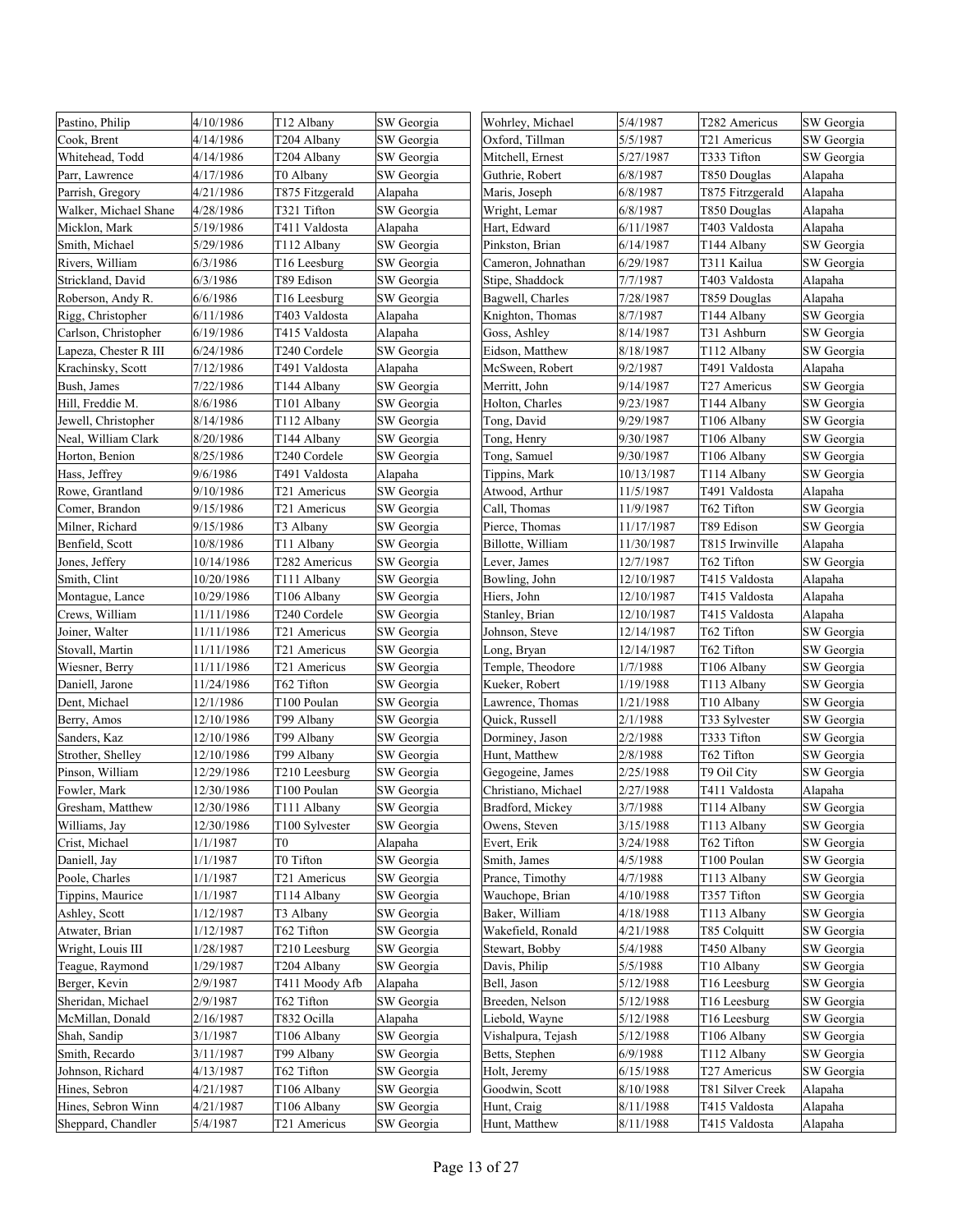| | | | |
|---|---|---|---|
| Pastino, Philip | 4/10/1986 | T12 Albany | SW Georgia |
| Cook, Brent | 4/14/1986 | T204 Albany | SW Georgia |
| Whitehead, Todd | 4/14/1986 | T204 Albany | SW Georgia |
| Parr, Lawrence | 4/17/1986 | T0 Albany | SW Georgia |
| Parrish, Gregory | 4/21/1986 | T875 Fitzgerald | Alapaha |
| Walker, Michael Shane | 4/28/1986 | T321 Tifton | SW Georgia |
| Micklon, Mark | 5/19/1986 | T411 Valdosta | Alapaha |
| Smith, Michael | 5/29/1986 | T112 Albany | SW Georgia |
| Rivers, William | 6/3/1986 | T16 Leesburg | SW Georgia |
| Strickland, David | 6/3/1986 | T89 Edison | SW Georgia |
| Roberson, Andy R. | 6/6/1986 | T16 Leesburg | SW Georgia |
| Rigg, Christopher | 6/11/1986 | T403 Valdosta | Alapaha |
| Carlson, Christopher | 6/19/1986 | T415 Valdosta | Alapaha |
| Lapeza, Chester R III | 6/24/1986 | T240 Cordele | SW Georgia |
| Krachinsky, Scott | 7/12/1986 | T491 Valdosta | Alapaha |
| Bush, James | 7/22/1986 | T144 Albany | SW Georgia |
| Hill, Freddie M. | 8/6/1986 | T101 Albany | SW Georgia |
| Jewell, Christopher | 8/14/1986 | T112 Albany | SW Georgia |
| Neal, William Clark | 8/20/1986 | T144 Albany | SW Georgia |
| Horton, Benion | 8/25/1986 | T240 Cordele | SW Georgia |
| Hass, Jeffrey | 9/6/1986 | T491 Valdosta | Alapaha |
| Rowe, Grantland | 9/10/1986 | T21 Americus | SW Georgia |
| Comer, Brandon | 9/15/1986 | T21 Americus | SW Georgia |
| Milner, Richard | 9/15/1986 | T3 Albany | SW Georgia |
| Benfield, Scott | 10/8/1986 | T11 Albany | SW Georgia |
| Jones, Jeffery | 10/14/1986 | T282 Americus | SW Georgia |
| Smith, Clint | 10/20/1986 | T111 Albany | SW Georgia |
| Montague, Lance | 10/29/1986 | T106 Albany | SW Georgia |
| Crews, William | 11/11/1986 | T240 Cordele | SW Georgia |
| Joiner, Walter | 11/11/1986 | T21 Americus | SW Georgia |
| Stovall, Martin | 11/11/1986 | T21 Americus | SW Georgia |
| Wiesner, Berry | 11/11/1986 | T21 Americus | SW Georgia |
| Daniell, Jarone | 11/24/1986 | T62 Tifton | SW Georgia |
| Dent, Michael | 12/1/1986 | T100 Poulan | SW Georgia |
| Berry, Amos | 12/10/1986 | T99 Albany | SW Georgia |
| Sanders, Kaz | 12/10/1986 | T99 Albany | SW Georgia |
| Strother, Shelley | 12/10/1986 | T99 Albany | SW Georgia |
| Pinson, William | 12/29/1986 | T210 Leesburg | SW Georgia |
| Fowler, Mark | 12/30/1986 | T100 Poulan | SW Georgia |
| Gresham, Matthew | 12/30/1986 | T111 Albany | SW Georgia |
| Williams, Jay | 12/30/1986 | T100 Sylvester | SW Georgia |
| Crist, Michael | 1/1/1987 | T0 | Alapaha |
| Daniell, Jay | 1/1/1987 | T0 Tifton | SW Georgia |
| Poole, Charles | 1/1/1987 | T21 Americus | SW Georgia |
| Tippins, Maurice | 1/1/1987 | T114 Albany | SW Georgia |
| Ashley, Scott | 1/12/1987 | T3 Albany | SW Georgia |
| Atwater, Brian | 1/12/1987 | T62 Tifton | SW Georgia |
| Wright, Louis III | 1/28/1987 | T210 Leesburg | SW Georgia |
| Teague, Raymond | 1/29/1987 | T204 Albany | SW Georgia |
| Berger, Kevin | 2/9/1987 | T411 Moody Afb | Alapaha |
| Sheridan, Michael | 2/9/1987 | T62 Tifton | SW Georgia |
| McMillan, Donald | 2/16/1987 | T832 Ocilla | Alapaha |
| Shah, Sandip | 3/1/1987 | T106 Albany | SW Georgia |
| Smith, Recardo | 3/11/1987 | T99 Albany | SW Georgia |
| Johnson, Richard | 4/13/1987 | T62 Tifton | SW Georgia |
| Hines, Sebron | 4/21/1987 | T106 Albany | SW Georgia |
| Hines, Sebron Winn | 4/21/1987 | T106 Albany | SW Georgia |
| Sheppard, Chandler | 5/4/1987 | T21 Americus | SW Georgia |
| Wohrley, Michael | 5/4/1987 | T282 Americus | SW Georgia |
| Oxford, Tillman | 5/5/1987 | T21 Americus | SW Georgia |
| Mitchell, Ernest | 5/27/1987 | T333 Tifton | SW Georgia |
| Guthrie, Robert | 6/8/1987 | T850 Douglas | Alapaha |
| Maris, Joseph | 6/8/1987 | T875 Fitrzgerald | Alapaha |
| Wright, Lemar | 6/8/1987 | T850 Douglas | Alapaha |
| Hart, Edward | 6/11/1987 | T403 Valdosta | Alapaha |
| Pinkston, Brian | 6/14/1987 | T144 Albany | SW Georgia |
| Cameron, Johnathan | 6/29/1987 | T311 Kailua | SW Georgia |
| Stipe, Shaddock | 7/7/1987 | T403 Valdosta | Alapaha |
| Bagwell, Charles | 7/28/1987 | T859 Douglas | Alapaha |
| Knighton, Thomas | 8/7/1987 | T144 Albany | SW Georgia |
| Goss, Ashley | 8/14/1987 | T31 Ashburn | SW Georgia |
| Eidson, Matthew | 8/18/1987 | T112 Albany | SW Georgia |
| McSween, Robert | 9/2/1987 | T491 Valdosta | Alapaha |
| Merritt, John | 9/14/1987 | T27 Americus | SW Georgia |
| Holton, Charles | 9/23/1987 | T144 Albany | SW Georgia |
| Tong, David | 9/29/1987 | T106 Albany | SW Georgia |
| Tong, Henry | 9/30/1987 | T106 Albany | SW Georgia |
| Tong, Samuel | 9/30/1987 | T106 Albany | SW Georgia |
| Tippins, Mark | 10/13/1987 | T114 Albany | SW Georgia |
| Atwood, Arthur | 11/5/1987 | T491 Valdosta | Alapaha |
| Call, Thomas | 11/9/1987 | T62 Tifton | SW Georgia |
| Pierce, Thomas | 11/17/1987 | T89 Edison | SW Georgia |
| Billotte, William | 11/30/1987 | T815 Irwinville | Alapaha |
| Lever, James | 12/7/1987 | T62 Tifton | SW Georgia |
| Bowling, John | 12/10/1987 | T415 Valdosta | Alapaha |
| Hiers, John | 12/10/1987 | T415 Valdosta | Alapaha |
| Stanley, Brian | 12/10/1987 | T415 Valdosta | Alapaha |
| Johnson, Steve | 12/14/1987 | T62 Tifton | SW Georgia |
| Long, Bryan | 12/14/1987 | T62 Tifton | SW Georgia |
| Temple, Theodore | 1/7/1988 | T106 Albany | SW Georgia |
| Kueker, Robert | 1/19/1988 | T113 Albany | SW Georgia |
| Lawrence, Thomas | 1/21/1988 | T10 Albany | SW Georgia |
| Quick, Russell | 2/1/1988 | T33 Sylvester | SW Georgia |
| Dorminey, Jason | 2/2/1988 | T333 Tifton | SW Georgia |
| Hunt, Matthew | 2/8/1988 | T62 Tifton | SW Georgia |
| Gegogeine, James | 2/25/1988 | T9 Oil City | SW Georgia |
| Christiano, Michael | 2/27/1988 | T411 Valdosta | Alapaha |
| Bradford, Mickey | 3/7/1988 | T114 Albany | SW Georgia |
| Owens, Steven | 3/15/1988 | T113 Albany | SW Georgia |
| Evert, Erik | 3/24/1988 | T62 Tifton | SW Georgia |
| Smith, James | 4/5/1988 | T100 Poulan | SW Georgia |
| Prance, Timothy | 4/7/1988 | T113 Albany | SW Georgia |
| Wauchope, Brian | 4/10/1988 | T357 Tifton | SW Georgia |
| Baker, William | 4/18/1988 | T113 Albany | SW Georgia |
| Wakefield, Ronald | 4/21/1988 | T85 Colquitt | SW Georgia |
| Stewart, Bobby | 5/4/1988 | T450 Albany | SW Georgia |
| Davis, Philip | 5/5/1988 | T10 Albany | SW Georgia |
| Bell, Jason | 5/12/1988 | T16 Leesburg | SW Georgia |
| Breeden, Nelson | 5/12/1988 | T16 Leesburg | SW Georgia |
| Liebold, Wayne | 5/12/1988 | T16 Leesburg | SW Georgia |
| Vishalpura, Tejash | 5/12/1988 | T106 Albany | SW Georgia |
| Betts, Stephen | 6/9/1988 | T112 Albany | SW Georgia |
| Holt, Jeremy | 6/15/1988 | T27 Americus | SW Georgia |
| Goodwin, Scott | 8/10/1988 | T81 Silver Creek | Alapaha |
| Hunt, Craig | 8/11/1988 | T415 Valdosta | Alapaha |
| Hunt, Matthew | 8/11/1988 | T415 Valdosta | Alapaha |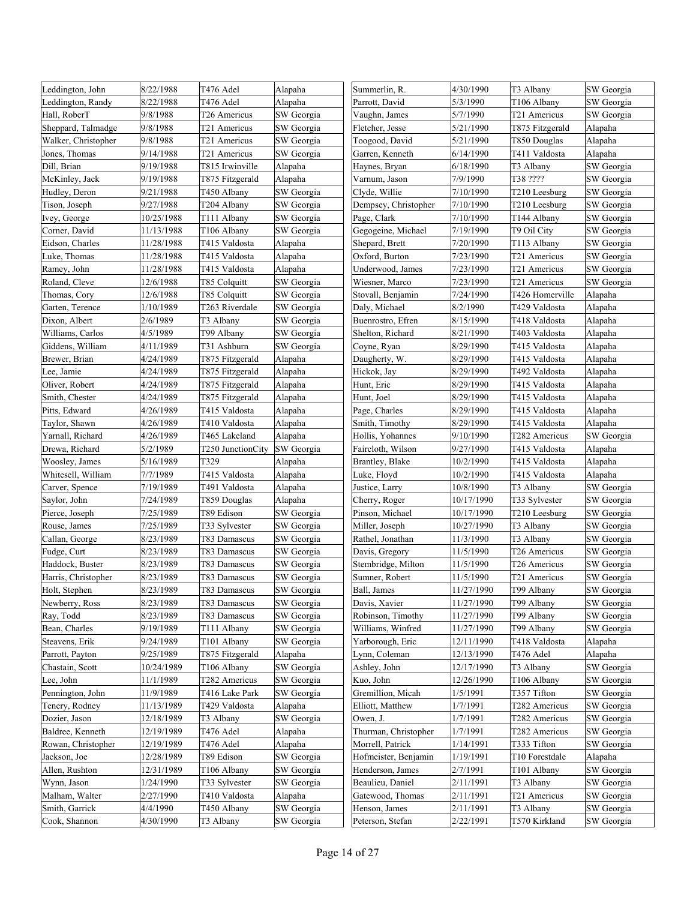| | | | |
|---|---|---|---|
| Leddington, John | 8/22/1988 | T476 Adel | Alapaha |
| Leddington, Randy | 8/22/1988 | T476 Adel | Alapaha |
| Hall, RoberT | 9/8/1988 | T26 Americus | SW Georgia |
| Sheppard, Talmadge | 9/8/1988 | T21 Americus | SW Georgia |
| Walker, Christopher | 9/8/1988 | T21 Americus | SW Georgia |
| Jones, Thomas | 9/14/1988 | T21 Americus | SW Georgia |
| Dill, Brian | 9/19/1988 | T815 Irwinville | Alapaha |
| McKinley, Jack | 9/19/1988 | T875 Fitzgerald | Alapaha |
| Hudley, Deron | 9/21/1988 | T450 Albany | SW Georgia |
| Tison, Joseph | 9/27/1988 | T204 Albany | SW Georgia |
| Ivey, George | 10/25/1988 | T111 Albany | SW Georgia |
| Corner, David | 11/13/1988 | T106 Albany | SW Georgia |
| Eidson, Charles | 11/28/1988 | T415 Valdosta | Alapaha |
| Luke, Thomas | 11/28/1988 | T415 Valdosta | Alapaha |
| Ramey, John | 11/28/1988 | T415 Valdosta | Alapaha |
| Roland, Cleve | 12/6/1988 | T85 Colquitt | SW Georgia |
| Thomas, Cory | 12/6/1988 | T85 Colquitt | SW Georgia |
| Garten, Terence | 1/10/1989 | T263 Riverdale | SW Georgia |
| Dixon, Albert | 2/6/1989 | T3 Albany | SW Georgia |
| Williams, Carlos | 4/5/1989 | T99 Albany | SW Georgia |
| Giddens, William | 4/11/1989 | T31 Ashburn | SW Georgia |
| Brewer, Brian | 4/24/1989 | T875 Fitzgerald | Alapaha |
| Lee, Jamie | 4/24/1989 | T875 Fitzgerald | Alapaha |
| Oliver, Robert | 4/24/1989 | T875 Fitzgerald | Alapaha |
| Smith, Chester | 4/24/1989 | T875 Fitzgerald | Alapaha |
| Pitts, Edward | 4/26/1989 | T415 Valdosta | Alapaha |
| Taylor, Shawn | 4/26/1989 | T410 Valdosta | Alapaha |
| Yarnall, Richard | 4/26/1989 | T465 Lakeland | Alapaha |
| Drewa, Richard | 5/2/1989 | T250 JunctionCity | SW Georgia |
| Woosley, James | 5/16/1989 | T329 | Alapaha |
| Whitesell, William | 7/7/1989 | T415 Valdosta | Alapaha |
| Carver, Spence | 7/19/1989 | T491 Valdosta | Alapaha |
| Saylor, John | 7/24/1989 | T859 Douglas | Alapaha |
| Pierce, Joseph | 7/25/1989 | T89 Edison | SW Georgia |
| Rouse, James | 7/25/1989 | T33 Sylvester | SW Georgia |
| Callan, George | 8/23/1989 | T83 Damascus | SW Georgia |
| Fudge, Curt | 8/23/1989 | T83 Damascus | SW Georgia |
| Haddock, Buster | 8/23/1989 | T83 Damascus | SW Georgia |
| Harris, Christopher | 8/23/1989 | T83 Damascus | SW Georgia |
| Holt, Stephen | 8/23/1989 | T83 Damascus | SW Georgia |
| Newberry, Ross | 8/23/1989 | T83 Damascus | SW Georgia |
| Ray, Todd | 8/23/1989 | T83 Damascus | SW Georgia |
| Bean, Charles | 9/19/1989 | T111 Albany | SW Georgia |
| Steavens, Erik | 9/24/1989 | T101 Albany | SW Georgia |
| Parrott, Payton | 9/25/1989 | T875 Fitzgerald | Alapaha |
| Chastain, Scott | 10/24/1989 | T106 Albany | SW Georgia |
| Lee, John | 11/1/1989 | T282 Americus | SW Georgia |
| Pennington, John | 11/9/1989 | T416 Lake Park | SW Georgia |
| Tenery, Rodney | 11/13/1989 | T429 Valdosta | Alapaha |
| Dozier, Jason | 12/18/1989 | T3 Albany | SW Georgia |
| Baldree, Kenneth | 12/19/1989 | T476 Adel | Alapaha |
| Rowan, Christopher | 12/19/1989 | T476 Adel | Alapaha |
| Jackson, Joe | 12/28/1989 | T89 Edison | SW Georgia |
| Allen, Rushton | 12/31/1989 | T106 Albany | SW Georgia |
| Wynn, Jason | 1/24/1990 | T33 Sylvester | SW Georgia |
| Malham, Walter | 2/27/1990 | T410 Valdosta | Alapaha |
| Smith, Garrick | 4/4/1990 | T450 Albany | SW Georgia |
| Cook, Shannon | 4/30/1990 | T3 Albany | SW Georgia |
| Summerlin, R. | 4/30/1990 | T3 Albany | SW Georgia |
| Parrott, David | 5/3/1990 | T106 Albany | SW Georgia |
| Vaughn, James | 5/7/1990 | T21 Americus | SW Georgia |
| Fletcher, Jesse | 5/21/1990 | T875 Fitzgerald | Alapaha |
| Toogood, David | 5/21/1990 | T850 Douglas | Alapaha |
| Garren, Kenneth | 6/14/1990 | T411 Valdosta | Alapaha |
| Haynes, Bryan | 6/18/1990 | T3 Albany | SW Georgia |
| Varnum, Jason | 7/9/1990 | T38 ???? | SW Georgia |
| Clyde, Willie | 7/10/1990 | T210 Leesburg | SW Georgia |
| Dempsey, Christopher | 7/10/1990 | T210 Leesburg | SW Georgia |
| Page, Clark | 7/10/1990 | T144 Albany | SW Georgia |
| Gegogeine, Michael | 7/19/1990 | T9 Oil City | SW Georgia |
| Shepard, Brett | 7/20/1990 | T113 Albany | SW Georgia |
| Oxford, Burton | 7/23/1990 | T21 Americus | SW Georgia |
| Underwood, James | 7/23/1990 | T21 Americus | SW Georgia |
| Wiesner, Marco | 7/23/1990 | T21 Americus | SW Georgia |
| Stovall, Benjamin | 7/24/1990 | T426 Homerville | Alapaha |
| Daly, Michael | 8/2/1990 | T429 Valdosta | Alapaha |
| Buenrostro, Efren | 8/15/1990 | T418 Valdosta | Alapaha |
| Shelton, Richard | 8/21/1990 | T403 Valdosta | Alapaha |
| Coyne, Ryan | 8/29/1990 | T415 Valdosta | Alapaha |
| Daugherty, W. | 8/29/1990 | T415 Valdosta | Alapaha |
| Hickok, Jay | 8/29/1990 | T492 Valdosta | Alapaha |
| Hunt, Eric | 8/29/1990 | T415 Valdosta | Alapaha |
| Hunt, Joel | 8/29/1990 | T415 Valdosta | Alapaha |
| Page, Charles | 8/29/1990 | T415 Valdosta | Alapaha |
| Smith, Timothy | 8/29/1990 | T415 Valdosta | Alapaha |
| Hollis, Yohannes | 9/10/1990 | T282 Americus | SW Georgia |
| Faircloth, Wilson | 9/27/1990 | T415 Valdosta | Alapaha |
| Brantley, Blake | 10/2/1990 | T415 Valdosta | Alapaha |
| Luke, Floyd | 10/2/1990 | T415 Valdosta | Alapaha |
| Justice, Larry | 10/8/1990 | T3 Albany | SW Georgia |
| Cherry, Roger | 10/17/1990 | T33 Sylvester | SW Georgia |
| Pinson, Michael | 10/17/1990 | T210 Leesburg | SW Georgia |
| Miller, Joseph | 10/27/1990 | T3 Albany | SW Georgia |
| Rathel, Jonathan | 11/3/1990 | T3 Albany | SW Georgia |
| Davis, Gregory | 11/5/1990 | T26 Americus | SW Georgia |
| Stembridge, Milton | 11/5/1990 | T26 Americus | SW Georgia |
| Sumner, Robert | 11/5/1990 | T21 Americus | SW Georgia |
| Ball, James | 11/27/1990 | T99 Albany | SW Georgia |
| Davis, Xavier | 11/27/1990 | T99 Albany | SW Georgia |
| Robinson, Timothy | 11/27/1990 | T99 Albany | SW Georgia |
| Williams, Winfred | 11/27/1990 | T99 Albany | SW Georgia |
| Yarborough, Eric | 12/11/1990 | T418 Valdosta | Alapaha |
| Lynn, Coleman | 12/13/1990 | T476 Adel | Alapaha |
| Ashley, John | 12/17/1990 | T3 Albany | SW Georgia |
| Kuo, John | 12/26/1990 | T106 Albany | SW Georgia |
| Gremillion, Micah | 1/5/1991 | T357 Tifton | SW Georgia |
| Elliott, Matthew | 1/7/1991 | T282 Americus | SW Georgia |
| Owen, J. | 1/7/1991 | T282 Americus | SW Georgia |
| Thurman, Christopher | 1/7/1991 | T282 Americus | SW Georgia |
| Morrell, Patrick | 1/14/1991 | T333 Tifton | SW Georgia |
| Hofmeister, Benjamin | 1/19/1991 | T10 Forestdale | Alapaha |
| Henderson, James | 2/7/1991 | T101 Albany | SW Georgia |
| Beaulieu, Daniel | 2/11/1991 | T3 Albany | SW Georgia |
| Gatewood, Thomas | 2/11/1991 | T21 Americus | SW Georgia |
| Henson, James | 2/11/1991 | T3 Albany | SW Georgia |
| Peterson, Stefan | 2/22/1991 | T570 Kirkland | SW Georgia |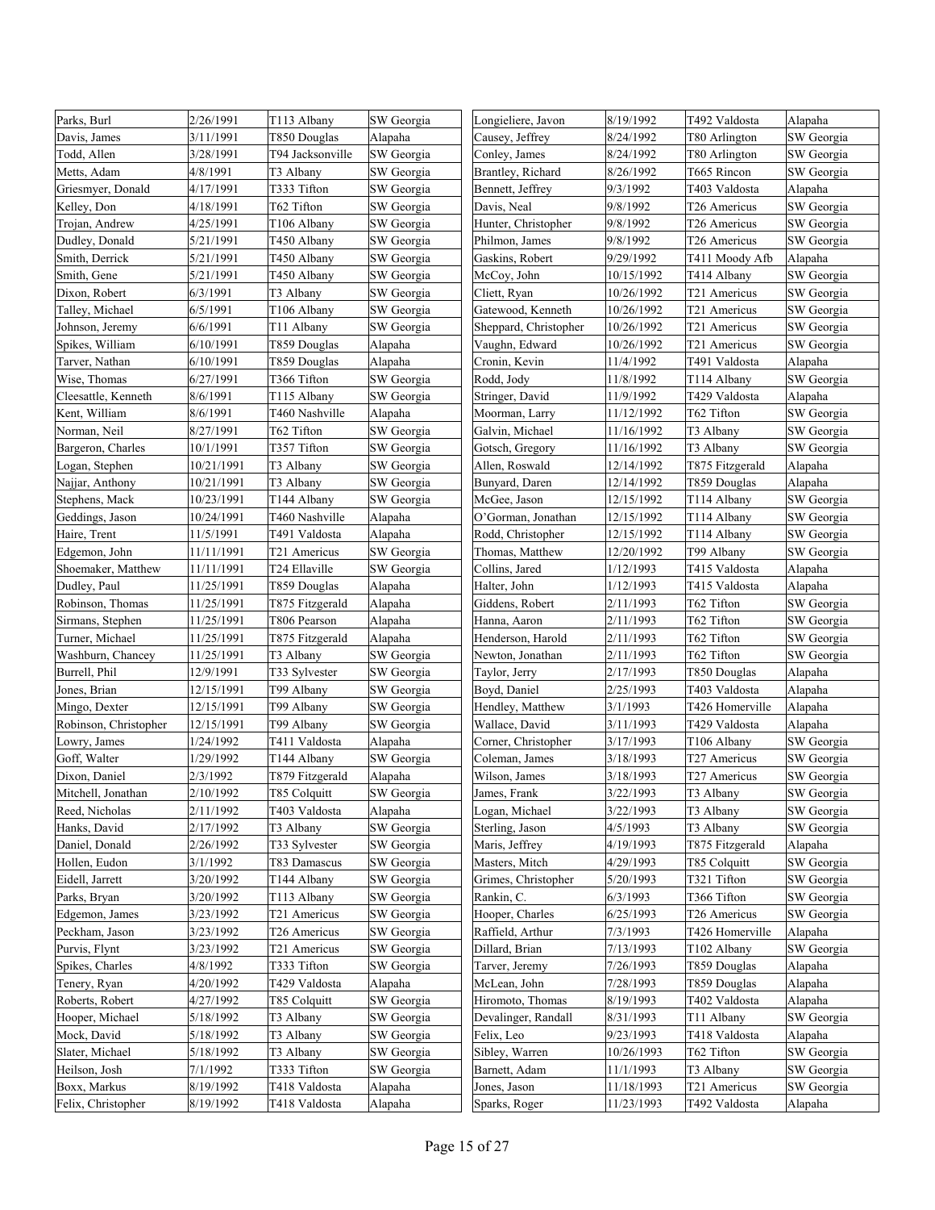| | | | |
|---|---|---|---|
| Parks, Burl | 2/26/1991 | T113 Albany | SW Georgia |
| Davis, James | 3/11/1991 | T850 Douglas | Alapaha |
| Todd, Allen | 3/28/1991 | T94 Jacksonville | SW Georgia |
| Metts, Adam | 4/8/1991 | T3 Albany | SW Georgia |
| Griesmyer, Donald | 4/17/1991 | T333 Tifton | SW Georgia |
| Kelley, Don | 4/18/1991 | T62 Tifton | SW Georgia |
| Trojan, Andrew | 4/25/1991 | T106 Albany | SW Georgia |
| Dudley, Donald | 5/21/1991 | T450 Albany | SW Georgia |
| Smith, Derrick | 5/21/1991 | T450 Albany | SW Georgia |
| Smith, Gene | 5/21/1991 | T450 Albany | SW Georgia |
| Dixon, Robert | 6/3/1991 | T3 Albany | SW Georgia |
| Talley, Michael | 6/5/1991 | T106 Albany | SW Georgia |
| Johnson, Jeremy | 6/6/1991 | T11 Albany | SW Georgia |
| Spikes, William | 6/10/1991 | T859 Douglas | Alapaha |
| Tarver, Nathan | 6/10/1991 | T859 Douglas | Alapaha |
| Wise, Thomas | 6/27/1991 | T366 Tifton | SW Georgia |
| Cleesattle, Kenneth | 8/6/1991 | T115 Albany | SW Georgia |
| Kent, William | 8/6/1991 | T460 Nashville | Alapaha |
| Norman, Neil | 8/27/1991 | T62 Tifton | SW Georgia |
| Bargeron, Charles | 10/1/1991 | T357 Tifton | SW Georgia |
| Logan, Stephen | 10/21/1991 | T3 Albany | SW Georgia |
| Najjar, Anthony | 10/21/1991 | T3 Albany | SW Georgia |
| Stephens, Mack | 10/23/1991 | T144 Albany | SW Georgia |
| Geddings, Jason | 10/24/1991 | T460 Nashville | Alapaha |
| Haire, Trent | 11/5/1991 | T491 Valdosta | Alapaha |
| Edgemon, John | 11/11/1991 | T21 Americus | SW Georgia |
| Shoemaker, Matthew | 11/11/1991 | T24 Ellaville | SW Georgia |
| Dudley, Paul | 11/25/1991 | T859 Douglas | Alapaha |
| Robinson, Thomas | 11/25/1991 | T875 Fitzgerald | Alapaha |
| Sirmans, Stephen | 11/25/1991 | T806 Pearson | Alapaha |
| Turner, Michael | 11/25/1991 | T875 Fitzgerald | Alapaha |
| Washburn, Chancey | 11/25/1991 | T3 Albany | SW Georgia |
| Burrell, Phil | 12/9/1991 | T33 Sylvester | SW Georgia |
| Jones, Brian | 12/15/1991 | T99 Albany | SW Georgia |
| Mingo, Dexter | 12/15/1991 | T99 Albany | SW Georgia |
| Robinson, Christopher | 12/15/1991 | T99 Albany | SW Georgia |
| Lowry, James | 1/24/1992 | T411 Valdosta | Alapaha |
| Goff, Walter | 1/29/1992 | T144 Albany | SW Georgia |
| Dixon, Daniel | 2/3/1992 | T879 Fitzgerald | Alapaha |
| Mitchell, Jonathan | 2/10/1992 | T85 Colquitt | SW Georgia |
| Reed, Nicholas | 2/11/1992 | T403 Valdosta | Alapaha |
| Hanks, David | 2/17/1992 | T3 Albany | SW Georgia |
| Daniel, Donald | 2/26/1992 | T33 Sylvester | SW Georgia |
| Hollen, Eudon | 3/1/1992 | T83 Damascus | SW Georgia |
| Eidell, Jarrett | 3/20/1992 | T144 Albany | SW Georgia |
| Parks, Bryan | 3/20/1992 | T113 Albany | SW Georgia |
| Edgemon, James | 3/23/1992 | T21 Americus | SW Georgia |
| Peckham, Jason | 3/23/1992 | T26 Americus | SW Georgia |
| Purvis, Flynt | 3/23/1992 | T21 Americus | SW Georgia |
| Spikes, Charles | 4/8/1992 | T333 Tifton | SW Georgia |
| Tenery, Ryan | 4/20/1992 | T429 Valdosta | Alapaha |
| Roberts, Robert | 4/27/1992 | T85 Colquitt | SW Georgia |
| Hooper, Michael | 5/18/1992 | T3 Albany | SW Georgia |
| Mock, David | 5/18/1992 | T3 Albany | SW Georgia |
| Slater, Michael | 5/18/1992 | T3 Albany | SW Georgia |
| Heilson, Josh | 7/1/1992 | T333 Tifton | SW Georgia |
| Boxx, Markus | 8/19/1992 | T418 Valdosta | Alapaha |
| Felix, Christopher | 8/19/1992 | T418 Valdosta | Alapaha |
| Longieliere, Javon | 8/19/1992 | T492 Valdosta | Alapaha |
| Causey, Jeffrey | 8/24/1992 | T80 Arlington | SW Georgia |
| Conley, James | 8/24/1992 | T80 Arlington | SW Georgia |
| Brantley, Richard | 8/26/1992 | T665 Rincon | SW Georgia |
| Bennett, Jeffrey | 9/3/1992 | T403 Valdosta | Alapaha |
| Davis, Neal | 9/8/1992 | T26 Americus | SW Georgia |
| Hunter, Christopher | 9/8/1992 | T26 Americus | SW Georgia |
| Philmon, James | 9/8/1992 | T26 Americus | SW Georgia |
| Gaskins, Robert | 9/29/1992 | T411 Moody Afb | Alapaha |
| McCoy, John | 10/15/1992 | T414 Albany | SW Georgia |
| Cliett, Ryan | 10/26/1992 | T21 Americus | SW Georgia |
| Gatewood, Kenneth | 10/26/1992 | T21 Americus | SW Georgia |
| Sheppard, Christopher | 10/26/1992 | T21 Americus | SW Georgia |
| Vaughn, Edward | 10/26/1992 | T21 Americus | SW Georgia |
| Cronin, Kevin | 11/4/1992 | T491 Valdosta | Alapaha |
| Rodd, Jody | 11/8/1992 | T114 Albany | SW Georgia |
| Stringer, David | 11/9/1992 | T429 Valdosta | Alapaha |
| Moorman, Larry | 11/12/1992 | T62 Tifton | SW Georgia |
| Galvin, Michael | 11/16/1992 | T3 Albany | SW Georgia |
| Gotsch, Gregory | 11/16/1992 | T3 Albany | SW Georgia |
| Allen, Roswald | 12/14/1992 | T875 Fitzgerald | Alapaha |
| Bunyard, Daren | 12/14/1992 | T859 Douglas | Alapaha |
| McGee, Jason | 12/15/1992 | T114 Albany | SW Georgia |
| O'Gorman, Jonathan | 12/15/1992 | T114 Albany | SW Georgia |
| Rodd, Christopher | 12/15/1992 | T114 Albany | SW Georgia |
| Thomas, Matthew | 12/20/1992 | T99 Albany | SW Georgia |
| Collins, Jared | 1/12/1993 | T415 Valdosta | Alapaha |
| Halter, John | 1/12/1993 | T415 Valdosta | Alapaha |
| Giddens, Robert | 2/11/1993 | T62 Tifton | SW Georgia |
| Hanna, Aaron | 2/11/1993 | T62 Tifton | SW Georgia |
| Henderson, Harold | 2/11/1993 | T62 Tifton | SW Georgia |
| Newton, Jonathan | 2/11/1993 | T62 Tifton | SW Georgia |
| Taylor, Jerry | 2/17/1993 | T850 Douglas | Alapaha |
| Boyd, Daniel | 2/25/1993 | T403 Valdosta | Alapaha |
| Hendley, Matthew | 3/1/1993 | T426 Homerville | Alapaha |
| Wallace, David | 3/11/1993 | T429 Valdosta | Alapaha |
| Corner, Christopher | 3/17/1993 | T106 Albany | SW Georgia |
| Coleman, James | 3/18/1993 | T27 Americus | SW Georgia |
| Wilson, James | 3/18/1993 | T27 Americus | SW Georgia |
| James, Frank | 3/22/1993 | T3 Albany | SW Georgia |
| Logan, Michael | 3/22/1993 | T3 Albany | SW Georgia |
| Sterling, Jason | 4/5/1993 | T3 Albany | SW Georgia |
| Maris, Jeffrey | 4/19/1993 | T875 Fitzgerald | Alapaha |
| Masters, Mitch | 4/29/1993 | T85 Colquitt | SW Georgia |
| Grimes, Christopher | 5/20/1993 | T321 Tifton | SW Georgia |
| Rankin, C. | 6/3/1993 | T366 Tifton | SW Georgia |
| Hooper, Charles | 6/25/1993 | T26 Americus | SW Georgia |
| Raffield, Arthur | 7/3/1993 | T426 Homerville | Alapaha |
| Dillard, Brian | 7/13/1993 | T102 Albany | SW Georgia |
| Tarver, Jeremy | 7/26/1993 | T859 Douglas | Alapaha |
| McLean, John | 7/28/1993 | T859 Douglas | Alapaha |
| Hiromoto, Thomas | 8/19/1993 | T402 Valdosta | Alapaha |
| Devalinger, Randall | 8/31/1993 | T11 Albany | SW Georgia |
| Felix, Leo | 9/23/1993 | T418 Valdosta | Alapaha |
| Sibley, Warren | 10/26/1993 | T62 Tifton | SW Georgia |
| Barnett, Adam | 11/1/1993 | T3 Albany | SW Georgia |
| Jones, Jason | 11/18/1993 | T21 Americus | SW Georgia |
| Sparks, Roger | 11/23/1993 | T492 Valdosta | Alapaha |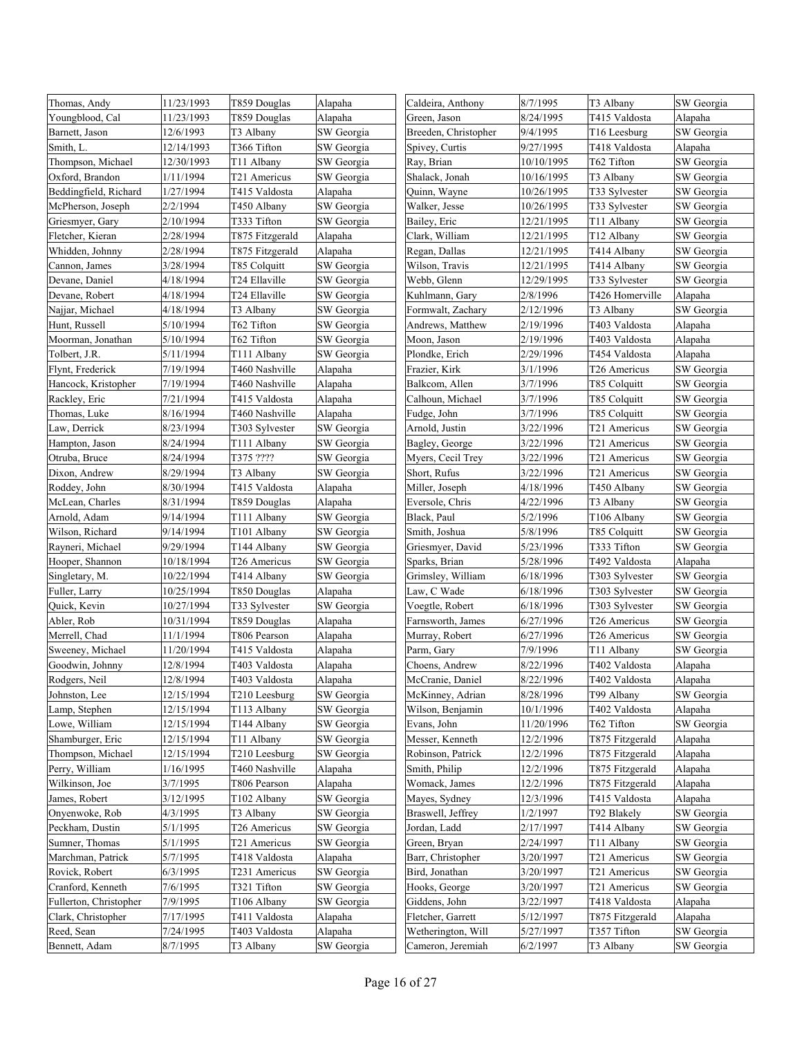| | | | |
|---|---|---|---|
| Thomas, Andy | 11/23/1993 | T859 Douglas | Alapaha |
| Youngblood, Cal | 11/23/1993 | T859 Douglas | Alapaha |
| Barnett, Jason | 12/6/1993 | T3 Albany | SW Georgia |
| Smith, L. | 12/14/1993 | T366 Tifton | SW Georgia |
| Thompson, Michael | 12/30/1993 | T11 Albany | SW Georgia |
| Oxford, Brandon | 1/11/1994 | T21 Americus | SW Georgia |
| Beddingfield, Richard | 1/27/1994 | T415 Valdosta | Alapaha |
| McPherson, Joseph | 2/2/1994 | T450 Albany | SW Georgia |
| Griesmyer, Gary | 2/10/1994 | T333 Tifton | SW Georgia |
| Fletcher, Kieran | 2/28/1994 | T875 Fitzgerald | Alapaha |
| Whidden, Johnny | 2/28/1994 | T875 Fitzgerald | Alapaha |
| Cannon, James | 3/28/1994 | T85 Colquitt | SW Georgia |
| Devane, Daniel | 4/18/1994 | T24 Ellaville | SW Georgia |
| Devane, Robert | 4/18/1994 | T24 Ellaville | SW Georgia |
| Najjar, Michael | 4/18/1994 | T3 Albany | SW Georgia |
| Hunt, Russell | 5/10/1994 | T62 Tifton | SW Georgia |
| Moorman, Jonathan | 5/10/1994 | T62 Tifton | SW Georgia |
| Tolbert, J.R. | 5/11/1994 | T111 Albany | SW Georgia |
| Flynt, Frederick | 7/19/1994 | T460 Nashville | Alapaha |
| Hancock, Kristopher | 7/19/1994 | T460 Nashville | Alapaha |
| Rackley, Eric | 7/21/1994 | T415 Valdosta | Alapaha |
| Thomas, Luke | 8/16/1994 | T460 Nashville | Alapaha |
| Law, Derrick | 8/23/1994 | T303 Sylvester | SW Georgia |
| Hampton, Jason | 8/24/1994 | T111 Albany | SW Georgia |
| Otruba, Bruce | 8/24/1994 | T375 ???? | SW Georgia |
| Dixon, Andrew | 8/29/1994 | T3 Albany | SW Georgia |
| Roddey, John | 8/30/1994 | T415 Valdosta | Alapaha |
| McLean, Charles | 8/31/1994 | T859 Douglas | Alapaha |
| Arnold, Adam | 9/14/1994 | T111 Albany | SW Georgia |
| Wilson, Richard | 9/14/1994 | T101 Albany | SW Georgia |
| Rayneri, Michael | 9/29/1994 | T144 Albany | SW Georgia |
| Hooper, Shannon | 10/18/1994 | T26 Americus | SW Georgia |
| Singletary, M. | 10/22/1994 | T414 Albany | SW Georgia |
| Fuller, Larry | 10/25/1994 | T850 Douglas | Alapaha |
| Quick, Kevin | 10/27/1994 | T33 Sylvester | SW Georgia |
| Abler, Rob | 10/31/1994 | T859 Douglas | Alapaha |
| Merrell, Chad | 11/1/1994 | T806 Pearson | Alapaha |
| Sweeney, Michael | 11/20/1994 | T415 Valdosta | Alapaha |
| Goodwin, Johnny | 12/8/1994 | T403 Valdosta | Alapaha |
| Rodgers, Neil | 12/8/1994 | T403 Valdosta | Alapaha |
| Johnston, Lee | 12/15/1994 | T210 Leesburg | SW Georgia |
| Lamp, Stephen | 12/15/1994 | T113 Albany | SW Georgia |
| Lowe, William | 12/15/1994 | T144 Albany | SW Georgia |
| Shamburger, Eric | 12/15/1994 | T11 Albany | SW Georgia |
| Thompson, Michael | 12/15/1994 | T210 Leesburg | SW Georgia |
| Perry, William | 1/16/1995 | T460 Nashville | Alapaha |
| Wilkinson, Joe | 3/7/1995 | T806 Pearson | Alapaha |
| James, Robert | 3/12/1995 | T102 Albany | SW Georgia |
| Onyenwoke, Rob | 4/3/1995 | T3 Albany | SW Georgia |
| Peckham, Dustin | 5/1/1995 | T26 Americus | SW Georgia |
| Sumner, Thomas | 5/1/1995 | T21 Americus | SW Georgia |
| Marchman, Patrick | 5/7/1995 | T418 Valdosta | Alapaha |
| Rovick, Robert | 6/3/1995 | T231 Americus | SW Georgia |
| Cranford, Kenneth | 7/6/1995 | T321 Tifton | SW Georgia |
| Fullerton, Christopher | 7/9/1995 | T106 Albany | SW Georgia |
| Clark, Christopher | 7/17/1995 | T411 Valdosta | Alapaha |
| Reed, Sean | 7/24/1995 | T403 Valdosta | Alapaha |
| Bennett, Adam | 8/7/1995 | T3 Albany | SW Georgia |
| Caldeira, Anthony | 8/7/1995 | T3 Albany | SW Georgia |
| Green, Jason | 8/24/1995 | T415 Valdosta | Alapaha |
| Breeden, Christopher | 9/4/1995 | T16 Leesburg | SW Georgia |
| Spivey, Curtis | 9/27/1995 | T418 Valdosta | Alapaha |
| Ray, Brian | 10/10/1995 | T62 Tifton | SW Georgia |
| Shalack, Jonah | 10/16/1995 | T3 Albany | SW Georgia |
| Quinn, Wayne | 10/26/1995 | T33 Sylvester | SW Georgia |
| Walker, Jesse | 10/26/1995 | T33 Sylvester | SW Georgia |
| Bailey, Eric | 12/21/1995 | T11 Albany | SW Georgia |
| Clark, William | 12/21/1995 | T12 Albany | SW Georgia |
| Regan, Dallas | 12/21/1995 | T414 Albany | SW Georgia |
| Wilson, Travis | 12/21/1995 | T414 Albany | SW Georgia |
| Webb, Glenn | 12/29/1995 | T33 Sylvester | SW Georgia |
| Kuhlmann, Gary | 2/8/1996 | T426 Homerville | Alapaha |
| Formwalt, Zachary | 2/12/1996 | T3 Albany | SW Georgia |
| Andrews, Matthew | 2/19/1996 | T403 Valdosta | Alapaha |
| Moon, Jason | 2/19/1996 | T403 Valdosta | Alapaha |
| Plondke, Erich | 2/29/1996 | T454 Valdosta | Alapaha |
| Frazier, Kirk | 3/1/1996 | T26 Americus | SW Georgia |
| Balkcom, Allen | 3/7/1996 | T85 Colquitt | SW Georgia |
| Calhoun, Michael | 3/7/1996 | T85 Colquitt | SW Georgia |
| Fudge, John | 3/7/1996 | T85 Colquitt | SW Georgia |
| Arnold, Justin | 3/22/1996 | T21 Americus | SW Georgia |
| Bagley, George | 3/22/1996 | T21 Americus | SW Georgia |
| Myers, Cecil Trey | 3/22/1996 | T21 Americus | SW Georgia |
| Short, Rufus | 3/22/1996 | T21 Americus | SW Georgia |
| Miller, Joseph | 4/18/1996 | T450 Albany | SW Georgia |
| Eversole, Chris | 4/22/1996 | T3 Albany | SW Georgia |
| Black, Paul | 5/2/1996 | T106 Albany | SW Georgia |
| Smith, Joshua | 5/8/1996 | T85 Colquitt | SW Georgia |
| Griesmyer, David | 5/23/1996 | T333 Tifton | SW Georgia |
| Sparks, Brian | 5/28/1996 | T492 Valdosta | Alapaha |
| Grimsley, William | 6/18/1996 | T303 Sylvester | SW Georgia |
| Law, C Wade | 6/18/1996 | T303 Sylvester | SW Georgia |
| Voegtle, Robert | 6/18/1996 | T303 Sylvester | SW Georgia |
| Farnsworth, James | 6/27/1996 | T26 Americus | SW Georgia |
| Murray, Robert | 6/27/1996 | T26 Americus | SW Georgia |
| Parm, Gary | 7/9/1996 | T11 Albany | SW Georgia |
| Choens, Andrew | 8/22/1996 | T402 Valdosta | Alapaha |
| McCranie, Daniel | 8/22/1996 | T402 Valdosta | Alapaha |
| McKinney, Adrian | 8/28/1996 | T99 Albany | SW Georgia |
| Wilson, Benjamin | 10/1/1996 | T402 Valdosta | Alapaha |
| Evans, John | 11/20/1996 | T62 Tifton | SW Georgia |
| Messer, Kenneth | 12/2/1996 | T875 Fitzgerald | Alapaha |
| Robinson, Patrick | 12/2/1996 | T875 Fitzgerald | Alapaha |
| Smith, Philip | 12/2/1996 | T875 Fitzgerald | Alapaha |
| Womack, James | 12/2/1996 | T875 Fitzgerald | Alapaha |
| Mayes, Sydney | 12/3/1996 | T415 Valdosta | Alapaha |
| Braswell, Jeffrey | 1/2/1997 | T92 Blakely | SW Georgia |
| Jordan, Ladd | 2/17/1997 | T414 Albany | SW Georgia |
| Green, Bryan | 2/24/1997 | T11 Albany | SW Georgia |
| Barr, Christopher | 3/20/1997 | T21 Americus | SW Georgia |
| Bird, Jonathan | 3/20/1997 | T21 Americus | SW Georgia |
| Hooks, George | 3/20/1997 | T21 Americus | SW Georgia |
| Giddens, John | 3/22/1997 | T418 Valdosta | Alapaha |
| Fletcher, Garrett | 5/12/1997 | T875 Fitzgerald | Alapaha |
| Wetherington, Will | 5/27/1997 | T357 Tifton | SW Georgia |
| Cameron, Jeremiah | 6/2/1997 | T3 Albany | SW Georgia |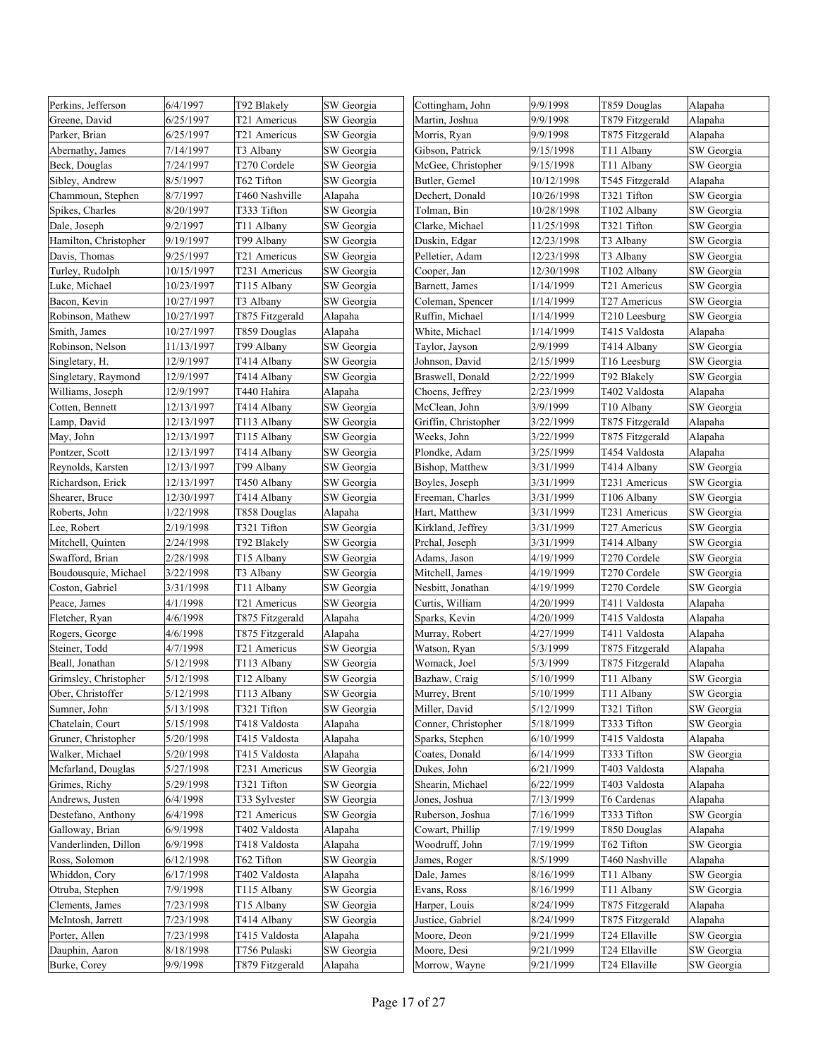| | | | |
|---|---|---|---|
| Perkins, Jefferson | 6/4/1997 | T92 Blakely | SW Georgia |
| Greene, David | 6/25/1997 | T21 Americus | SW Georgia |
| Parker, Brian | 6/25/1997 | T21 Americus | SW Georgia |
| Abernathy, James | 7/14/1997 | T3 Albany | SW Georgia |
| Beck, Douglas | 7/24/1997 | T270 Cordele | SW Georgia |
| Sibley, Andrew | 8/5/1997 | T62 Tifton | SW Georgia |
| Chammoun, Stephen | 8/7/1997 | T460 Nashville | Alapaha |
| Spikes, Charles | 8/20/1997 | T333 Tifton | SW Georgia |
| Dale, Joseph | 9/2/1997 | T11 Albany | SW Georgia |
| Hamilton, Christopher | 9/19/1997 | T99 Albany | SW Georgia |
| Davis, Thomas | 9/25/1997 | T21 Americus | SW Georgia |
| Turley, Rudolph | 10/15/1997 | T231 Americus | SW Georgia |
| Luke, Michael | 10/23/1997 | T115 Albany | SW Georgia |
| Bacon, Kevin | 10/27/1997 | T3 Albany | SW Georgia |
| Robinson, Mathew | 10/27/1997 | T875 Fitzgerald | Alapaha |
| Smith, James | 10/27/1997 | T859 Douglas | Alapaha |
| Robinson, Nelson | 11/13/1997 | T99 Albany | SW Georgia |
| Singletary, H. | 12/9/1997 | T414 Albany | SW Georgia |
| Singletary, Raymond | 12/9/1997 | T414 Albany | SW Georgia |
| Williams, Joseph | 12/9/1997 | T440 Hahira | Alapaha |
| Cotten, Bennett | 12/13/1997 | T414 Albany | SW Georgia |
| Lamp, David | 12/13/1997 | T113 Albany | SW Georgia |
| May, John | 12/13/1997 | T115 Albany | SW Georgia |
| Pontzer, Scott | 12/13/1997 | T414 Albany | SW Georgia |
| Reynolds, Karsten | 12/13/1997 | T99 Albany | SW Georgia |
| Richardson, Erick | 12/13/1997 | T450 Albany | SW Georgia |
| Shearer, Bruce | 12/30/1997 | T414 Albany | SW Georgia |
| Roberts, John | 1/22/1998 | T858 Douglas | Alapaha |
| Lee, Robert | 2/19/1998 | T321 Tifton | SW Georgia |
| Mitchell, Quinten | 2/24/1998 | T92 Blakely | SW Georgia |
| Swafford, Brian | 2/28/1998 | T15 Albany | SW Georgia |
| Boudousquie, Michael | 3/22/1998 | T3 Albany | SW Georgia |
| Coston, Gabriel | 3/31/1998 | T11 Albany | SW Georgia |
| Peace, James | 4/1/1998 | T21 Americus | SW Georgia |
| Fletcher, Ryan | 4/6/1998 | T875 Fitzgerald | Alapaha |
| Rogers, George | 4/6/1998 | T875 Fitzgerald | Alapaha |
| Steiner, Todd | 4/7/1998 | T21 Americus | SW Georgia |
| Beall, Jonathan | 5/12/1998 | T113 Albany | SW Georgia |
| Grimsley, Christopher | 5/12/1998 | T12 Albany | SW Georgia |
| Ober, Christoffer | 5/12/1998 | T113 Albany | SW Georgia |
| Sumner, John | 5/13/1998 | T321 Tifton | SW Georgia |
| Chatelain, Court | 5/15/1998 | T418 Valdosta | Alapaha |
| Gruner, Christopher | 5/20/1998 | T415 Valdosta | Alapaha |
| Walker, Michael | 5/20/1998 | T415 Valdosta | Alapaha |
| Mcfarland, Douglas | 5/27/1998 | T231 Americus | SW Georgia |
| Grimes, Richy | 5/29/1998 | T321 Tifton | SW Georgia |
| Andrews, Justen | 6/4/1998 | T33 Sylvester | SW Georgia |
| Destefano, Anthony | 6/4/1998 | T21 Americus | SW Georgia |
| Galloway, Brian | 6/9/1998 | T402 Valdosta | Alapaha |
| Vanderlinden, Dillon | 6/9/1998 | T418 Valdosta | Alapaha |
| Ross, Solomon | 6/12/1998 | T62 Tifton | SW Georgia |
| Whiddon, Cory | 6/17/1998 | T402 Valdosta | Alapaha |
| Otruba, Stephen | 7/9/1998 | T115 Albany | SW Georgia |
| Clements, James | 7/23/1998 | T15 Albany | SW Georgia |
| McIntosh, Jarrett | 7/23/1998 | T414 Albany | SW Georgia |
| Porter, Allen | 7/23/1998 | T415 Valdosta | Alapaha |
| Dauphin, Aaron | 8/18/1998 | T756 Pulaski | SW Georgia |
| Burke, Corey | 9/9/1998 | T879 Fitzgerald | Alapaha |
| Cottingham, John | 9/9/1998 | T859 Douglas | Alapaha |
| Martin, Joshua | 9/9/1998 | T879 Fitzgerald | Alapaha |
| Morris, Ryan | 9/9/1998 | T875 Fitzgerald | Alapaha |
| Gibson, Patrick | 9/15/1998 | T11 Albany | SW Georgia |
| McGee, Christopher | 9/15/1998 | T11 Albany | SW Georgia |
| Butler, Gemel | 10/12/1998 | T545 Fitzgerald | Alapaha |
| Dechert, Donald | 10/26/1998 | T321 Tifton | SW Georgia |
| Tolman, Bin | 10/28/1998 | T102 Albany | SW Georgia |
| Clarke, Michael | 11/25/1998 | T321 Tifton | SW Georgia |
| Duskin, Edgar | 12/23/1998 | T3 Albany | SW Georgia |
| Pelletier, Adam | 12/23/1998 | T3 Albany | SW Georgia |
| Cooper, Jan | 12/30/1998 | T102 Albany | SW Georgia |
| Barnett, James | 1/14/1999 | T21 Americus | SW Georgia |
| Coleman, Spencer | 1/14/1999 | T27 Americus | SW Georgia |
| Ruffin, Michael | 1/14/1999 | T210 Leesburg | SW Georgia |
| White, Michael | 1/14/1999 | T415 Valdosta | Alapaha |
| Taylor, Jayson | 2/9/1999 | T414 Albany | SW Georgia |
| Johnson, David | 2/15/1999 | T16 Leesburg | SW Georgia |
| Braswell, Donald | 2/22/1999 | T92 Blakely | SW Georgia |
| Choens, Jeffrey | 2/23/1999 | T402 Valdosta | Alapaha |
| McClean, John | 3/9/1999 | T10 Albany | SW Georgia |
| Griffin, Christopher | 3/22/1999 | T875 Fitzgerald | Alapaha |
| Weeks, John | 3/22/1999 | T875 Fitzgerald | Alapaha |
| Plondke, Adam | 3/25/1999 | T454 Valdosta | Alapaha |
| Bishop, Matthew | 3/31/1999 | T414 Albany | SW Georgia |
| Boyles, Joseph | 3/31/1999 | T231 Americus | SW Georgia |
| Freeman, Charles | 3/31/1999 | T106 Albany | SW Georgia |
| Hart, Matthew | 3/31/1999 | T231 Americus | SW Georgia |
| Kirkland, Jeffrey | 3/31/1999 | T27 Americus | SW Georgia |
| Prchal, Joseph | 3/31/1999 | T414 Albany | SW Georgia |
| Adams, Jason | 4/19/1999 | T270 Cordele | SW Georgia |
| Mitchell, James | 4/19/1999 | T270 Cordele | SW Georgia |
| Nesbitt, Jonathan | 4/19/1999 | T270 Cordele | SW Georgia |
| Curtis, William | 4/20/1999 | T411 Valdosta | Alapaha |
| Sparks, Kevin | 4/20/1999 | T415 Valdosta | Alapaha |
| Murray, Robert | 4/27/1999 | T411 Valdosta | Alapaha |
| Watson, Ryan | 5/3/1999 | T875 Fitzgerald | Alapaha |
| Womack, Joel | 5/3/1999 | T875 Fitzgerald | Alapaha |
| Bazhaw, Craig | 5/10/1999 | T11 Albany | SW Georgia |
| Murrey, Brent | 5/10/1999 | T11 Albany | SW Georgia |
| Miller, David | 5/12/1999 | T321 Tifton | SW Georgia |
| Conner, Christopher | 5/18/1999 | T333 Tifton | SW Georgia |
| Sparks, Stephen | 6/10/1999 | T415 Valdosta | Alapaha |
| Coates, Donald | 6/14/1999 | T333 Tifton | SW Georgia |
| Dukes, John | 6/21/1999 | T403 Valdosta | Alapaha |
| Shearin, Michael | 6/22/1999 | T403 Valdosta | Alapaha |
| Jones, Joshua | 7/13/1999 | T6 Cardenas | Alapaha |
| Ruberson, Joshua | 7/16/1999 | T333 Tifton | SW Georgia |
| Cowart, Phillip | 7/19/1999 | T850 Douglas | Alapaha |
| Woodruff, John | 7/19/1999 | T62 Tifton | SW Georgia |
| James, Roger | 8/5/1999 | T460 Nashville | Alapaha |
| Dale, James | 8/16/1999 | T11 Albany | SW Georgia |
| Evans, Ross | 8/16/1999 | T11 Albany | SW Georgia |
| Harper, Louis | 8/24/1999 | T875 Fitzgerald | Alapaha |
| Justice, Gabriel | 8/24/1999 | T875 Fitzgerald | Alapaha |
| Moore, Deon | 9/21/1999 | T24 Ellaville | SW Georgia |
| Moore, Desi | 9/21/1999 | T24 Ellaville | SW Georgia |
| Morrow, Wayne | 9/21/1999 | T24 Ellaville | SW Georgia |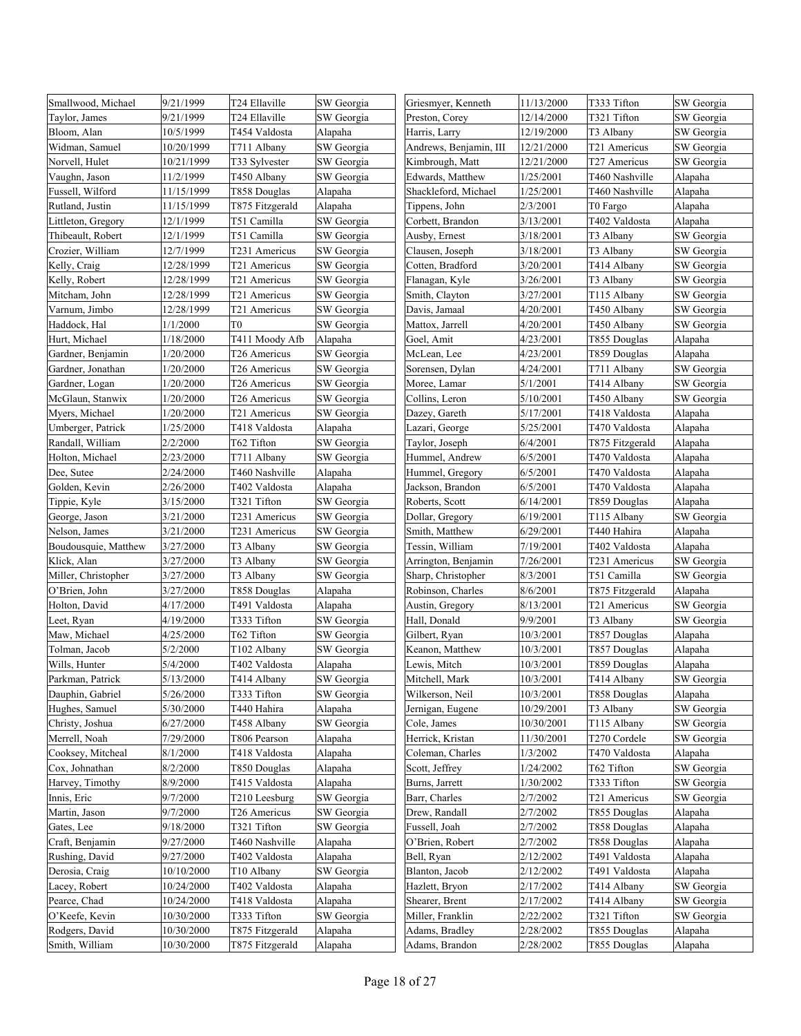| Smallwood, Michael | 9/21/1999 | T24 Ellaville | SW Georgia |
|---|---|---|---|
| Taylor, James | 9/21/1999 | T24 Ellaville | SW Georgia |
| Bloom, Alan | 10/5/1999 | T454 Valdosta | Alapaha |
| Widman, Samuel | 10/20/1999 | T711 Albany | SW Georgia |
| Norvell, Hulet | 10/21/1999 | T33 Sylvester | SW Georgia |
| Vaughn, Jason | 11/2/1999 | T450 Albany | SW Georgia |
| Fussell, Wilford | 11/15/1999 | T858 Douglas | Alapaha |
| Rutland, Justin | 11/15/1999 | T875 Fitzgerald | Alapaha |
| Littleton, Gregory | 12/1/1999 | T51 Camilla | SW Georgia |
| Thibeault, Robert | 12/1/1999 | T51 Camilla | SW Georgia |
| Crozier, William | 12/7/1999 | T231 Americus | SW Georgia |
| Kelly, Craig | 12/28/1999 | T21 Americus | SW Georgia |
| Kelly, Robert | 12/28/1999 | T21 Americus | SW Georgia |
| Mitcham, John | 12/28/1999 | T21 Americus | SW Georgia |
| Varnum, Jimbo | 12/28/1999 | T21 Americus | SW Georgia |
| Haddock, Hal | 1/1/2000 | T0 | SW Georgia |
| Hurt, Michael | 1/18/2000 | T411 Moody Afb | Alapaha |
| Gardner, Benjamin | 1/20/2000 | T26 Americus | SW Georgia |
| Gardner, Jonathan | 1/20/2000 | T26 Americus | SW Georgia |
| Gardner, Logan | 1/20/2000 | T26 Americus | SW Georgia |
| McGlaun, Stanwix | 1/20/2000 | T26 Americus | SW Georgia |
| Myers, Michael | 1/20/2000 | T21 Americus | SW Georgia |
| Umberger, Patrick | 1/25/2000 | T418 Valdosta | Alapaha |
| Randall, William | 2/2/2000 | T62 Tifton | SW Georgia |
| Holton, Michael | 2/23/2000 | T711 Albany | SW Georgia |
| Dee, Sutee | 2/24/2000 | T460 Nashville | Alapaha |
| Golden, Kevin | 2/26/2000 | T402 Valdosta | Alapaha |
| Tippie, Kyle | 3/15/2000 | T321 Tifton | SW Georgia |
| George, Jason | 3/21/2000 | T231 Americus | SW Georgia |
| Nelson, James | 3/21/2000 | T231 Americus | SW Georgia |
| Boudousquie, Matthew | 3/27/2000 | T3 Albany | SW Georgia |
| Klick, Alan | 3/27/2000 | T3 Albany | SW Georgia |
| Miller, Christopher | 3/27/2000 | T3 Albany | SW Georgia |
| O'Brien, John | 3/27/2000 | T858 Douglas | Alapaha |
| Holton, David | 4/17/2000 | T491 Valdosta | Alapaha |
| Leet, Ryan | 4/19/2000 | T333 Tifton | SW Georgia |
| Maw, Michael | 4/25/2000 | T62 Tifton | SW Georgia |
| Tolman, Jacob | 5/2/2000 | T102 Albany | SW Georgia |
| Wills, Hunter | 5/4/2000 | T402 Valdosta | Alapaha |
| Parkman, Patrick | 5/13/2000 | T414 Albany | SW Georgia |
| Dauphin, Gabriel | 5/26/2000 | T333 Tifton | SW Georgia |
| Hughes, Samuel | 5/30/2000 | T440 Hahira | Alapaha |
| Christy, Joshua | 6/27/2000 | T458 Albany | SW Georgia |
| Merrell, Noah | 7/29/2000 | T806 Pearson | Alapaha |
| Cooksey, Mitcheal | 8/1/2000 | T418 Valdosta | Alapaha |
| Cox, Johnathan | 8/2/2000 | T850 Douglas | Alapaha |
| Harvey, Timothy | 8/9/2000 | T415 Valdosta | Alapaha |
| Innis, Eric | 9/7/2000 | T210 Leesburg | SW Georgia |
| Martin, Jason | 9/7/2000 | T26 Americus | SW Georgia |
| Gates, Lee | 9/18/2000 | T321 Tifton | SW Georgia |
| Craft, Benjamin | 9/27/2000 | T460 Nashville | Alapaha |
| Rushing, David | 9/27/2000 | T402 Valdosta | Alapaha |
| Derosia, Craig | 10/10/2000 | T10 Albany | SW Georgia |
| Lacey, Robert | 10/24/2000 | T402 Valdosta | Alapaha |
| Pearce, Chad | 10/24/2000 | T418 Valdosta | Alapaha |
| O'Keefe, Kevin | 10/30/2000 | T333 Tifton | SW Georgia |
| Rodgers, David | 10/30/2000 | T875 Fitzgerald | Alapaha |
| Smith, William | 10/30/2000 | T875 Fitzgerald | Alapaha |
| Griesmyer, Kenneth | 11/13/2000 | T333 Tifton | SW Georgia |
| Preston, Corey | 12/14/2000 | T321 Tifton | SW Georgia |
| Harris, Larry | 12/19/2000 | T3 Albany | SW Georgia |
| Andrews, Benjamin, III | 12/21/2000 | T21 Americus | SW Georgia |
| Kimbrough, Matt | 12/21/2000 | T27 Americus | SW Georgia |
| Edwards, Matthew | 1/25/2001 | T460 Nashville | Alapaha |
| Shackleford, Michael | 1/25/2001 | T460 Nashville | Alapaha |
| Tippens, John | 2/3/2001 | T0 Fargo | Alapaha |
| Corbett, Brandon | 3/13/2001 | T402 Valdosta | Alapaha |
| Ausby, Ernest | 3/18/2001 | T3 Albany | SW Georgia |
| Clausen, Joseph | 3/18/2001 | T3 Albany | SW Georgia |
| Cotten, Bradford | 3/20/2001 | T414 Albany | SW Georgia |
| Flanagan, Kyle | 3/26/2001 | T3 Albany | SW Georgia |
| Smith, Clayton | 3/27/2001 | T115 Albany | SW Georgia |
| Davis, Jamaal | 4/20/2001 | T450 Albany | SW Georgia |
| Mattox, Jarrell | 4/20/2001 | T450 Albany | SW Georgia |
| Goel, Amit | 4/23/2001 | T855 Douglas | Alapaha |
| McLean, Lee | 4/23/2001 | T859 Douglas | Alapaha |
| Sorensen, Dylan | 4/24/2001 | T711 Albany | SW Georgia |
| Moree, Lamar | 5/1/2001 | T414 Albany | SW Georgia |
| Collins, Leron | 5/10/2001 | T450 Albany | SW Georgia |
| Dazey, Gareth | 5/17/2001 | T418 Valdosta | Alapaha |
| Lazari, George | 5/25/2001 | T470 Valdosta | Alapaha |
| Taylor, Joseph | 6/4/2001 | T875 Fitzgerald | Alapaha |
| Hummel, Andrew | 6/5/2001 | T470 Valdosta | Alapaha |
| Hummel, Gregory | 6/5/2001 | T470 Valdosta | Alapaha |
| Jackson, Brandon | 6/5/2001 | T470 Valdosta | Alapaha |
| Roberts, Scott | 6/14/2001 | T859 Douglas | Alapaha |
| Dollar, Gregory | 6/19/2001 | T115 Albany | SW Georgia |
| Smith, Matthew | 6/29/2001 | T440 Hahira | Alapaha |
| Tessin, William | 7/19/2001 | T402 Valdosta | Alapaha |
| Arrington, Benjamin | 7/26/2001 | T231 Americus | SW Georgia |
| Sharp, Christopher | 8/3/2001 | T51 Camilla | SW Georgia |
| Robinson, Charles | 8/6/2001 | T875 Fitzgerald | Alapaha |
| Austin, Gregory | 8/13/2001 | T21 Americus | SW Georgia |
| Hall, Donald | 9/9/2001 | T3 Albany | SW Georgia |
| Gilbert, Ryan | 10/3/2001 | T857 Douglas | Alapaha |
| Keanon, Matthew | 10/3/2001 | T857 Douglas | Alapaha |
| Lewis, Mitch | 10/3/2001 | T859 Douglas | Alapaha |
| Mitchell, Mark | 10/3/2001 | T414 Albany | SW Georgia |
| Wilkerson, Neil | 10/3/2001 | T858 Douglas | Alapaha |
| Jernigan, Eugene | 10/29/2001 | T3 Albany | SW Georgia |
| Cole, James | 10/30/2001 | T115 Albany | SW Georgia |
| Herrick, Kristan | 11/30/2001 | T270 Cordele | SW Georgia |
| Coleman, Charles | 1/3/2002 | T470 Valdosta | Alapaha |
| Scott, Jeffrey | 1/24/2002 | T62 Tifton | SW Georgia |
| Burns, Jarrett | 1/30/2002 | T333 Tifton | SW Georgia |
| Barr, Charles | 2/7/2002 | T21 Americus | SW Georgia |
| Drew, Randall | 2/7/2002 | T855 Douglas | Alapaha |
| Fussell, Joah | 2/7/2002 | T858 Douglas | Alapaha |
| O'Brien, Robert | 2/7/2002 | T858 Douglas | Alapaha |
| Bell, Ryan | 2/12/2002 | T491 Valdosta | Alapaha |
| Blanton, Jacob | 2/12/2002 | T491 Valdosta | Alapaha |
| Hazlett, Bryon | 2/17/2002 | T414 Albany | SW Georgia |
| Shearer, Brent | 2/17/2002 | T414 Albany | SW Georgia |
| Miller, Franklin | 2/22/2002 | T321 Tifton | SW Georgia |
| Adams, Bradley | 2/28/2002 | T855 Douglas | Alapaha |
| Adams, Brandon | 2/28/2002 | T855 Douglas | Alapaha |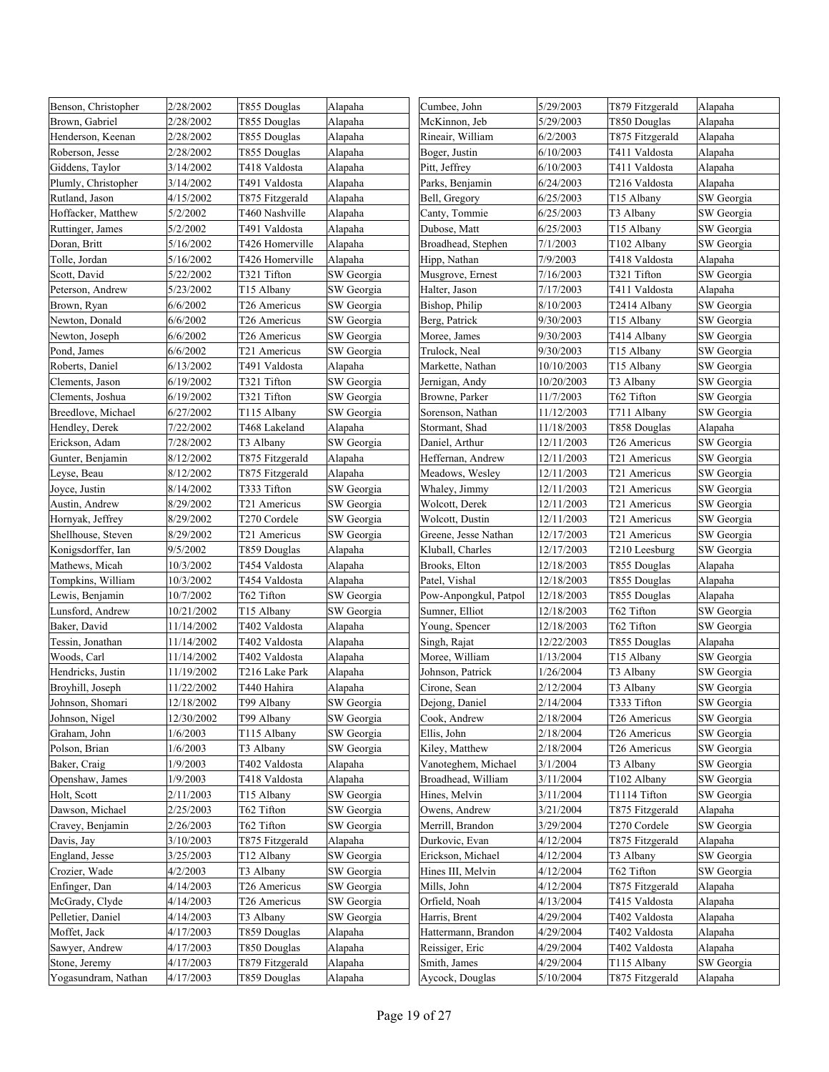| | | | |
|---|---|---|---|
| Benson, Christopher | 2/28/2002 | T855 Douglas | Alapaha |
| Brown, Gabriel | 2/28/2002 | T855 Douglas | Alapaha |
| Henderson, Keenan | 2/28/2002 | T855 Douglas | Alapaha |
| Roberson, Jesse | 2/28/2002 | T855 Douglas | Alapaha |
| Giddens, Taylor | 3/14/2002 | T418 Valdosta | Alapaha |
| Plumly, Christopher | 3/14/2002 | T491 Valdosta | Alapaha |
| Rutland, Jason | 4/15/2002 | T875 Fitzgerald | Alapaha |
| Hoffacker, Matthew | 5/2/2002 | T460 Nashville | Alapaha |
| Ruttinger, James | 5/2/2002 | T491 Valdosta | Alapaha |
| Doran, Britt | 5/16/2002 | T426 Homerville | Alapaha |
| Tolle, Jordan | 5/16/2002 | T426 Homerville | Alapaha |
| Scott, David | 5/22/2002 | T321 Tifton | SW Georgia |
| Peterson, Andrew | 5/23/2002 | T15 Albany | SW Georgia |
| Brown, Ryan | 6/6/2002 | T26 Americus | SW Georgia |
| Newton, Donald | 6/6/2002 | T26 Americus | SW Georgia |
| Newton, Joseph | 6/6/2002 | T26 Americus | SW Georgia |
| Pond, James | 6/6/2002 | T21 Americus | SW Georgia |
| Roberts, Daniel | 6/13/2002 | T491 Valdosta | Alapaha |
| Clements, Jason | 6/19/2002 | T321 Tifton | SW Georgia |
| Clements, Joshua | 6/19/2002 | T321 Tifton | SW Georgia |
| Breedlove, Michael | 6/27/2002 | T115 Albany | SW Georgia |
| Hendley, Derek | 7/22/2002 | T468 Lakeland | Alapaha |
| Erickson, Adam | 7/28/2002 | T3 Albany | SW Georgia |
| Gunter, Benjamin | 8/12/2002 | T875 Fitzgerald | Alapaha |
| Leyse, Beau | 8/12/2002 | T875 Fitzgerald | Alapaha |
| Joyce, Justin | 8/14/2002 | T333 Tifton | SW Georgia |
| Austin, Andrew | 8/29/2002 | T21 Americus | SW Georgia |
| Hornyak, Jeffrey | 8/29/2002 | T270 Cordele | SW Georgia |
| Shellhouse, Steven | 8/29/2002 | T21 Americus | SW Georgia |
| Konigsdorffer, Ian | 9/5/2002 | T859 Douglas | Alapaha |
| Mathews, Micah | 10/3/2002 | T454 Valdosta | Alapaha |
| Tompkins, William | 10/3/2002 | T454 Valdosta | Alapaha |
| Lewis, Benjamin | 10/7/2002 | T62 Tifton | SW Georgia |
| Lunsford, Andrew | 10/21/2002 | T15 Albany | SW Georgia |
| Baker, David | 11/14/2002 | T402 Valdosta | Alapaha |
| Tessin, Jonathan | 11/14/2002 | T402 Valdosta | Alapaha |
| Woods, Carl | 11/14/2002 | T402 Valdosta | Alapaha |
| Hendricks, Justin | 11/19/2002 | T216 Lake Park | Alapaha |
| Broyhill, Joseph | 11/22/2002 | T440 Hahira | Alapaha |
| Johnson, Shomari | 12/18/2002 | T99 Albany | SW Georgia |
| Johnson, Nigel | 12/30/2002 | T99 Albany | SW Georgia |
| Graham, John | 1/6/2003 | T115 Albany | SW Georgia |
| Polson, Brian | 1/6/2003 | T3 Albany | SW Georgia |
| Baker, Craig | 1/9/2003 | T402 Valdosta | Alapaha |
| Openshaw, James | 1/9/2003 | T418 Valdosta | Alapaha |
| Holt, Scott | 2/11/2003 | T15 Albany | SW Georgia |
| Dawson, Michael | 2/25/2003 | T62 Tifton | SW Georgia |
| Cravey, Benjamin | 2/26/2003 | T62 Tifton | SW Georgia |
| Davis, Jay | 3/10/2003 | T875 Fitzgerald | Alapaha |
| England, Jesse | 3/25/2003 | T12 Albany | SW Georgia |
| Crozier, Wade | 4/2/2003 | T3 Albany | SW Georgia |
| Enfinger, Dan | 4/14/2003 | T26 Americus | SW Georgia |
| McGrady, Clyde | 4/14/2003 | T26 Americus | SW Georgia |
| Pelletier, Daniel | 4/14/2003 | T3 Albany | SW Georgia |
| Moffet, Jack | 4/17/2003 | T859 Douglas | Alapaha |
| Sawyer, Andrew | 4/17/2003 | T850 Douglas | Alapaha |
| Stone, Jeremy | 4/17/2003 | T879 Fitzgerald | Alapaha |
| Yogasundram, Nathan | 4/17/2003 | T859 Douglas | Alapaha |
| Cumbee, John | 5/29/2003 | T879 Fitzgerald | Alapaha |
| McKinnon, Jeb | 5/29/2003 | T850 Douglas | Alapaha |
| Rineair, William | 6/2/2003 | T875 Fitzgerald | Alapaha |
| Boger, Justin | 6/10/2003 | T411 Valdosta | Alapaha |
| Pitt, Jeffrey | 6/10/2003 | T411 Valdosta | Alapaha |
| Parks, Benjamin | 6/24/2003 | T216 Valdosta | Alapaha |
| Bell, Gregory | 6/25/2003 | T15 Albany | SW Georgia |
| Canty, Tommie | 6/25/2003 | T3 Albany | SW Georgia |
| Dubose, Matt | 6/25/2003 | T15 Albany | SW Georgia |
| Broadhead, Stephen | 7/1/2003 | T102 Albany | SW Georgia |
| Hipp, Nathan | 7/9/2003 | T418 Valdosta | Alapaha |
| Musgrove, Ernest | 7/16/2003 | T321 Tifton | SW Georgia |
| Halter, Jason | 7/17/2003 | T411 Valdosta | Alapaha |
| Bishop, Philip | 8/10/2003 | T2414 Albany | SW Georgia |
| Berg, Patrick | 9/30/2003 | T15 Albany | SW Georgia |
| Moree, James | 9/30/2003 | T414 Albany | SW Georgia |
| Trulock, Neal | 9/30/2003 | T15 Albany | SW Georgia |
| Markette, Nathan | 10/10/2003 | T15 Albany | SW Georgia |
| Jernigan, Andy | 10/20/2003 | T3 Albany | SW Georgia |
| Browne, Parker | 11/7/2003 | T62 Tifton | SW Georgia |
| Sorenson, Nathan | 11/12/2003 | T711 Albany | SW Georgia |
| Stormant, Shad | 11/18/2003 | T858 Douglas | Alapaha |
| Daniel, Arthur | 12/11/2003 | T26 Americus | SW Georgia |
| Heffernan, Andrew | 12/11/2003 | T21 Americus | SW Georgia |
| Meadows, Wesley | 12/11/2003 | T21 Americus | SW Georgia |
| Whaley, Jimmy | 12/11/2003 | T21 Americus | SW Georgia |
| Wolcott, Derek | 12/11/2003 | T21 Americus | SW Georgia |
| Wolcott, Dustin | 12/11/2003 | T21 Americus | SW Georgia |
| Greene, Jesse Nathan | 12/17/2003 | T21 Americus | SW Georgia |
| Kluball, Charles | 12/17/2003 | T210 Leesburg | SW Georgia |
| Brooks, Elton | 12/18/2003 | T855 Douglas | Alapaha |
| Patel, Vishal | 12/18/2003 | T855 Douglas | Alapaha |
| Pow-Anpongkul, Patpol | 12/18/2003 | T855 Douglas | Alapaha |
| Sumner, Elliot | 12/18/2003 | T62 Tifton | SW Georgia |
| Young, Spencer | 12/18/2003 | T62 Tifton | SW Georgia |
| Singh, Rajat | 12/22/2003 | T855 Douglas | Alapaha |
| Moree, William | 1/13/2004 | T15 Albany | SW Georgia |
| Johnson, Patrick | 1/26/2004 | T3 Albany | SW Georgia |
| Cirone, Sean | 2/12/2004 | T3 Albany | SW Georgia |
| Dejong, Daniel | 2/14/2004 | T333 Tifton | SW Georgia |
| Cook, Andrew | 2/18/2004 | T26 Americus | SW Georgia |
| Ellis, John | 2/18/2004 | T26 Americus | SW Georgia |
| Kiley, Matthew | 2/18/2004 | T26 Americus | SW Georgia |
| Vanoteghem, Michael | 3/1/2004 | T3 Albany | SW Georgia |
| Broadhead, William | 3/11/2004 | T102 Albany | SW Georgia |
| Hines, Melvin | 3/11/2004 | T1114 Tifton | SW Georgia |
| Owens, Andrew | 3/21/2004 | T875 Fitzgerald | Alapaha |
| Merrill, Brandon | 3/29/2004 | T270 Cordele | SW Georgia |
| Durkovic, Evan | 4/12/2004 | T875 Fitzgerald | Alapaha |
| Erickson, Michael | 4/12/2004 | T3 Albany | SW Georgia |
| Hines III, Melvin | 4/12/2004 | T62 Tifton | SW Georgia |
| Mills, John | 4/12/2004 | T875 Fitzgerald | Alapaha |
| Orfield, Noah | 4/13/2004 | T415 Valdosta | Alapaha |
| Harris, Brent | 4/29/2004 | T402 Valdosta | Alapaha |
| Hattermann, Brandon | 4/29/2004 | T402 Valdosta | Alapaha |
| Reissiger, Eric | 4/29/2004 | T402 Valdosta | Alapaha |
| Smith, James | 4/29/2004 | T115 Albany | SW Georgia |
| Aycock, Douglas | 5/10/2004 | T875 Fitzgerald | Alapaha |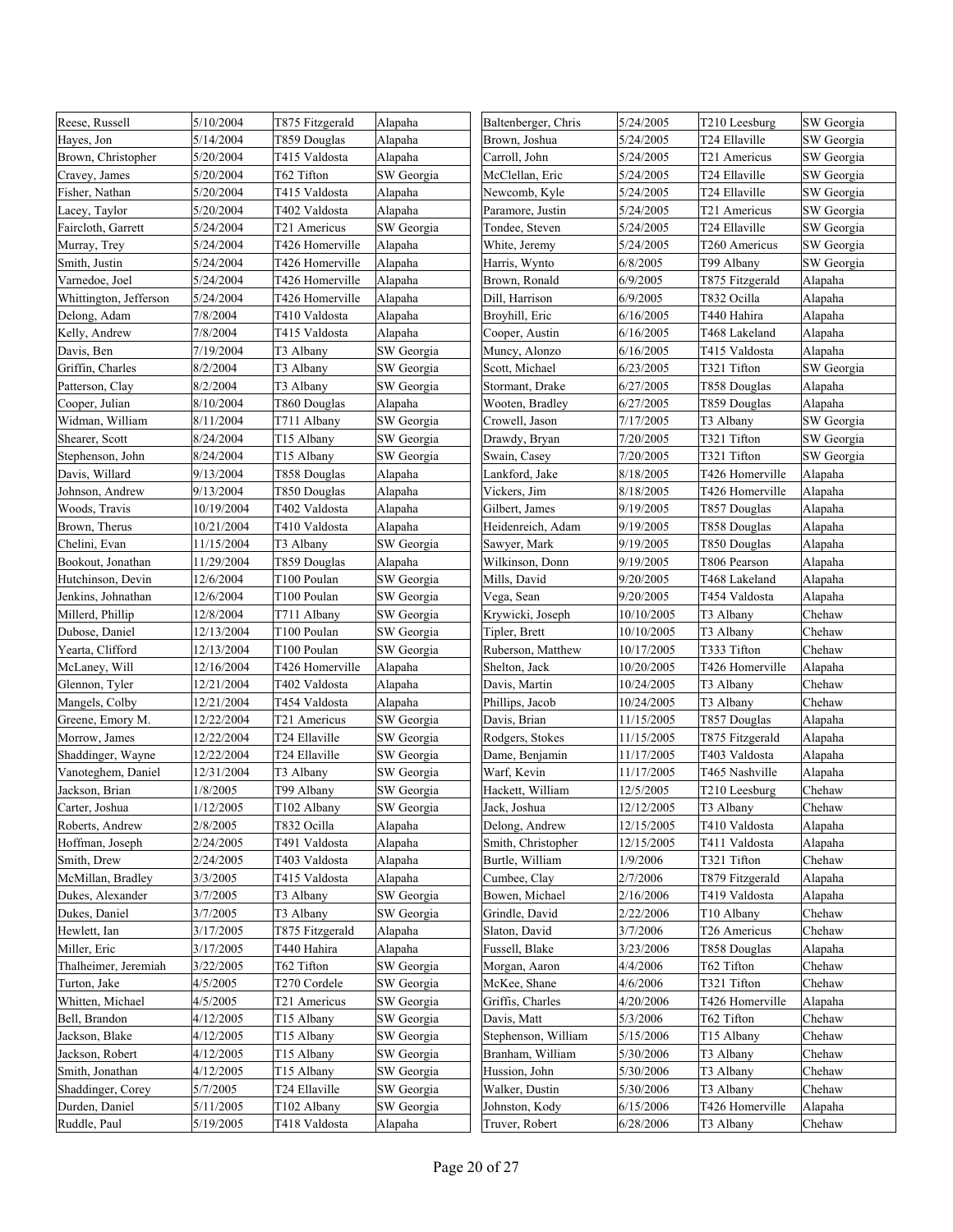| | | | |
|---|---|---|---|
| Reese, Russell | 5/10/2004 | T875 Fitzgerald | Alapaha |
| Hayes, Jon | 5/14/2004 | T859 Douglas | Alapaha |
| Brown, Christopher | 5/20/2004 | T415 Valdosta | Alapaha |
| Cravey, James | 5/20/2004 | T62 Tifton | SW Georgia |
| Fisher, Nathan | 5/20/2004 | T415 Valdosta | Alapaha |
| Lacey, Taylor | 5/20/2004 | T402 Valdosta | Alapaha |
| Faircloth, Garrett | 5/24/2004 | T21 Americus | SW Georgia |
| Murray, Trey | 5/24/2004 | T426 Homerville | Alapaha |
| Smith, Justin | 5/24/2004 | T426 Homerville | Alapaha |
| Varnedoe, Joel | 5/24/2004 | T426 Homerville | Alapaha |
| Whittington, Jefferson | 5/24/2004 | T426 Homerville | Alapaha |
| Delong, Adam | 7/8/2004 | T410 Valdosta | Alapaha |
| Kelly, Andrew | 7/8/2004 | T415 Valdosta | Alapaha |
| Davis, Ben | 7/19/2004 | T3 Albany | SW Georgia |
| Griffin, Charles | 8/2/2004 | T3 Albany | SW Georgia |
| Patterson, Clay | 8/2/2004 | T3 Albany | SW Georgia |
| Cooper, Julian | 8/10/2004 | T860 Douglas | Alapaha |
| Widman, William | 8/11/2004 | T711 Albany | SW Georgia |
| Shearer, Scott | 8/24/2004 | T15 Albany | SW Georgia |
| Stephenson, John | 8/24/2004 | T15 Albany | SW Georgia |
| Davis, Willard | 9/13/2004 | T858 Douglas | Alapaha |
| Johnson, Andrew | 9/13/2004 | T850 Douglas | Alapaha |
| Woods, Travis | 10/19/2004 | T402 Valdosta | Alapaha |
| Brown, Therus | 10/21/2004 | T410 Valdosta | Alapaha |
| Chelini, Evan | 11/15/2004 | T3 Albany | SW Georgia |
| Bookout, Jonathan | 11/29/2004 | T859 Douglas | Alapaha |
| Hutchinson, Devin | 12/6/2004 | T100 Poulan | SW Georgia |
| Jenkins, Johnathan | 12/6/2004 | T100 Poulan | SW Georgia |
| Millerd, Phillip | 12/8/2004 | T711 Albany | SW Georgia |
| Dubose, Daniel | 12/13/2004 | T100 Poulan | SW Georgia |
| Yearta, Clifford | 12/13/2004 | T100 Poulan | SW Georgia |
| McLaney, Will | 12/16/2004 | T426 Homerville | Alapaha |
| Glennon, Tyler | 12/21/2004 | T402 Valdosta | Alapaha |
| Mangels, Colby | 12/21/2004 | T454 Valdosta | Alapaha |
| Greene, Emory M. | 12/22/2004 | T21 Americus | SW Georgia |
| Morrow, James | 12/22/2004 | T24 Ellaville | SW Georgia |
| Shaddinger, Wayne | 12/22/2004 | T24 Ellaville | SW Georgia |
| Vanoteghem, Daniel | 12/31/2004 | T3 Albany | SW Georgia |
| Jackson, Brian | 1/8/2005 | T99 Albany | SW Georgia |
| Carter, Joshua | 1/12/2005 | T102 Albany | SW Georgia |
| Roberts, Andrew | 2/8/2005 | T832 Ocilla | Alapaha |
| Hoffman, Joseph | 2/24/2005 | T491 Valdosta | Alapaha |
| Smith, Drew | 2/24/2005 | T403 Valdosta | Alapaha |
| McMillan, Bradley | 3/3/2005 | T415 Valdosta | Alapaha |
| Dukes, Alexander | 3/7/2005 | T3 Albany | SW Georgia |
| Dukes, Daniel | 3/7/2005 | T3 Albany | SW Georgia |
| Hewlett, Ian | 3/17/2005 | T875 Fitzgerald | Alapaha |
| Miller, Eric | 3/17/2005 | T440 Hahira | Alapaha |
| Thalheimer, Jeremiah | 3/22/2005 | T62 Tifton | SW Georgia |
| Turton, Jake | 4/5/2005 | T270 Cordele | SW Georgia |
| Whitten, Michael | 4/5/2005 | T21 Americus | SW Georgia |
| Bell, Brandon | 4/12/2005 | T15 Albany | SW Georgia |
| Jackson, Blake | 4/12/2005 | T15 Albany | SW Georgia |
| Jackson, Robert | 4/12/2005 | T15 Albany | SW Georgia |
| Smith, Jonathan | 4/12/2005 | T15 Albany | SW Georgia |
| Shaddinger, Corey | 5/7/2005 | T24 Ellaville | SW Georgia |
| Durden, Daniel | 5/11/2005 | T102 Albany | SW Georgia |
| Ruddle, Paul | 5/19/2005 | T418 Valdosta | Alapaha |
| Baltenberger, Chris | 5/24/2005 | T210 Leesburg | SW Georgia |
| Brown, Joshua | 5/24/2005 | T24 Ellaville | SW Georgia |
| Carroll, John | 5/24/2005 | T21 Americus | SW Georgia |
| McClellan, Eric | 5/24/2005 | T24 Ellaville | SW Georgia |
| Newcomb, Kyle | 5/24/2005 | T24 Ellaville | SW Georgia |
| Paramore, Justin | 5/24/2005 | T21 Americus | SW Georgia |
| Tondee, Steven | 5/24/2005 | T24 Ellaville | SW Georgia |
| White, Jeremy | 5/24/2005 | T260 Americus | SW Georgia |
| Harris, Wynto | 6/8/2005 | T99 Albany | SW Georgia |
| Brown, Ronald | 6/9/2005 | T875 Fitzgerald | Alapaha |
| Dill, Harrison | 6/9/2005 | T832 Ocilla | Alapaha |
| Broyhill, Eric | 6/16/2005 | T440 Hahira | Alapaha |
| Cooper, Austin | 6/16/2005 | T468 Lakeland | Alapaha |
| Muncy, Alonzo | 6/16/2005 | T415 Valdosta | Alapaha |
| Scott, Michael | 6/23/2005 | T321 Tifton | SW Georgia |
| Stormant, Drake | 6/27/2005 | T858 Douglas | Alapaha |
| Wooten, Bradley | 6/27/2005 | T859 Douglas | Alapaha |
| Crowell, Jason | 7/17/2005 | T3 Albany | SW Georgia |
| Drawdy, Bryan | 7/20/2005 | T321 Tifton | SW Georgia |
| Swain, Casey | 7/20/2005 | T321 Tifton | SW Georgia |
| Lankford, Jake | 8/18/2005 | T426 Homerville | Alapaha |
| Vickers, Jim | 8/18/2005 | T426 Homerville | Alapaha |
| Gilbert, James | 9/19/2005 | T857 Douglas | Alapaha |
| Heidenreich, Adam | 9/19/2005 | T858 Douglas | Alapaha |
| Sawyer, Mark | 9/19/2005 | T850 Douglas | Alapaha |
| Wilkinson, Donn | 9/19/2005 | T806 Pearson | Alapaha |
| Mills, David | 9/20/2005 | T468 Lakeland | Alapaha |
| Vega, Sean | 9/20/2005 | T454 Valdosta | Alapaha |
| Krywicki, Joseph | 10/10/2005 | T3 Albany | Chehaw |
| Tipler, Brett | 10/10/2005 | T3 Albany | Chehaw |
| Ruberson, Matthew | 10/17/2005 | T333 Tifton | Chehaw |
| Shelton, Jack | 10/20/2005 | T426 Homerville | Alapaha |
| Davis, Martin | 10/24/2005 | T3 Albany | Chehaw |
| Phillips, Jacob | 10/24/2005 | T3 Albany | Chehaw |
| Davis, Brian | 11/15/2005 | T857 Douglas | Alapaha |
| Rodgers, Stokes | 11/15/2005 | T875 Fitzgerald | Alapaha |
| Dame, Benjamin | 11/17/2005 | T403 Valdosta | Alapaha |
| Warf, Kevin | 11/17/2005 | T465 Nashville | Alapaha |
| Hackett, William | 12/5/2005 | T210 Leesburg | Chehaw |
| Jack, Joshua | 12/12/2005 | T3 Albany | Chehaw |
| Delong, Andrew | 12/15/2005 | T410 Valdosta | Alapaha |
| Smith, Christopher | 12/15/2005 | T411 Valdosta | Alapaha |
| Burtle, William | 1/9/2006 | T321 Tifton | Chehaw |
| Cumbee, Clay | 2/7/2006 | T879 Fitzgerald | Alapaha |
| Bowen, Michael | 2/16/2006 | T419 Valdosta | Alapaha |
| Grindle, David | 2/22/2006 | T10 Albany | Chehaw |
| Slaton, David | 3/7/2006 | T26 Americus | Chehaw |
| Fussell, Blake | 3/23/2006 | T858 Douglas | Alapaha |
| Morgan, Aaron | 4/4/2006 | T62 Tifton | Chehaw |
| McKee, Shane | 4/6/2006 | T321 Tifton | Chehaw |
| Griffis, Charles | 4/20/2006 | T426 Homerville | Alapaha |
| Davis, Matt | 5/3/2006 | T62 Tifton | Chehaw |
| Stephenson, William | 5/15/2006 | T15 Albany | Chehaw |
| Branham, William | 5/30/2006 | T3 Albany | Chehaw |
| Hussion, John | 5/30/2006 | T3 Albany | Chehaw |
| Walker, Dustin | 5/30/2006 | T3 Albany | Chehaw |
| Johnston, Kody | 6/15/2006 | T426 Homerville | Alapaha |
| Truver, Robert | 6/28/2006 | T3 Albany | Chehaw |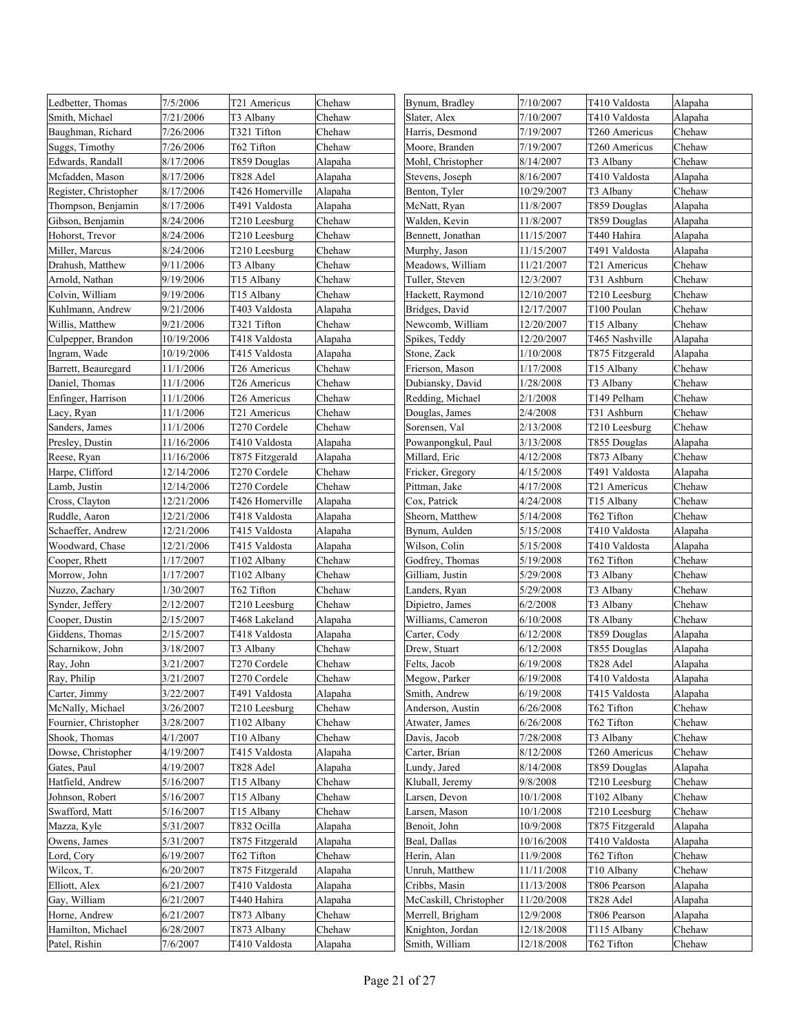| | | | |
|---|---|---|---|
| Ledbetter, Thomas | 7/5/2006 | T21 Americus | Chehaw |
| Smith, Michael | 7/21/2006 | T3 Albany | Chehaw |
| Baughman, Richard | 7/26/2006 | T321 Tifton | Chehaw |
| Suggs, Timothy | 7/26/2006 | T62 Tifton | Chehaw |
| Edwards, Randall | 8/17/2006 | T859 Douglas | Alapaha |
| Mcfadden, Mason | 8/17/2006 | T828 Adel | Alapaha |
| Register, Christopher | 8/17/2006 | T426 Homerville | Alapaha |
| Thompson, Benjamin | 8/17/2006 | T491 Valdosta | Alapaha |
| Gibson, Benjamin | 8/24/2006 | T210 Leesburg | Chehaw |
| Hohorst, Trevor | 8/24/2006 | T210 Leesburg | Chehaw |
| Miller, Marcus | 8/24/2006 | T210 Leesburg | Chehaw |
| Drahush, Matthew | 9/11/2006 | T3 Albany | Chehaw |
| Arnold, Nathan | 9/19/2006 | T15 Albany | Chehaw |
| Colvin, William | 9/19/2006 | T15 Albany | Chehaw |
| Kuhlmann, Andrew | 9/21/2006 | T403 Valdosta | Alapaha |
| Willis, Matthew | 9/21/2006 | T321 Tifton | Chehaw |
| Culpepper, Brandon | 10/19/2006 | T418 Valdosta | Alapaha |
| Ingram, Wade | 10/19/2006 | T415 Valdosta | Alapaha |
| Barrett, Beauregard | 11/1/2006 | T26 Americus | Chehaw |
| Daniel, Thomas | 11/1/2006 | T26 Americus | Chehaw |
| Enfinger, Harrison | 11/1/2006 | T26 Americus | Chehaw |
| Lacy, Ryan | 11/1/2006 | T21 Americus | Chehaw |
| Sanders, James | 11/1/2006 | T270 Cordele | Chehaw |
| Presley, Dustin | 11/16/2006 | T410 Valdosta | Alapaha |
| Reese, Ryan | 11/16/2006 | T875 Fitzgerald | Alapaha |
| Harpe, Clifford | 12/14/2006 | T270 Cordele | Chehaw |
| Lamb, Justin | 12/14/2006 | T270 Cordele | Chehaw |
| Cross, Clayton | 12/21/2006 | T426 Homerville | Alapaha |
| Ruddle, Aaron | 12/21/2006 | T418 Valdosta | Alapaha |
| Schaeffer, Andrew | 12/21/2006 | T415 Valdosta | Alapaha |
| Woodward, Chase | 12/21/2006 | T415 Valdosta | Alapaha |
| Cooper, Rhett | 1/17/2007 | T102 Albany | Chehaw |
| Morrow, John | 1/17/2007 | T102 Albany | Chehaw |
| Nuzzo, Zachary | 1/30/2007 | T62 Tifton | Chehaw |
| Synder, Jeffery | 2/12/2007 | T210 Leesburg | Chehaw |
| Cooper, Dustin | 2/15/2007 | T468 Lakeland | Alapaha |
| Giddens, Thomas | 2/15/2007 | T418 Valdosta | Alapaha |
| Scharnikow, John | 3/18/2007 | T3 Albany | Chehaw |
| Ray, John | 3/21/2007 | T270 Cordele | Chehaw |
| Ray, Philip | 3/21/2007 | T270 Cordele | Chehaw |
| Carter, Jimmy | 3/22/2007 | T491 Valdosta | Alapaha |
| McNally, Michael | 3/26/2007 | T210 Leesburg | Chehaw |
| Fournier, Christopher | 3/28/2007 | T102 Albany | Chehaw |
| Shook, Thomas | 4/1/2007 | T10 Albany | Chehaw |
| Dowse, Christopher | 4/19/2007 | T415 Valdosta | Alapaha |
| Gates, Paul | 4/19/2007 | T828 Adel | Alapaha |
| Hatfield, Andrew | 5/16/2007 | T15 Albany | Chehaw |
| Johnson, Robert | 5/16/2007 | T15 Albany | Chehaw |
| Swafford, Matt | 5/16/2007 | T15 Albany | Chehaw |
| Mazza, Kyle | 5/31/2007 | T832 Ocilla | Alapaha |
| Owens, James | 5/31/2007 | T875 Fitzgerald | Alapaha |
| Lord, Cory | 6/19/2007 | T62 Tifton | Chehaw |
| Wilcox, T. | 6/20/2007 | T875 Fitzgerald | Alapaha |
| Elliott, Alex | 6/21/2007 | T410 Valdosta | Alapaha |
| Gay, William | 6/21/2007 | T440 Hahira | Alapaha |
| Horne, Andrew | 6/21/2007 | T873 Albany | Chehaw |
| Hamilton, Michael | 6/28/2007 | T873 Albany | Chehaw |
| Patel, Rishin | 7/6/2007 | T410 Valdosta | Alapaha |
| Bynum, Bradley | 7/10/2007 | T410 Valdosta | Alapaha |
| Slater, Alex | 7/10/2007 | T410 Valdosta | Alapaha |
| Harris, Desmond | 7/19/2007 | T260 Americus | Chehaw |
| Moore, Branden | 7/19/2007 | T260 Americus | Chehaw |
| Mohl, Christopher | 8/14/2007 | T3 Albany | Chehaw |
| Stevens, Joseph | 8/16/2007 | T410 Valdosta | Alapaha |
| Benton, Tyler | 10/29/2007 | T3 Albany | Chehaw |
| McNatt, Ryan | 11/8/2007 | T859 Douglas | Alapaha |
| Walden, Kevin | 11/8/2007 | T859 Douglas | Alapaha |
| Bennett, Jonathan | 11/15/2007 | T440 Hahira | Alapaha |
| Murphy, Jason | 11/15/2007 | T491 Valdosta | Alapaha |
| Meadows, William | 11/21/2007 | T21 Americus | Chehaw |
| Tuller, Steven | 12/3/2007 | T31 Ashburn | Chehaw |
| Hackett, Raymond | 12/10/2007 | T210 Leesburg | Chehaw |
| Bridges, David | 12/17/2007 | T100 Poulan | Chehaw |
| Newcomb, William | 12/20/2007 | T15 Albany | Chehaw |
| Spikes, Teddy | 12/20/2007 | T465 Nashville | Alapaha |
| Stone, Zack | 1/10/2008 | T875 Fitzgerald | Alapaha |
| Frierson, Mason | 1/17/2008 | T15 Albany | Chehaw |
| Dubiansky, David | 1/28/2008 | T3 Albany | Chehaw |
| Redding, Michael | 2/1/2008 | T149 Pelham | Chehaw |
| Douglas, James | 2/4/2008 | T31 Ashburn | Chehaw |
| Sorensen, Val | 2/13/2008 | T210 Leesburg | Chehaw |
| Powanpongkul, Paul | 3/13/2008 | T855 Douglas | Alapaha |
| Millard, Eric | 4/12/2008 | T873 Albany | Chehaw |
| Fricker, Gregory | 4/15/2008 | T491 Valdosta | Alapaha |
| Pittman, Jake | 4/17/2008 | T21 Americus | Chehaw |
| Cox, Patrick | 4/24/2008 | T15 Albany | Chehaw |
| Sheorn, Matthew | 5/14/2008 | T62 Tifton | Chehaw |
| Bynum, Aulden | 5/15/2008 | T410 Valdosta | Alapaha |
| Wilson, Colin | 5/15/2008 | T410 Valdosta | Alapaha |
| Godfrey, Thomas | 5/19/2008 | T62 Tifton | Chehaw |
| Gilliam, Justin | 5/29/2008 | T3 Albany | Chehaw |
| Landers, Ryan | 5/29/2008 | T3 Albany | Chehaw |
| Dipietro, James | 6/2/2008 | T3 Albany | Chehaw |
| Williams, Cameron | 6/10/2008 | T8 Albany | Chehaw |
| Carter, Cody | 6/12/2008 | T859 Douglas | Alapaha |
| Drew, Stuart | 6/12/2008 | T855 Douglas | Alapaha |
| Felts, Jacob | 6/19/2008 | T828 Adel | Alapaha |
| Megow, Parker | 6/19/2008 | T410 Valdosta | Alapaha |
| Smith, Andrew | 6/19/2008 | T415 Valdosta | Alapaha |
| Anderson, Austin | 6/26/2008 | T62 Tifton | Chehaw |
| Atwater, James | 6/26/2008 | T62 Tifton | Chehaw |
| Davis, Jacob | 7/28/2008 | T3 Albany | Chehaw |
| Carter, Brian | 8/12/2008 | T260 Americus | Chehaw |
| Lundy, Jared | 8/14/2008 | T859 Douglas | Alapaha |
| Kluball, Jeremy | 9/8/2008 | T210 Leesburg | Chehaw |
| Larsen, Devon | 10/1/2008 | T102 Albany | Chehaw |
| Larsen, Mason | 10/1/2008 | T210 Leesburg | Chehaw |
| Benoit, John | 10/9/2008 | T875 Fitzgerald | Alapaha |
| Beal, Dallas | 10/16/2008 | T410 Valdosta | Alapaha |
| Herin, Alan | 11/9/2008 | T62 Tifton | Chehaw |
| Unruh, Matthew | 11/11/2008 | T10 Albany | Chehaw |
| Cribbs, Masin | 11/13/2008 | T806 Pearson | Alapaha |
| McCaskill, Christopher | 11/20/2008 | T828 Adel | Alapaha |
| Merrell, Brigham | 12/9/2008 | T806 Pearson | Alapaha |
| Knighton, Jordan | 12/18/2008 | T115 Albany | Chehaw |
| Smith, William | 12/18/2008 | T62 Tifton | Chehaw |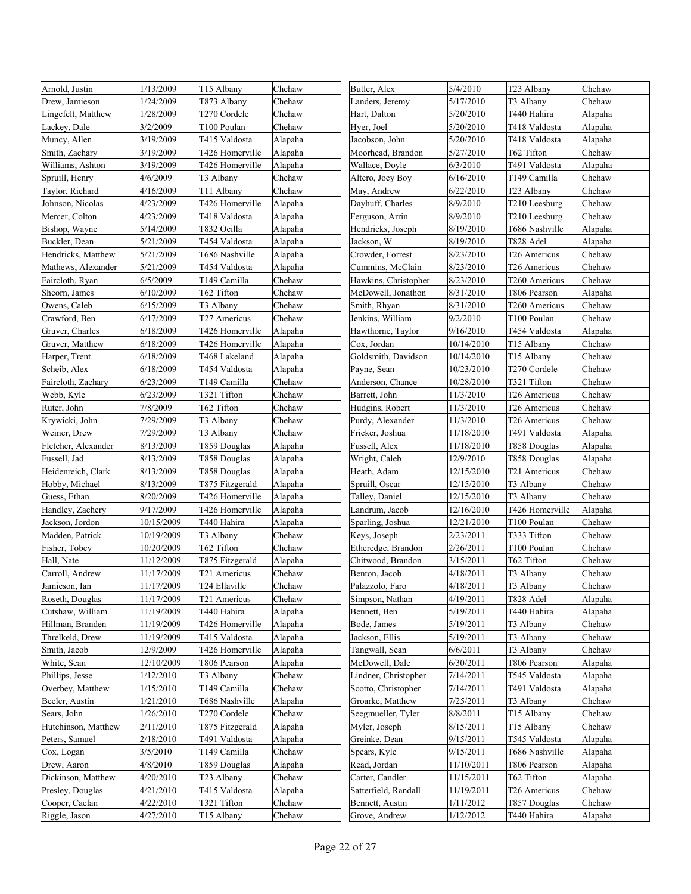| | | | |
|---|---|---|---|
| Arnold, Justin | 1/13/2009 | T15 Albany | Chehaw |
| Drew, Jamieson | 1/24/2009 | T873 Albany | Chehaw |
| Lingefelt, Matthew | 1/28/2009 | T270 Cordele | Chehaw |
| Lackey, Dale | 3/2/2009 | T100 Poulan | Chehaw |
| Muncy, Allen | 3/19/2009 | T415 Valdosta | Alapaha |
| Smith, Zachary | 3/19/2009 | T426 Homerville | Alapaha |
| Williams, Ashton | 3/19/2009 | T426 Homerville | Alapaha |
| Spruill, Henry | 4/6/2009 | T3 Albany | Chehaw |
| Taylor, Richard | 4/16/2009 | T11 Albany | Chehaw |
| Johnson, Nicolas | 4/23/2009 | T426 Homerville | Alapaha |
| Mercer, Colton | 4/23/2009 | T418 Valdosta | Alapaha |
| Bishop, Wayne | 5/14/2009 | T832 Ocilla | Alapaha |
| Buckler, Dean | 5/21/2009 | T454 Valdosta | Alapaha |
| Hendricks, Matthew | 5/21/2009 | T686 Nashville | Alapaha |
| Mathews, Alexander | 5/21/2009 | T454 Valdosta | Alapaha |
| Faircloth, Ryan | 6/5/2009 | T149 Camilla | Chehaw |
| Sheorn, James | 6/10/2009 | T62 Tifton | Chehaw |
| Owens, Caleb | 6/15/2009 | T3 Albany | Chehaw |
| Crawford, Ben | 6/17/2009 | T27 Americus | Chehaw |
| Gruver, Charles | 6/18/2009 | T426 Homerville | Alapaha |
| Gruver, Matthew | 6/18/2009 | T426 Homerville | Alapaha |
| Harper, Trent | 6/18/2009 | T468 Lakeland | Alapaha |
| Scheib, Alex | 6/18/2009 | T454 Valdosta | Alapaha |
| Faircloth, Zachary | 6/23/2009 | T149 Camilla | Chehaw |
| Webb, Kyle | 6/23/2009 | T321 Tifton | Chehaw |
| Ruter, John | 7/8/2009 | T62 Tifton | Chehaw |
| Krywicki, John | 7/29/2009 | T3 Albany | Chehaw |
| Weiner, Drew | 7/29/2009 | T3 Albany | Chehaw |
| Fletcher, Alexander | 8/13/2009 | T859 Douglas | Alapaha |
| Fussell, Jad | 8/13/2009 | T858 Douglas | Alapaha |
| Heidenreich, Clark | 8/13/2009 | T858 Douglas | Alapaha |
| Hobby, Michael | 8/13/2009 | T875 Fitzgerald | Alapaha |
| Guess, Ethan | 8/20/2009 | T426 Homerville | Alapaha |
| Handley, Zachery | 9/17/2009 | T426 Homerville | Alapaha |
| Jackson, Jordon | 10/15/2009 | T440 Hahira | Alapaha |
| Madden, Patrick | 10/19/2009 | T3 Albany | Chehaw |
| Fisher, Tobey | 10/20/2009 | T62 Tifton | Chehaw |
| Hall, Nate | 11/12/2009 | T875 Fitzgerald | Alapaha |
| Carroll, Andrew | 11/17/2009 | T21 Americus | Chehaw |
| Jamieson, Ian | 11/17/2009 | T24 Ellaville | Chehaw |
| Roseth, Douglas | 11/17/2009 | T21 Americus | Chehaw |
| Cutshaw, William | 11/19/2009 | T440 Hahira | Alapaha |
| Hillman, Branden | 11/19/2009 | T426 Homerville | Alapaha |
| Threlkeld, Drew | 11/19/2009 | T415 Valdosta | Alapaha |
| Smith, Jacob | 12/9/2009 | T426 Homerville | Alapaha |
| White, Sean | 12/10/2009 | T806 Pearson | Alapaha |
| Phillips, Jesse | 1/12/2010 | T3 Albany | Chehaw |
| Overbey, Matthew | 1/15/2010 | T149 Camilla | Chehaw |
| Beeler, Austin | 1/21/2010 | T686 Nashville | Alapaha |
| Sears, John | 1/26/2010 | T270 Cordele | Chehaw |
| Hutchinson, Matthew | 2/11/2010 | T875 Fitzgerald | Alapaha |
| Peters, Samuel | 2/18/2010 | T491 Valdosta | Alapaha |
| Cox, Logan | 3/5/2010 | T149 Camilla | Chehaw |
| Drew, Aaron | 4/8/2010 | T859 Douglas | Alapaha |
| Dickinson, Matthew | 4/20/2010 | T23 Albany | Chehaw |
| Presley, Douglas | 4/21/2010 | T415 Valdosta | Alapaha |
| Cooper, Caelan | 4/22/2010 | T321 Tifton | Chehaw |
| Riggle, Jason | 4/27/2010 | T15 Albany | Chehaw |
| Butler, Alex | 5/4/2010 | T23 Albany | Chehaw |
| Landers, Jeremy | 5/17/2010 | T3 Albany | Chehaw |
| Hart, Dalton | 5/20/2010 | T440 Hahira | Alapaha |
| Hyer, Joel | 5/20/2010 | T418 Valdosta | Alapaha |
| Jacobson, John | 5/20/2010 | T418 Valdosta | Alapaha |
| Moorhead, Brandon | 5/27/2010 | T62 Tifton | Chehaw |
| Wallace, Doyle | 6/3/2010 | T491 Valdosta | Alapaha |
| Altero, Joey Boy | 6/16/2010 | T149 Camilla | Chehaw |
| May, Andrew | 6/22/2010 | T23 Albany | Chehaw |
| Dayhuff, Charles | 8/9/2010 | T210 Leesburg | Chehaw |
| Ferguson, Arrin | 8/9/2010 | T210 Leesburg | Chehaw |
| Hendricks, Joseph | 8/19/2010 | T686 Nashville | Alapaha |
| Jackson, W. | 8/19/2010 | T828 Adel | Alapaha |
| Crowder, Forrest | 8/23/2010 | T26 Americus | Chehaw |
| Cummins, McClain | 8/23/2010 | T26 Americus | Chehaw |
| Hawkins, Christopher | 8/23/2010 | T260 Americus | Chehaw |
| McDowell, Jonathon | 8/31/2010 | T806 Pearson | Alapaha |
| Smith, Rhyan | 8/31/2010 | T260 Americus | Chehaw |
| Jenkins, William | 9/2/2010 | T100 Poulan | Chehaw |
| Hawthorne, Taylor | 9/16/2010 | T454 Valdosta | Alapaha |
| Cox, Jordan | 10/14/2010 | T15 Albany | Chehaw |
| Goldsmith, Davidson | 10/14/2010 | T15 Albany | Chehaw |
| Payne, Sean | 10/23/2010 | T270 Cordele | Chehaw |
| Anderson, Chance | 10/28/2010 | T321 Tifton | Chehaw |
| Barrett, John | 11/3/2010 | T26 Americus | Chehaw |
| Hudgins, Robert | 11/3/2010 | T26 Americus | Chehaw |
| Purdy, Alexander | 11/3/2010 | T26 Americus | Chehaw |
| Fricker, Joshua | 11/18/2010 | T491 Valdosta | Alapaha |
| Fussell, Alex | 11/18/2010 | T858 Douglas | Alapaha |
| Wright, Caleb | 12/9/2010 | T858 Douglas | Alapaha |
| Heath, Adam | 12/15/2010 | T21 Americus | Chehaw |
| Spruill, Oscar | 12/15/2010 | T3 Albany | Chehaw |
| Talley, Daniel | 12/15/2010 | T3 Albany | Chehaw |
| Landrum, Jacob | 12/16/2010 | T426 Homerville | Alapaha |
| Sparling, Joshua | 12/21/2010 | T100 Poulan | Chehaw |
| Keys, Joseph | 2/23/2011 | T333 Tifton | Chehaw |
| Etheredge, Brandon | 2/26/2011 | T100 Poulan | Chehaw |
| Chitwood, Brandon | 3/15/2011 | T62 Tifton | Chehaw |
| Benton, Jacob | 4/18/2011 | T3 Albany | Chehaw |
| Palazzolo, Faro | 4/18/2011 | T3 Albany | Chehaw |
| Simpson, Nathan | 4/19/2011 | T828 Adel | Alapaha |
| Bennett, Ben | 5/19/2011 | T440 Hahira | Alapaha |
| Bode, James | 5/19/2011 | T3 Albany | Chehaw |
| Jackson, Ellis | 5/19/2011 | T3 Albany | Chehaw |
| Tangwall, Sean | 6/6/2011 | T3 Albany | Chehaw |
| McDowell, Dale | 6/30/2011 | T806 Pearson | Alapaha |
| Lindner, Christopher | 7/14/2011 | T545 Valdosta | Alapaha |
| Scotto, Christopher | 7/14/2011 | T491 Valdosta | Alapaha |
| Groarke, Matthew | 7/25/2011 | T3 Albany | Chehaw |
| Seegmueller, Tyler | 8/8/2011 | T15 Albany | Chehaw |
| Myler, Joseph | 8/15/2011 | T15 Albany | Chehaw |
| Greinke, Dean | 9/15/2011 | T545 Valdosta | Alapaha |
| Spears, Kyle | 9/15/2011 | T686 Nashville | Alapaha |
| Read, Jordan | 11/10/2011 | T806 Pearson | Alapaha |
| Carter, Candler | 11/15/2011 | T62 Tifton | Alapaha |
| Satterfield, Randall | 11/19/2011 | T26 Americus | Chehaw |
| Bennett, Austin | 1/11/2012 | T857 Douglas | Chehaw |
| Grove, Andrew | 1/12/2012 | T440 Hahira | Alapaha |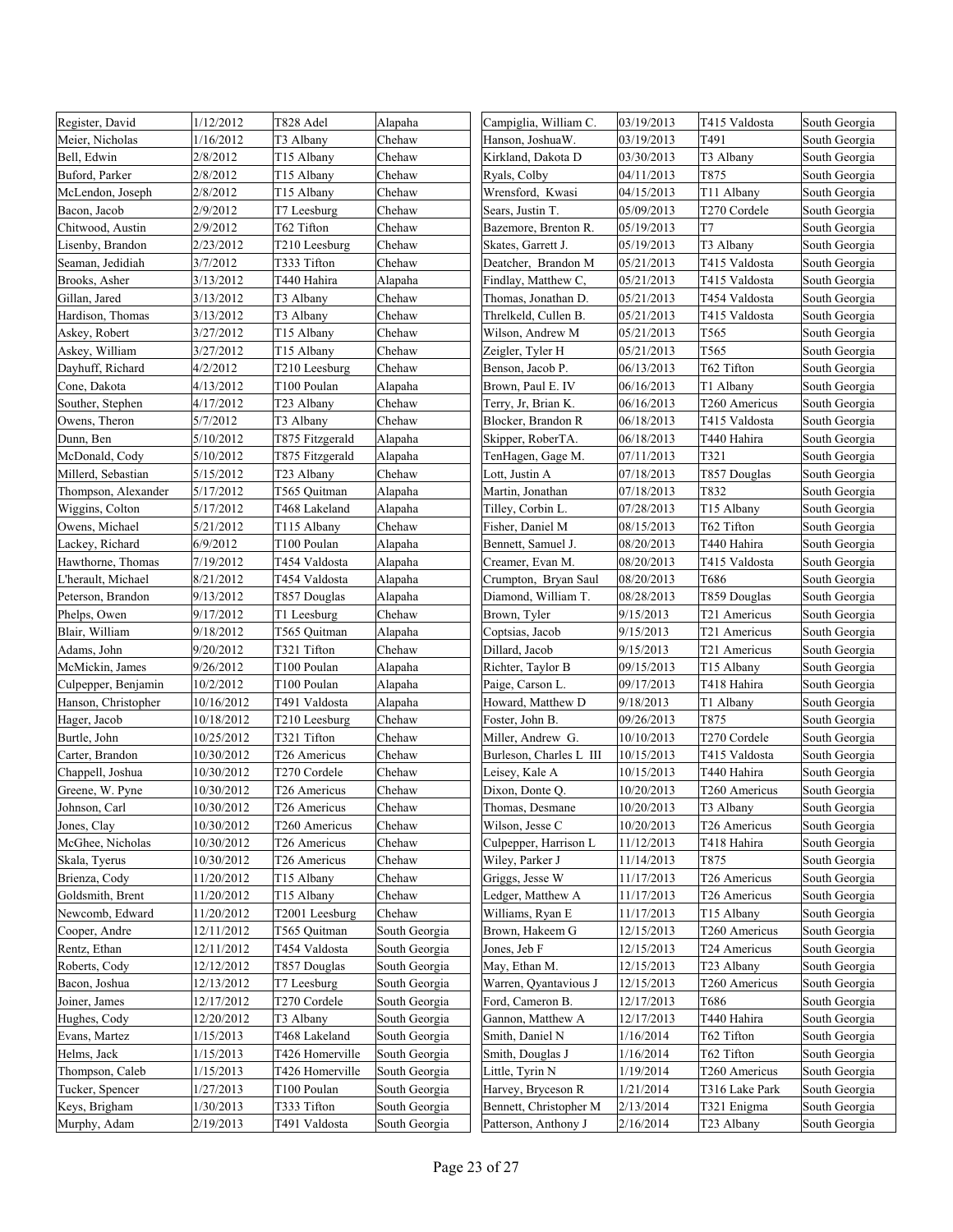| | | | |
|---|---|---|---|
| Register, David | 1/12/2012 | T828 Adel | Alapaha |
| Meier, Nicholas | 1/16/2012 | T3 Albany | Chehaw |
| Bell, Edwin | 2/8/2012 | T15 Albany | Chehaw |
| Buford, Parker | 2/8/2012 | T15 Albany | Chehaw |
| McLendon, Joseph | 2/8/2012 | T15 Albany | Chehaw |
| Bacon, Jacob | 2/9/2012 | T7 Leesburg | Chehaw |
| Chitwood, Austin | 2/9/2012 | T62 Tifton | Chehaw |
| Lisenby, Brandon | 2/23/2012 | T210 Leesburg | Chehaw |
| Seaman, Jedidiah | 3/7/2012 | T333 Tifton | Chehaw |
| Brooks, Asher | 3/13/2012 | T440 Hahira | Alapaha |
| Gillan, Jared | 3/13/2012 | T3 Albany | Chehaw |
| Hardison, Thomas | 3/13/2012 | T3 Albany | Chehaw |
| Askey, Robert | 3/27/2012 | T15 Albany | Chehaw |
| Askey, William | 3/27/2012 | T15 Albany | Chehaw |
| Dayhuff, Richard | 4/2/2012 | T210 Leesburg | Chehaw |
| Cone, Dakota | 4/13/2012 | T100 Poulan | Alapaha |
| Souther, Stephen | 4/17/2012 | T23 Albany | Chehaw |
| Owens, Theron | 5/7/2012 | T3 Albany | Chehaw |
| Dunn, Ben | 5/10/2012 | T875 Fitzgerald | Alapaha |
| McDonald, Cody | 5/10/2012 | T875 Fitzgerald | Alapaha |
| Millerd, Sebastian | 5/15/2012 | T23 Albany | Chehaw |
| Thompson, Alexander | 5/17/2012 | T565 Quitman | Alapaha |
| Wiggins, Colton | 5/17/2012 | T468 Lakeland | Alapaha |
| Owens, Michael | 5/21/2012 | T115 Albany | Chehaw |
| Lackey, Richard | 6/9/2012 | T100 Poulan | Alapaha |
| Hawthorne, Thomas | 7/19/2012 | T454 Valdosta | Alapaha |
| L'herault, Michael | 8/21/2012 | T454 Valdosta | Alapaha |
| Peterson, Brandon | 9/13/2012 | T857 Douglas | Alapaha |
| Phelps, Owen | 9/17/2012 | T1 Leesburg | Chehaw |
| Blair, William | 9/18/2012 | T565 Quitman | Alapaha |
| Adams, John | 9/20/2012 | T321 Tifton | Chehaw |
| McMickin, James | 9/26/2012 | T100 Poulan | Alapaha |
| Culpepper, Benjamin | 10/2/2012 | T100 Poulan | Alapaha |
| Hanson, Christopher | 10/16/2012 | T491 Valdosta | Alapaha |
| Hager, Jacob | 10/18/2012 | T210 Leesburg | Chehaw |
| Burtle, John | 10/25/2012 | T321 Tifton | Chehaw |
| Carter, Brandon | 10/30/2012 | T26 Americus | Chehaw |
| Chappell, Joshua | 10/30/2012 | T270 Cordele | Chehaw |
| Greene, W. Pyne | 10/30/2012 | T26 Americus | Chehaw |
| Johnson, Carl | 10/30/2012 | T26 Americus | Chehaw |
| Jones, Clay | 10/30/2012 | T260 Americus | Chehaw |
| McGhee, Nicholas | 10/30/2012 | T26 Americus | Chehaw |
| Skala, Tyerus | 10/30/2012 | T26 Americus | Chehaw |
| Brienza, Cody | 11/20/2012 | T15 Albany | Chehaw |
| Goldsmith, Brent | 11/20/2012 | T15 Albany | Chehaw |
| Newcomb, Edward | 11/20/2012 | T2001 Leesburg | Chehaw |
| Cooper, Andre | 12/11/2012 | T565 Quitman | South Georgia |
| Rentz, Ethan | 12/11/2012 | T454 Valdosta | South Georgia |
| Roberts, Cody | 12/12/2012 | T857 Douglas | South Georgia |
| Bacon, Joshua | 12/13/2012 | T7 Leesburg | South Georgia |
| Joiner, James | 12/17/2012 | T270 Cordele | South Georgia |
| Hughes, Cody | 12/20/2012 | T3 Albany | South Georgia |
| Evans, Martez | 1/15/2013 | T468 Lakeland | South Georgia |
| Helms, Jack | 1/15/2013 | T426 Homerville | South Georgia |
| Thompson, Caleb | 1/15/2013 | T426 Homerville | South Georgia |
| Tucker, Spencer | 1/27/2013 | T100 Poulan | South Georgia |
| Keys, Brigham | 1/30/2013 | T333 Tifton | South Georgia |
| Murphy, Adam | 2/19/2013 | T491 Valdosta | South Georgia |
| Campiglia, William C. | 03/19/2013 | T415 Valdosta | South Georgia |
| Hanson, JoshuaW. | 03/19/2013 | T491 | South Georgia |
| Kirkland, Dakota D | 03/30/2013 | T3 Albany | South Georgia |
| Ryals, Colby | 04/11/2013 | T875 | South Georgia |
| Wrensford, Kwasi | 04/15/2013 | T11 Albany | South Georgia |
| Sears, Justin T. | 05/09/2013 | T270 Cordele | South Georgia |
| Bazemore, Brenton R. | 05/19/2013 | T7 | South Georgia |
| Skates, Garrett J. | 05/19/2013 | T3 Albany | South Georgia |
| Deatcher, Brandon M | 05/21/2013 | T415 Valdosta | South Georgia |
| Findlay, Matthew C, | 05/21/2013 | T415 Valdosta | South Georgia |
| Thomas, Jonathan D. | 05/21/2013 | T454 Valdosta | South Georgia |
| Threlkeld, Cullen B. | 05/21/2013 | T415 Valdosta | South Georgia |
| Wilson, Andrew M | 05/21/2013 | T565 | South Georgia |
| Zeigler, Tyler H | 05/21/2013 | T565 | South Georgia |
| Benson, Jacob P. | 06/13/2013 | T62 Tifton | South Georgia |
| Brown, Paul E. IV | 06/16/2013 | T1 Albany | South Georgia |
| Terry, Jr, Brian K. | 06/16/2013 | T260 Americus | South Georgia |
| Blocker, Brandon R | 06/18/2013 | T415 Valdosta | South Georgia |
| Skipper, RoberTA. | 06/18/2013 | T440 Hahira | South Georgia |
| TenHagen, Gage M. | 07/11/2013 | T321 | South Georgia |
| Lott, Justin A | 07/18/2013 | T857 Douglas | South Georgia |
| Martin, Jonathan | 07/18/2013 | T832 | South Georgia |
| Tilley, Corbin L. | 07/28/2013 | T15 Albany | South Georgia |
| Fisher, Daniel M | 08/15/2013 | T62 Tifton | South Georgia |
| Bennett, Samuel J. | 08/20/2013 | T440 Hahira | South Georgia |
| Creamer, Evan M. | 08/20/2013 | T415 Valdosta | South Georgia |
| Crumpton, Bryan Saul | 08/20/2013 | T686 | South Georgia |
| Diamond, William T. | 08/28/2013 | T859 Douglas | South Georgia |
| Brown, Tyler | 9/15/2013 | T21 Americus | South Georgia |
| Coptsias, Jacob | 9/15/2013 | T21 Americus | South Georgia |
| Dillard, Jacob | 9/15/2013 | T21 Americus | South Georgia |
| Richter, Taylor B | 09/15/2013 | T15 Albany | South Georgia |
| Paige, Carson L. | 09/17/2013 | T418 Hahira | South Georgia |
| Howard, Matthew D | 9/18/2013 | T1 Albany | South Georgia |
| Foster, John B. | 09/26/2013 | T875 | South Georgia |
| Miller, Andrew G. | 10/10/2013 | T270 Cordele | South Georgia |
| Burleson, Charles L III | 10/15/2013 | T415 Valdosta | South Georgia |
| Leisey, Kale A | 10/15/2013 | T440 Hahira | South Georgia |
| Dixon, Donte Q. | 10/20/2013 | T260 Americus | South Georgia |
| Thomas, Desmane | 10/20/2013 | T3 Albany | South Georgia |
| Wilson, Jesse C | 10/20/2013 | T26 Americus | South Georgia |
| Culpepper, Harrison L | 11/12/2013 | T418 Hahira | South Georgia |
| Wiley, Parker J | 11/14/2013 | T875 | South Georgia |
| Griggs, Jesse W | 11/17/2013 | T26 Americus | South Georgia |
| Ledger, Matthew A | 11/17/2013 | T26 Americus | South Georgia |
| Williams, Ryan E | 11/17/2013 | T15 Albany | South Georgia |
| Brown, Hakeem G | 12/15/2013 | T260 Americus | South Georgia |
| Jones, Jeb F | 12/15/2013 | T24 Americus | South Georgia |
| May, Ethan M. | 12/15/2013 | T23 Albany | South Georgia |
| Warren, Qyantavious J | 12/15/2013 | T260 Americus | South Georgia |
| Ford, Cameron B. | 12/17/2013 | T686 | South Georgia |
| Gannon, Matthew A | 12/17/2013 | T440 Hahira | South Georgia |
| Smith, Daniel N | 1/16/2014 | T62 Tifton | South Georgia |
| Smith, Douglas J | 1/16/2014 | T62 Tifton | South Georgia |
| Little, Tyrin N | 1/19/2014 | T260 Americus | South Georgia |
| Harvey, Bryceson R | 1/21/2014 | T316 Lake Park | South Georgia |
| Bennett, Christopher M | 2/13/2014 | T321 Enigma | South Georgia |
| Patterson, Anthony J | 2/16/2014 | T23 Albany | South Georgia |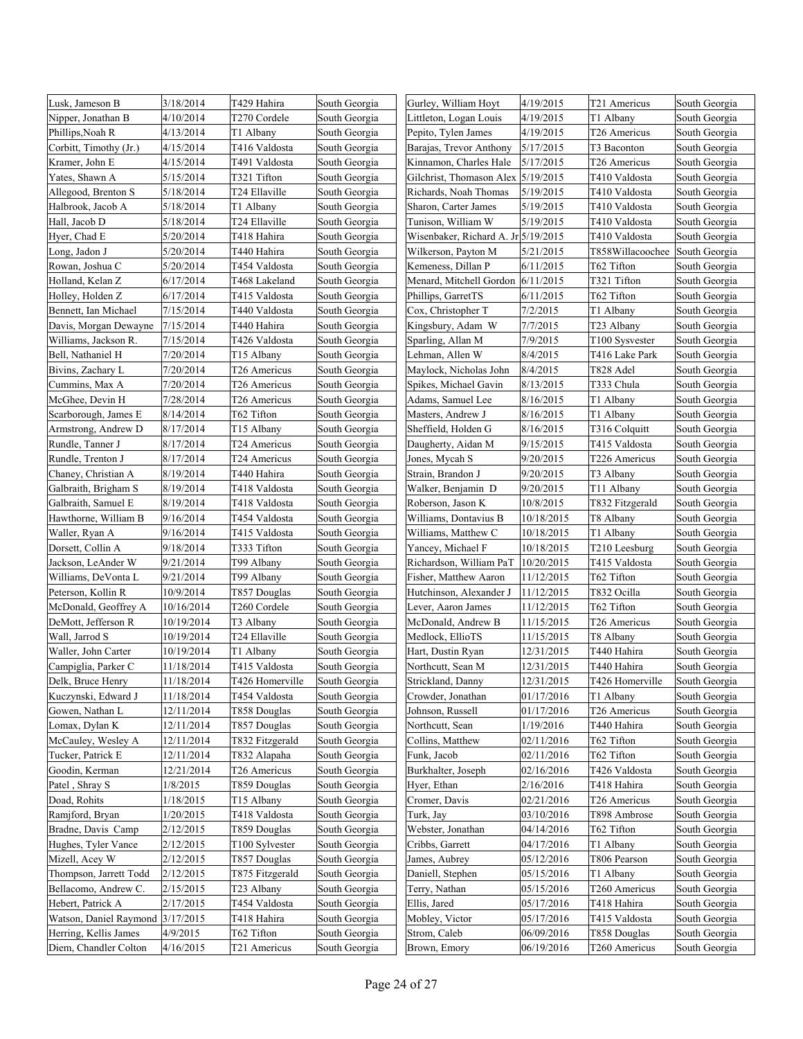| | | | |
|---|---|---|---|
| Lusk, Jameson B | 3/18/2014 | T429 Hahira | South Georgia |
| Nipper, Jonathan B | 4/10/2014 | T270 Cordele | South Georgia |
| Phillips,Noah R | 4/13/2014 | T1 Albany | South Georgia |
| Corbitt, Timothy (Jr.) | 4/15/2014 | T416 Valdosta | South Georgia |
| Kramer, John E | 4/15/2014 | T491 Valdosta | South Georgia |
| Yates, Shawn A | 5/15/2014 | T321 Tifton | South Georgia |
| Allegood, Brenton S | 5/18/2014 | T24 Ellaville | South Georgia |
| Halbrook, Jacob A | 5/18/2014 | T1 Albany | South Georgia |
| Hall, Jacob D | 5/18/2014 | T24 Ellaville | South Georgia |
| Hyer, Chad E | 5/20/2014 | T418 Hahira | South Georgia |
| Long, Jadon J | 5/20/2014 | T440 Hahira | South Georgia |
| Rowan, Joshua C | 5/20/2014 | T454 Valdosta | South Georgia |
| Holland, Kelan Z | 6/17/2014 | T468 Lakeland | South Georgia |
| Holley, Holden Z | 6/17/2014 | T415 Valdosta | South Georgia |
| Bennett, Ian Michael | 7/15/2014 | T440 Valdosta | South Georgia |
| Davis, Morgan Dewayne | 7/15/2014 | T440 Hahira | South Georgia |
| Williams, Jackson R. | 7/15/2014 | T426 Valdosta | South Georgia |
| Bell, Nathaniel H | 7/20/2014 | T15 Albany | South Georgia |
| Bivins, Zachary L | 7/20/2014 | T26 Americus | South Georgia |
| Cummins, Max A | 7/20/2014 | T26 Americus | South Georgia |
| McGhee, Devin H | 7/28/2014 | T26 Americus | South Georgia |
| Scarborough, James E | 8/14/2014 | T62 Tifton | South Georgia |
| Armstrong, Andrew D | 8/17/2014 | T15 Albany | South Georgia |
| Rundle, Tanner J | 8/17/2014 | T24 Americus | South Georgia |
| Rundle, Trenton J | 8/17/2014 | T24 Americus | South Georgia |
| Chaney, Christian A | 8/19/2014 | T440 Hahira | South Georgia |
| Galbraith, Brigham S | 8/19/2014 | T418 Valdosta | South Georgia |
| Galbraith, Samuel E | 8/19/2014 | T418 Valdosta | South Georgia |
| Hawthorne, William B | 9/16/2014 | T454 Valdosta | South Georgia |
| Waller, Ryan A | 9/16/2014 | T415 Valdosta | South Georgia |
| Dorsett, Collin A | 9/18/2014 | T333 Tifton | South Georgia |
| Jackson, LeAnder W | 9/21/2014 | T99 Albany | South Georgia |
| Williams, DeVonta L | 9/21/2014 | T99 Albany | South Georgia |
| Peterson, Kollin R | 10/9/2014 | T857 Douglas | South Georgia |
| McDonald, Geoffrey A | 10/16/2014 | T260 Cordele | South Georgia |
| DeMott, Jefferson R | 10/19/2014 | T3 Albany | South Georgia |
| Wall, Jarrod S | 10/19/2014 | T24 Ellaville | South Georgia |
| Waller, John Carter | 10/19/2014 | T1 Albany | South Georgia |
| Campiglia, Parker C | 11/18/2014 | T415 Valdosta | South Georgia |
| Delk, Bruce Henry | 11/18/2014 | T426 Homerville | South Georgia |
| Kuczynski, Edward J | 11/18/2014 | T454 Valdosta | South Georgia |
| Gowen, Nathan L | 12/11/2014 | T858 Douglas | South Georgia |
| Lomax, Dylan K | 12/11/2014 | T857 Douglas | South Georgia |
| McCauley, Wesley A | 12/11/2014 | T832 Fitzgerald | South Georgia |
| Tucker, Patrick E | 12/11/2014 | T832 Alapaha | South Georgia |
| Goodin, Kerman | 12/21/2014 | T26 Americus | South Georgia |
| Patel , Shray S | 1/8/2015 | T859 Douglas | South Georgia |
| Doad, Rohits | 1/18/2015 | T15 Albany | South Georgia |
| Ramjford, Bryan | 1/20/2015 | T418 Valdosta | South Georgia |
| Bradne, Davis Camp | 2/12/2015 | T859 Douglas | South Georgia |
| Hughes, Tyler Vance | 2/12/2015 | T100 Sylvester | South Georgia |
| Mizell, Acey W | 2/12/2015 | T857 Douglas | South Georgia |
| Thompson, Jarrett Todd | 2/12/2015 | T875 Fitzgerald | South Georgia |
| Bellacomo, Andrew C. | 2/15/2015 | T23 Albany | South Georgia |
| Hebert, Patrick A | 2/17/2015 | T454 Valdosta | South Georgia |
| Watson, Daniel Raymond | 3/17/2015 | T418 Hahira | South Georgia |
| Herring, Kellis James | 4/9/2015 | T62 Tifton | South Georgia |
| Diem, Chandler Colton | 4/16/2015 | T21 Americus | South Georgia |
| Gurley, William Hoyt | 4/19/2015 | T21 Americus | South Georgia |
| Littleton, Logan Louis | 4/19/2015 | T1 Albany | South Georgia |
| Pepito, Tylen James | 4/19/2015 | T26 Americus | South Georgia |
| Barajas, Trevor Anthony | 5/17/2015 | T3 Baconton | South Georgia |
| Kinnamon, Charles Hale | 5/17/2015 | T26 Americus | South Georgia |
| Gilchrist, Thomason Alex | 5/19/2015 | T410 Valdosta | South Georgia |
| Richards, Noah Thomas | 5/19/2015 | T410 Valdosta | South Georgia |
| Sharon, Carter James | 5/19/2015 | T410 Valdosta | South Georgia |
| Tunison, William W | 5/19/2015 | T410 Valdosta | South Georgia |
| Wisenbaker, Richard A. Jr | 5/19/2015 | T410 Valdosta | South Georgia |
| Wilkerson, Payton M | 5/21/2015 | T858Willacoochee | South Georgia |
| Kemeness, Dillan P | 6/11/2015 | T62 Tifton | South Georgia |
| Menard, Mitchell Gordon | 6/11/2015 | T321 Tifton | South Georgia |
| Phillips, GarretTS | 6/11/2015 | T62 Tifton | South Georgia |
| Cox, Christopher T | 7/2/2015 | T1 Albany | South Georgia |
| Kingsbury, Adam W | 7/7/2015 | T23 Albany | South Georgia |
| Sparling, Allan M | 7/9/2015 | T100 Sysvester | South Georgia |
| Lehman, Allen W | 8/4/2015 | T416 Lake Park | South Georgia |
| Maylock, Nicholas John | 8/4/2015 | T828 Adel | South Georgia |
| Spikes, Michael Gavin | 8/13/2015 | T333 Chula | South Georgia |
| Adams, Samuel Lee | 8/16/2015 | T1 Albany | South Georgia |
| Masters, Andrew J | 8/16/2015 | T1 Albany | South Georgia |
| Sheffield, Holden G | 8/16/2015 | T316 Colquitt | South Georgia |
| Daugherty, Aidan M | 9/15/2015 | T415 Valdosta | South Georgia |
| Jones, Mycah S | 9/20/2015 | T226 Americus | South Georgia |
| Strain, Brandon J | 9/20/2015 | T3 Albany | South Georgia |
| Walker, Benjamin D | 9/20/2015 | T11 Albany | South Georgia |
| Roberson, Jason K | 10/8/2015 | T832 Fitzgerald | South Georgia |
| Williams, Dontavius B | 10/18/2015 | T8 Albany | South Georgia |
| Williams, Matthew C | 10/18/2015 | T1 Albany | South Georgia |
| Yancey, Michael F | 10/18/2015 | T210 Leesburg | South Georgia |
| Richardson, William PaT | 10/20/2015 | T415 Valdosta | South Georgia |
| Fisher, Matthew Aaron | 11/12/2015 | T62 Tifton | South Georgia |
| Hutchinson, Alexander J | 11/12/2015 | T832 Ocilla | South Georgia |
| Lever, Aaron James | 11/12/2015 | T62 Tifton | South Georgia |
| McDonald, Andrew B | 11/15/2015 | T26 Americus | South Georgia |
| Medlock, EllioTS | 11/15/2015 | T8 Albany | South Georgia |
| Hart, Dustin Ryan | 12/31/2015 | T440 Hahira | South Georgia |
| Northcutt, Sean M | 12/31/2015 | T440 Hahira | South Georgia |
| Strickland, Danny | 12/31/2015 | T426 Homerville | South Georgia |
| Crowder, Jonathan | 01/17/2016 | T1 Albany | South Georgia |
| Johnson, Russell | 01/17/2016 | T26 Americus | South Georgia |
| Northcutt, Sean | 1/19/2016 | T440 Hahira | South Georgia |
| Collins, Matthew | 02/11/2016 | T62 Tifton | South Georgia |
| Funk, Jacob | 02/11/2016 | T62 Tifton | South Georgia |
| Burkhalter, Joseph | 02/16/2016 | T426 Valdosta | South Georgia |
| Hyer, Ethan | 2/16/2016 | T418 Hahira | South Georgia |
| Cromer, Davis | 02/21/2016 | T26 Americus | South Georgia |
| Turk, Jay | 03/10/2016 | T898 Ambrose | South Georgia |
| Webster, Jonathan | 04/14/2016 | T62 Tifton | South Georgia |
| Cribbs, Garrett | 04/17/2016 | T1 Albany | South Georgia |
| James, Aubrey | 05/12/2016 | T806 Pearson | South Georgia |
| Daniell, Stephen | 05/15/2016 | T1 Albany | South Georgia |
| Terry, Nathan | 05/15/2016 | T260 Americus | South Georgia |
| Ellis, Jared | 05/17/2016 | T418 Hahira | South Georgia |
| Mobley, Victor | 05/17/2016 | T415 Valdosta | South Georgia |
| Strom, Caleb | 06/09/2016 | T858 Douglas | South Georgia |
| Brown, Emory | 06/19/2016 | T260 Americus | South Georgia |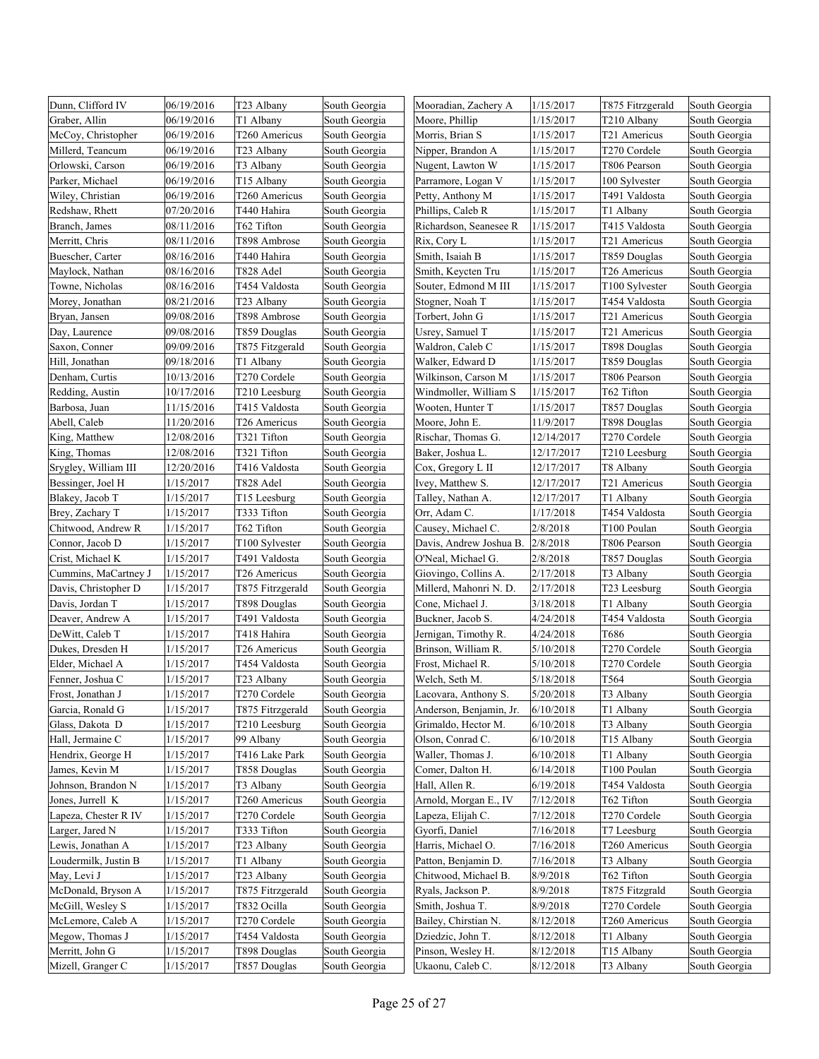| | | | |
|---|---|---|---|
| Dunn, Clifford IV | 06/19/2016 | T23 Albany | South Georgia |
| Graber, Allin | 06/19/2016 | T1 Albany | South Georgia |
| McCoy, Christopher | 06/19/2016 | T260 Americus | South Georgia |
| Millerd, Teancum | 06/19/2016 | T23 Albany | South Georgia |
| Orlowski, Carson | 06/19/2016 | T3 Albany | South Georgia |
| Parker, Michael | 06/19/2016 | T15 Albany | South Georgia |
| Wiley, Christian | 06/19/2016 | T260 Americus | South Georgia |
| Redshaw, Rhett | 07/20/2016 | T440 Hahira | South Georgia |
| Branch, James | 08/11/2016 | T62 Tifton | South Georgia |
| Merritt, Chris | 08/11/2016 | T898 Ambrose | South Georgia |
| Buescher, Carter | 08/16/2016 | T440 Hahira | South Georgia |
| Maylock, Nathan | 08/16/2016 | T828 Adel | South Georgia |
| Towne, Nicholas | 08/16/2016 | T454 Valdosta | South Georgia |
| Morey, Jonathan | 08/21/2016 | T23 Albany | South Georgia |
| Bryan, Jansen | 09/08/2016 | T898 Ambrose | South Georgia |
| Day, Laurence | 09/08/2016 | T859 Douglas | South Georgia |
| Saxon, Conner | 09/09/2016 | T875 Fitzgerald | South Georgia |
| Hill, Jonathan | 09/18/2016 | T1 Albany | South Georgia |
| Denham, Curtis | 10/13/2016 | T270 Cordele | South Georgia |
| Redding, Austin | 10/17/2016 | T210 Leesburg | South Georgia |
| Barbosa, Juan | 11/15/2016 | T415 Valdosta | South Georgia |
| Abell, Caleb | 11/20/2016 | T26 Americus | South Georgia |
| King, Matthew | 12/08/2016 | T321 Tifton | South Georgia |
| King, Thomas | 12/08/2016 | T321 Tifton | South Georgia |
| Srygley, William III | 12/20/2016 | T416 Valdosta | South Georgia |
| Bessinger, Joel H | 1/15/2017 | T828 Adel | South Georgia |
| Blakey, Jacob T | 1/15/2017 | T15 Leesburg | South Georgia |
| Brey, Zachary T | 1/15/2017 | T333 Tifton | South Georgia |
| Chitwood, Andrew R | 1/15/2017 | T62 Tifton | South Georgia |
| Connor, Jacob D | 1/15/2017 | T100 Sylvester | South Georgia |
| Crist, Michael K | 1/15/2017 | T491 Valdosta | South Georgia |
| Cummins, MaCartney J | 1/15/2017 | T26 Americus | South Georgia |
| Davis, Christopher D | 1/15/2017 | T875 Fitrzgerald | South Georgia |
| Davis, Jordan T | 1/15/2017 | T898 Douglas | South Georgia |
| Deaver, Andrew A | 1/15/2017 | T491 Valdosta | South Georgia |
| DeWitt, Caleb T | 1/15/2017 | T418 Hahira | South Georgia |
| Dukes, Dresden H | 1/15/2017 | T26 Americus | South Georgia |
| Elder, Michael A | 1/15/2017 | T454 Valdosta | South Georgia |
| Fenner, Joshua C | 1/15/2017 | T23 Albany | South Georgia |
| Frost, Jonathan J | 1/15/2017 | T270 Cordele | South Georgia |
| Garcia, Ronald G | 1/15/2017 | T875 Fitrzgerald | South Georgia |
| Glass, Dakota D | 1/15/2017 | T210 Leesburg | South Georgia |
| Hall, Jermaine C | 1/15/2017 | 99 Albany | South Georgia |
| Hendrix, George H | 1/15/2017 | T416 Lake Park | South Georgia |
| James, Kevin M | 1/15/2017 | T858 Douglas | South Georgia |
| Johnson, Brandon N | 1/15/2017 | T3 Albany | South Georgia |
| Jones, Jurrell K | 1/15/2017 | T260 Americus | South Georgia |
| Lapeza, Chester R IV | 1/15/2017 | T270 Cordele | South Georgia |
| Larger, Jared N | 1/15/2017 | T333 Tifton | South Georgia |
| Lewis, Jonathan A | 1/15/2017 | T23 Albany | South Georgia |
| Loudermilk, Justin B | 1/15/2017 | T1 Albany | South Georgia |
| May, Levi J | 1/15/2017 | T23 Albany | South Georgia |
| McDonald, Bryson A | 1/15/2017 | T875 Fitrzgerald | South Georgia |
| McGill, Wesley S | 1/15/2017 | T832 Ocilla | South Georgia |
| McLemore, Caleb A | 1/15/2017 | T270 Cordele | South Georgia |
| Megow, Thomas J | 1/15/2017 | T454 Valdosta | South Georgia |
| Merritt, John G | 1/15/2017 | T898 Douglas | South Georgia |
| Mizell, Granger C | 1/15/2017 | T857 Douglas | South Georgia |
| Mooradian, Zachery A | 1/15/2017 | T875 Fitrzgerald | South Georgia |
| Moore, Phillip | 1/15/2017 | T210 Albany | South Georgia |
| Morris, Brian S | 1/15/2017 | T21 Americus | South Georgia |
| Nipper, Brandon A | 1/15/2017 | T270 Cordele | South Georgia |
| Nugent, Lawton W | 1/15/2017 | T806 Pearson | South Georgia |
| Parramore, Logan V | 1/15/2017 | 100 Sylvester | South Georgia |
| Petty, Anthony M | 1/15/2017 | T491 Valdosta | South Georgia |
| Phillips, Caleb R | 1/15/2017 | T1 Albany | South Georgia |
| Richardson, Seanesee R | 1/15/2017 | T415 Valdosta | South Georgia |
| Rix, Cory L | 1/15/2017 | T21 Americus | South Georgia |
| Smith, Isaiah B | 1/15/2017 | T859 Douglas | South Georgia |
| Smith, Keycten Tru | 1/15/2017 | T26 Americus | South Georgia |
| Souter, Edmond M III | 1/15/2017 | T100 Sylvester | South Georgia |
| Stogner, Noah T | 1/15/2017 | T454 Valdosta | South Georgia |
| Torbert, John G | 1/15/2017 | T21 Americus | South Georgia |
| Usrey, Samuel T | 1/15/2017 | T21 Americus | South Georgia |
| Waldron, Caleb C | 1/15/2017 | T898 Douglas | South Georgia |
| Walker, Edward D | 1/15/2017 | T859 Douglas | South Georgia |
| Wilkinson, Carson M | 1/15/2017 | T806 Pearson | South Georgia |
| Windmoller, William S | 1/15/2017 | T62 Tifton | South Georgia |
| Wooten, Hunter T | 1/15/2017 | T857 Douglas | South Georgia |
| Moore, John E. | 11/9/2017 | T898 Douglas | South Georgia |
| Rischar, Thomas G. | 12/14/2017 | T270 Cordele | South Georgia |
| Baker, Joshua L. | 12/17/2017 | T210 Leesburg | South Georgia |
| Cox, Gregory L II | 12/17/2017 | T8 Albany | South Georgia |
| Ivey, Matthew S. | 12/17/2017 | T21 Americus | South Georgia |
| Talley, Nathan A. | 12/17/2017 | T1 Albany | South Georgia |
| Orr, Adam C. | 1/17/2018 | T454 Valdosta | South Georgia |
| Causey, Michael C. | 2/8/2018 | T100 Poulan | South Georgia |
| Davis, Andrew Joshua B. | 2/8/2018 | T806 Pearson | South Georgia |
| O'Neal, Michael G. | 2/8/2018 | T857 Douglas | South Georgia |
| Giovingo, Collins A. | 2/17/2018 | T3 Albany | South Georgia |
| Millerd, Mahonri N. D. | 2/17/2018 | T23 Leesburg | South Georgia |
| Cone, Michael J. | 3/18/2018 | T1 Albany | South Georgia |
| Buckner, Jacob S. | 4/24/2018 | T454 Valdosta | South Georgia |
| Jernigan, Timothy R. | 4/24/2018 | T686 | South Georgia |
| Brinson, William R. | 5/10/2018 | T270 Cordele | South Georgia |
| Frost, Michael R. | 5/10/2018 | T270 Cordele | South Georgia |
| Welch, Seth M. | 5/18/2018 | T564 | South Georgia |
| Lacovara, Anthony S. | 5/20/2018 | T3 Albany | South Georgia |
| Anderson, Benjamin, Jr. | 6/10/2018 | T1 Albany | South Georgia |
| Grimaldo, Hector M. | 6/10/2018 | T3 Albany | South Georgia |
| Olson, Conrad C. | 6/10/2018 | T15 Albany | South Georgia |
| Waller, Thomas J. | 6/10/2018 | T1 Albany | South Georgia |
| Comer, Dalton H. | 6/14/2018 | T100 Poulan | South Georgia |
| Hall, Allen R. | 6/19/2018 | T454 Valdosta | South Georgia |
| Arnold, Morgan E., IV | 7/12/2018 | T62 Tifton | South Georgia |
| Lapeza, Elijah C. | 7/12/2018 | T270 Cordele | South Georgia |
| Gyorfi, Daniel | 7/16/2018 | T7 Leesburg | South Georgia |
| Harris, Michael O. | 7/16/2018 | T260 Americus | South Georgia |
| Patton, Benjamin D. | 7/16/2018 | T3 Albany | South Georgia |
| Chitwood, Michael B. | 8/9/2018 | T62 Tifton | South Georgia |
| Ryals, Jackson P. | 8/9/2018 | T875 Fitzgrald | South Georgia |
| Smith, Joshua T. | 8/9/2018 | T270 Cordele | South Georgia |
| Bailey, Chirstian N. | 8/12/2018 | T260 Americus | South Georgia |
| Dziedzic, John T. | 8/12/2018 | T1 Albany | South Georgia |
| Pinson, Wesley H. | 8/12/2018 | T15 Albany | South Georgia |
| Ukaonu, Caleb C. | 8/12/2018 | T3 Albany | South Georgia |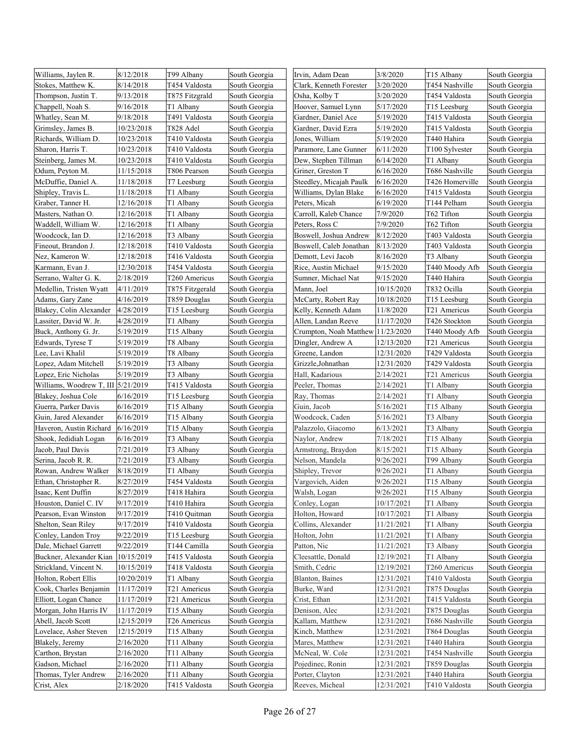| | | | |
|---|---|---|---|
| Williams, Jaylen R. | 8/12/2018 | T99 Albany | South Georgia |
| Stokes, Matthew K. | 8/14/2018 | T454 Valdosta | South Georgia |
| Thompson, Justin T. | 9/13/2018 | T875 Fitzgrald | South Georgia |
| Chappell, Noah S. | 9/16/2018 | T1 Albany | South Georgia |
| Whatley, Sean M. | 9/18/2018 | T491 Valdosta | South Georgia |
| Grimsley, James B. | 10/23/2018 | T828 Adel | South Georgia |
| Richards, William D. | 10/23/2018 | T410 Valdosta | South Georgia |
| Sharon, Harris T. | 10/23/2018 | T410 Valdosta | South Georgia |
| Steinberg, James M. | 10/23/2018 | T410 Valdosta | South Georgia |
| Odum, Peyton M. | 11/15/2018 | T806 Pearson | South Georgia |
| McDuffie, Daniel A. | 11/18/2018 | T7 Leesburg | South Georgia |
| Shipley, Travis L. | 11/18/2018 | T1 Albany | South Georgia |
| Graber, Tanner H. | 12/16/2018 | T1 Albany | South Georgia |
| Masters, Nathan O. | 12/16/2018 | T1 Albany | South Georgia |
| Waddell, William W. | 12/16/2018 | T1 Albany | South Georgia |
| Woodcock, Ian D. | 12/16/2018 | T3 Albany | South Georgia |
| Fineout, Brandon J. | 12/18/2018 | T410 Valdosta | South Georgia |
| Nez, Kameron W. | 12/18/2018 | T416 Valdosta | South Georgia |
| Karmann, Evan J. | 12/30/2018 | T454 Valdosta | South Georgia |
| Serrano, Walter G. K. | 2/18/2019 | T260 Americus | South Georgia |
| Medellin, Tristen Wyatt | 4/11/2019 | T875 Fitzgerald | South Georgia |
| Adams, Gary Zane | 4/16/2019 | T859 Douglas | South Georgia |
| Blakey, Colin Alexander | 4/28/2019 | T15 Leesburg | South Georgia |
| Lassiter, David W. Jr. | 4/28/2019 | T1 Albany | South Georgia |
| Buck, Anthony G. Jr. | 5/19/2019 | T15 Albany | South Georgia |
| Edwards, Tyrese T | 5/19/2019 | T8 Albany | South Georgia |
| Lee, Lavi Khalil | 5/19/2019 | T8 Albany | South Georgia |
| Lopez, Adam Mitchell | 5/19/2019 | T3 Albany | South Georgia |
| Lopez, Eric Nicholas | 5/19/2019 | T3 Albany | South Georgia |
| Williams, Woodrew T, III | 5/21/2019 | T415 Valdosta | South Georgia |
| Blakey, Joshua Cole | 6/16/2019 | T15 Leesburg | South Georgia |
| Guerra, Parker Davis | 6/16/2019 | T15 Albany | South Georgia |
| Guin, Jared Alexander | 6/16/2019 | T15 Albany | South Georgia |
| Haveron, Austin Richard | 6/16/2019 | T15 Albany | South Georgia |
| Shook, Jedidiah Logan | 6/16/2019 | T3 Albany | South Georgia |
| Jacob, Paul Davis | 7/21/2019 | T3 Albany | South Georgia |
| Serina, Jacob R. R. | 7/21/2019 | T3 Albany | South Georgia |
| Rowan, Andrew Walker | 8/18/2019 | T1 Albany | South Georgia |
| Ethan, Christopher R. | 8/27/2019 | T454 Valdosta | South Georgia |
| Isaac, Kent Duffin | 8/27/2019 | T418 Hahira | South Georgia |
| Houston, Daniel C. IV | 9/17/2019 | T410 Hahira | South Georgia |
| Pearson, Evan Winston | 9/17/2019 | T410 Quitman | South Georgia |
| Shelton, Sean Riley | 9/17/2019 | T410 Valdosta | South Georgia |
| Conley, Landon Troy | 9/22/2019 | T15 Leesburg | South Georgia |
| Dale, Michael Garrett | 9/22/2019 | T144 Camilla | South Georgia |
| Buckner, Alexander Kian | 10/15/2019 | T415 Valdosta | South Georgia |
| Strickland, Vincent N. | 10/15/2019 | T418 Valdosta | South Georgia |
| Holton, Robert Ellis | 10/20/2019 | T1 Albany | South Georgia |
| Cook, Charles Benjamin | 11/17/2019 | T21 Americus | South Georgia |
| Elliott, Logan Chance | 11/17/2019 | T21 Americus | South Georgia |
| Morgan, John Harris IV | 11/17/2019 | T15 Albany | South Georgia |
| Abell, Jacob Scott | 12/15/2019 | T26 Americus | South Georgia |
| Lovelace, Asher Steven | 12/15/2019 | T15 Albany | South Georgia |
| Blakely, Jeremy | 2/16/2020 | T11 Albany | South Georgia |
| Carthon, Brystan | 2/16/2020 | T11 Albany | South Georgia |
| Gadson, Michael | 2/16/2020 | T11 Albany | South Georgia |
| Thomas, Tyler Andrew | 2/16/2020 | T11 Albany | South Georgia |
| Crist, Alex | 2/18/2020 | T415 Valdosta | South Georgia |
| Irvin, Adam Dean | 3/8/2020 | T15 Albany | South Georgia |
| Clark, Kenneth Forester | 3/20/2020 | T454 Nashville | South Georgia |
| Osha, Kolby T | 3/20/2020 | T454 Valdosta | South Georgia |
| Hoover, Samuel Lynn | 5/17/2020 | T15 Leesburg | South Georgia |
| Gardner, Daniel Ace | 5/19/2020 | T415 Valdosta | South Georgia |
| Gardner, David Ezra | 5/19/2020 | T415 Valdosta | South Georgia |
| Jones, William | 5/19/2020 | T440 Hahira | South Georgia |
| Paramore, Lane Gunner | 6/11/2020 | T100 Sylvester | South Georgia |
| Dew, Stephen Tillman | 6/14/2020 | T1 Albany | South Georgia |
| Griner, Greston T | 6/16/2020 | T686 Nashville | South Georgia |
| Steedley, Micajah Paulk | 6/16/2020 | T426 Homerville | South Georgia |
| Williams, Dylan Blake | 6/16/2020 | T415 Valdosta | South Georgia |
| Peters, Micah | 6/19/2020 | T144 Pelham | South Georgia |
| Carroll, Kaleb Chance | 7/9/2020 | T62 Tifton | South Georgia |
| Peters, Ross C | 7/9/2020 | T62 Tifton | South Georgia |
| Boswell, Joshua Andrew | 8/12/2020 | T403 Valdosta | South Georgia |
| Boswell, Caleb Jonathan | 8/13/2020 | T403 Valdosta | South Georgia |
| Demott, Levi Jacob | 8/16/2020 | T3 Albany | South Georgia |
| Rice, Austin Michael | 9/15/2020 | T440 Moody Afb | South Georgia |
| Sumner, Michael Nat | 9/15/2020 | T440 Hahira | South Georgia |
| Mann, Joel | 10/15/2020 | T832 Ocilla | South Georgia |
| McCarty, Robert Ray | 10/18/2020 | T15 Leesburg | South Georgia |
| Kelly, Kenneth Adam | 11/8/2020 | T21 Americus | South Georgia |
| Allen, Landan Reeve | 11/17/2020 | T426 Stockton | South Georgia |
| Crumpton, Noah Matthew | 11/23/2020 | T440 Moody Afb | South Georgia |
| Dingler, Andrew A | 12/13/2020 | T21 Americus | South Georgia |
| Greene, Landon | 12/31/2020 | T429 Valdosta | South Georgia |
| Grizzle,Johnathan | 12/31/2020 | T429 Valdosta | South Georgia |
| Hall, Kadarious | 2/14/2021 | T21 Americus | South Georgia |
| Peeler, Thomas | 2/14/2021 | T1 Albany | South Georgia |
| Ray, Thomas | 2/14/2021 | T1 Albany | South Georgia |
| Guin, Jacob | 5/16/2021 | T15 Albany | South Georgia |
| Woodcock, Caden | 5/16/2021 | T3 Albany | South Georgia |
| Palazzolo, Giacomo | 6/13/2021 | T3 Albany | South Georgia |
| Naylor, Andrew | 7/18/2021 | T15 Albany | South Georgia |
| Armstrong, Braydon | 8/15/2021 | T15 Albany | South Georgia |
| Nelson, Mandela | 9/26/2021 | T99 Albany | South Georgia |
| Shipley, Trevor | 9/26/2021 | T1 Albany | South Georgia |
| Vargovich, Aiden | 9/26/2021 | T15 Albany | South Georgia |
| Walsh, Logan | 9/26/2021 | T15 Albany | South Georgia |
| Conley, Logan | 10/17/2021 | T1 Albany | South Georgia |
| Holton, Howard | 10/17/2021 | T1 Albany | South Georgia |
| Collins, Alexander | 11/21/2021 | T1 Albany | South Georgia |
| Holton, John | 11/21/2021 | T1 Albany | South Georgia |
| Patton, Nic | 11/21/2021 | T3 Albany | South Georgia |
| Cleesattle, Donald | 12/19/2021 | T1 Albany | South Georgia |
| Smith, Cedric | 12/19/2021 | T260 Americus | South Georgia |
| Blanton, Baines | 12/31/2021 | T410 Valdosta | South Georgia |
| Burke, Ward | 12/31/2021 | T875 Douglas | South Georgia |
| Crist, Ethan | 12/31/2021 | T415 Valdosta | South Georgia |
| Denison, Alec | 12/31/2021 | T875 Douglas | South Georgia |
| Kallam, Matthew | 12/31/2021 | T686 Nashville | South Georgia |
| Kinch, Matthew | 12/31/2021 | T864 Douglas | South Georgia |
| Mares, Matthew | 12/31/2021 | T440 Hahira | South Georgia |
| McNeal, W. Cole | 12/31/2021 | T454 Nashville | South Georgia |
| Pojedinec, Ronin | 12/31/2021 | T859 Douglas | South Georgia |
| Porter, Clayton | 12/31/2021 | T440 Hahira | South Georgia |
| Reeves, Micheal | 12/31/2021 | T410 Valdosta | South Georgia |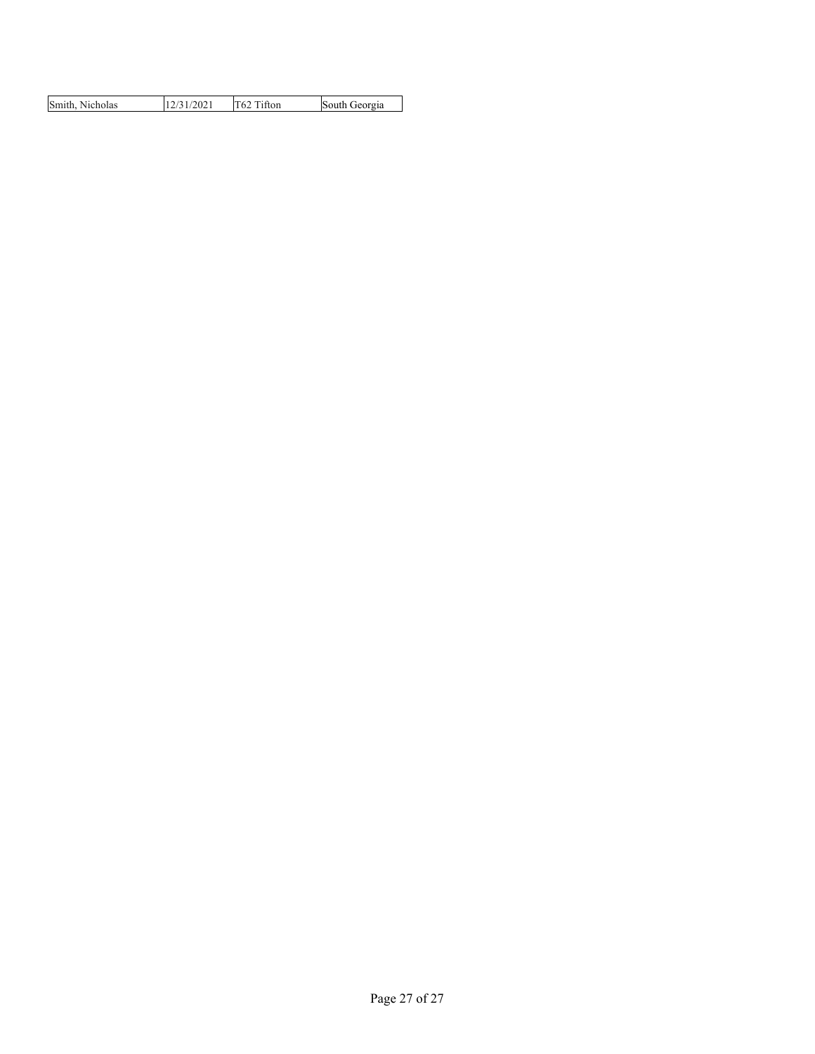| | | | |
|---|---|---|---|
| Smith, Nicholas | 12/31/2021 | T62 Tifton | South Georgia |